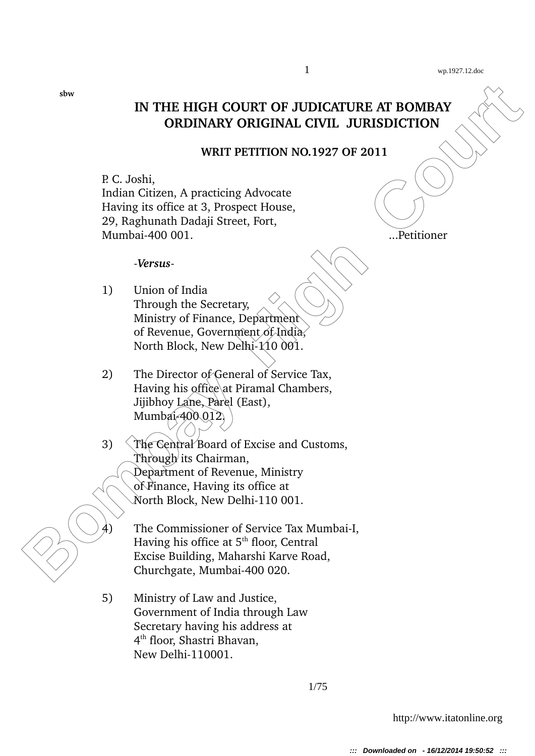sbw

# IN THE HIGH COURT OF JUDICATURE AT BOMBAY
## ORDINARY ORIGINAL CIVIL JURISDICTION

### WRIT PETITION NO.1927 OF 2011

P. C. Joshi,
Indian Citizen, A practicing Advocate
Having its office at 3, Prospect House,
29, Raghunath Dadaji Street, Fort,
Mumbai-400 001. ...Petitioner

-*Versus*-

1) Union of India
Through the Secretary,
Ministry of Finance, Department
of Revenue, Government of India,
North Block, New Delhi-110 001.

2) The Director of General of Service Tax,
Having his office at Piramal Chambers,
Jijibhoy Lane, Parel (East),
Mumbai-400 012.

3) The Central Board of Excise and Customs,
Through its Chairman,
Department of Revenue, Ministry
of Finance, Having its office at
North Block, New Delhi-110 001.

4) The Commissioner of Service Tax Mumbai-I,
Having his office at 5th floor, Central
Excise Building, Maharshi Karve Road,
Churchgate, Mumbai-400 020.

5) Ministry of Law and Justice,
Government of India through Law
Secretary having his address at
4th floor, Shastri Bhavan,
New Delhi-110001.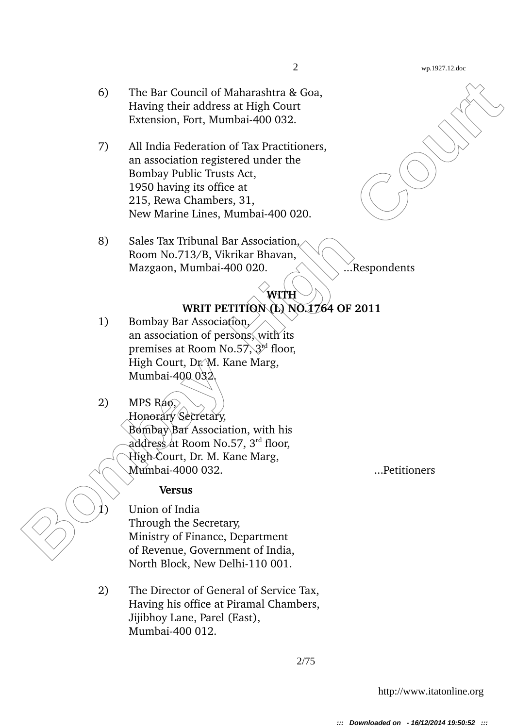6) The Bar Council of Maharashtra & Goa,
Having their address at High Court
Extension, Fort, Mumbai-400 032.

7) All India Federation of Tax Practitioners,
an association registered under the
Bombay Public Trusts Act,
1950 having its office at
215, Rewa Chambers, 31,
New Marine Lines, Mumbai-400 020.

8) Sales Tax Tribunal Bar Association,
Room No.713/B, Vikrikar Bhavan,
Mazgaon, Mumbai-400 020. ...Respondents

**WITH**
**WRIT PETITION (L) NO.1764 OF 2011**

1) Bombay Bar Association,
an association of persons, with its
premises at Room No.57, 3rd floor,
High Court, Dr. M. Kane Marg,
Mumbai-400 032.

2) MPS Rao,
Honorary Secretary,
Bombay Bar Association, with his
address at Room No.57, 3rd floor,
High Court, Dr. M. Kane Marg,
Mumbai-4000 032. ...Petitioners

**Versus**

1) Union of India
Through the Secretary,
Ministry of Finance, Department
of Revenue, Government of India,
North Block, New Delhi-110 001.

2) The Director of General of Service Tax,
Having his office at Piramal Chambers,
Jijibhoy Lane, Parel (East),
Mumbai-400 012.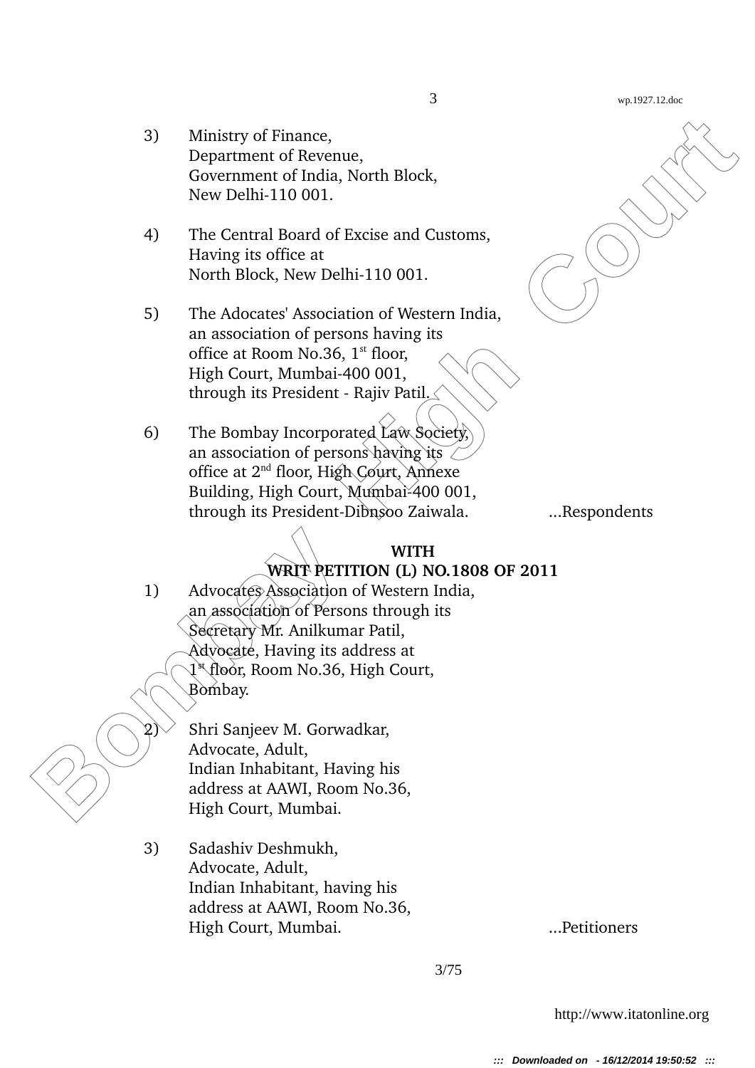3) Ministry of Finance,
Department of Revenue,
Government of India, North Block,
New Delhi-110 001.

4) The Central Board of Excise and Customs,
Having its office at
North Block, New Delhi-110 001.

5) The Adocates' Association of Western India,
an association of persons having its
office at Room No.36, 1st floor,
High Court, Mumbai-400 001,
through its President - Rajiv Patil.

6) The Bombay Incorporated Law Society,
an association of persons having its
office at 2nd floor, High Court, Annexe
Building, High Court, Mumbai-400 001,
through its President-Dibnsoo Zaiwala. ...Respondents

**WITH**
**WRIT PETITION (L) NO.1808 OF 2011**

1) Advocates Association of Western India,
an association of Persons through its
Secretary Mr. Anilkumar Patil,
Advocate, Having its address at
1st floor, Room No.36, High Court,
Bombay.

2) Shri Sanjeev M. Gorwadkar,
Advocate, Adult,
Indian Inhabitant, Having his
address at AAWI, Room No.36,
High Court, Mumbai.

3) Sadashiv Deshmukh,
Advocate, Adult,
Indian Inhabitant, having his
address at AAWI, Room No.36,
High Court, Mumbai. ...Petitioners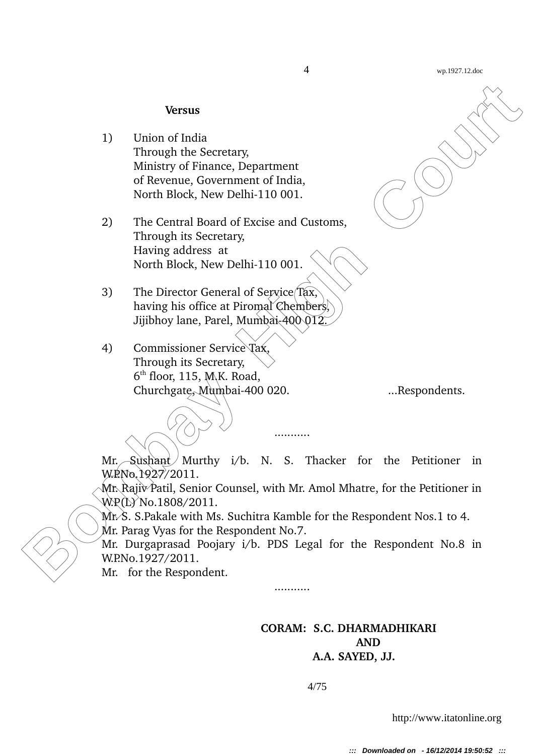**Versus**

1) Union of India
Through the Secretary,
Ministry of Finance, Department
of Revenue, Government of India,
North Block, New Delhi-110 001.

2) The Central Board of Excise and Customs,
Through its Secretary,
Having address at
North Block, New Delhi-110 001.

3) The Director General of Service Tax,
having his office at Piromal Chembers,
Jijibhoy lane, Parel, Mumbai-400 012.

4) Commissioner Service Tax,
Through its Secretary,
6th floor, 115, M.K. Road,
Churchgate, Mumbai-400 020. ...Respondents.

...........

Mr. Sushant Murthy i/b. N. S. Thacker for the Petitioner in W.P.No.1927/2011.
Mr. Rajiv Patil, Senior Counsel, with Mr. Amol Mhatre, for the Petitioner in W.P(L) No.1808/2011.
Mr. S. S.Pakale with Ms. Suchitra Kamble for the Respondent Nos.1 to 4.
Mr. Parag Vyas for the Respondent No.7.
Mr. Durgaprasad Poojary i/b. PDS Legal for the Respondent No.8 in W.P.No.1927/2011.
Mr. for the Respondent.

...........

**CORAM: S.C. DHARMADHIKARI**
**AND**
**A.A. SAYED, JJ.**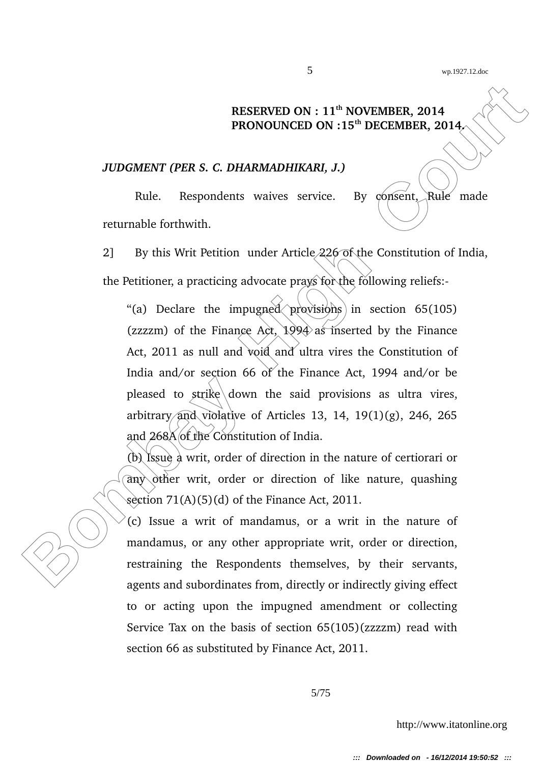**RESERVED ON : 11th NOVEMBER, 2014**
**PRONOUNCED ON :15th DECEMBER, 2014.**

***JUDGMENT (PER S. C. DHARMADHIKARI, J.)***

Rule. Respondents waives service. By consent, Rule made returnable forthwith.

2] By this Writ Petition under Article 226 of the Constitution of India, the Petitioner, a practicing advocate prays for the following reliefs:-

> "(a) Declare the impugned provisions in section 65(105) (zzzzm) of the Finance Act, 1994 as inserted by the Finance Act, 2011 as null and void and ultra vires the Constitution of India and/or section 66 of the Finance Act, 1994 and/or be pleased to strike down the said provisions as ultra vires, arbitrary and violative of Articles 13, 14, 19(1)(g), 246, 265 and 268A of the Constitution of India.
>
> (b) Issue a writ, order of direction in the nature of certiorari or any other writ, order or direction of like nature, quashing section 71(A)(5)(d) of the Finance Act, 2011.
>
> (c) Issue a writ of mandamus, or a writ in the nature of mandamus, or any other appropriate writ, order or direction, restraining the Respondents themselves, by their servants, agents and subordinates from, directly or indirectly giving effect to or acting upon the impugned amendment or collecting Service Tax on the basis of section 65(105)(zzzzm) read with section 66 as substituted by Finance Act, 2011.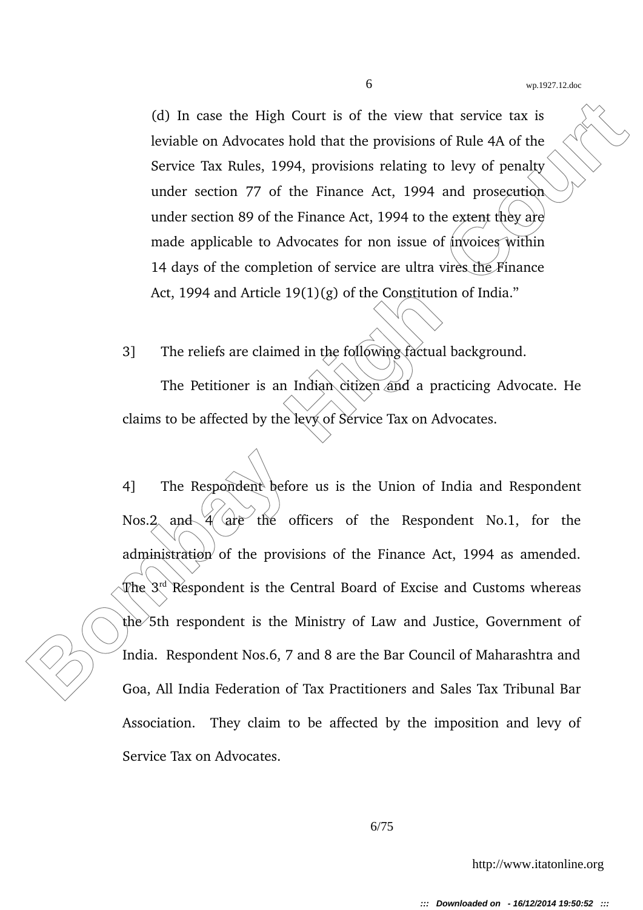(d) In case the High Court is of the view that service tax is leviable on Advocates hold that the provisions of Rule 4A of the Service Tax Rules, 1994, provisions relating to levy of penalty under section 77 of the Finance Act, 1994 and prosecution under section 89 of the Finance Act, 1994 to the extent they are made applicable to Advocates for non issue of invoices within 14 days of the completion of service are ultra vires the Finance Act, 1994 and Article 19(1)(g) of the Constitution of India."

3] The reliefs are claimed in the following factual background.

The Petitioner is an Indian citizen and a practicing Advocate. He claims to be affected by the levy of Service Tax on Advocates.

4] The Respondent before us is the Union of India and Respondent Nos.2 and 4 are the officers of the Respondent No.1, for the administration of the provisions of the Finance Act, 1994 as amended. The 3rd Respondent is the Central Board of Excise and Customs whereas the 5th respondent is the Ministry of Law and Justice, Government of India. Respondent Nos.6, 7 and 8 are the Bar Council of Maharashtra and Goa, All India Federation of Tax Practitioners and Sales Tax Tribunal Bar Association. They claim to be affected by the imposition and levy of Service Tax on Advocates.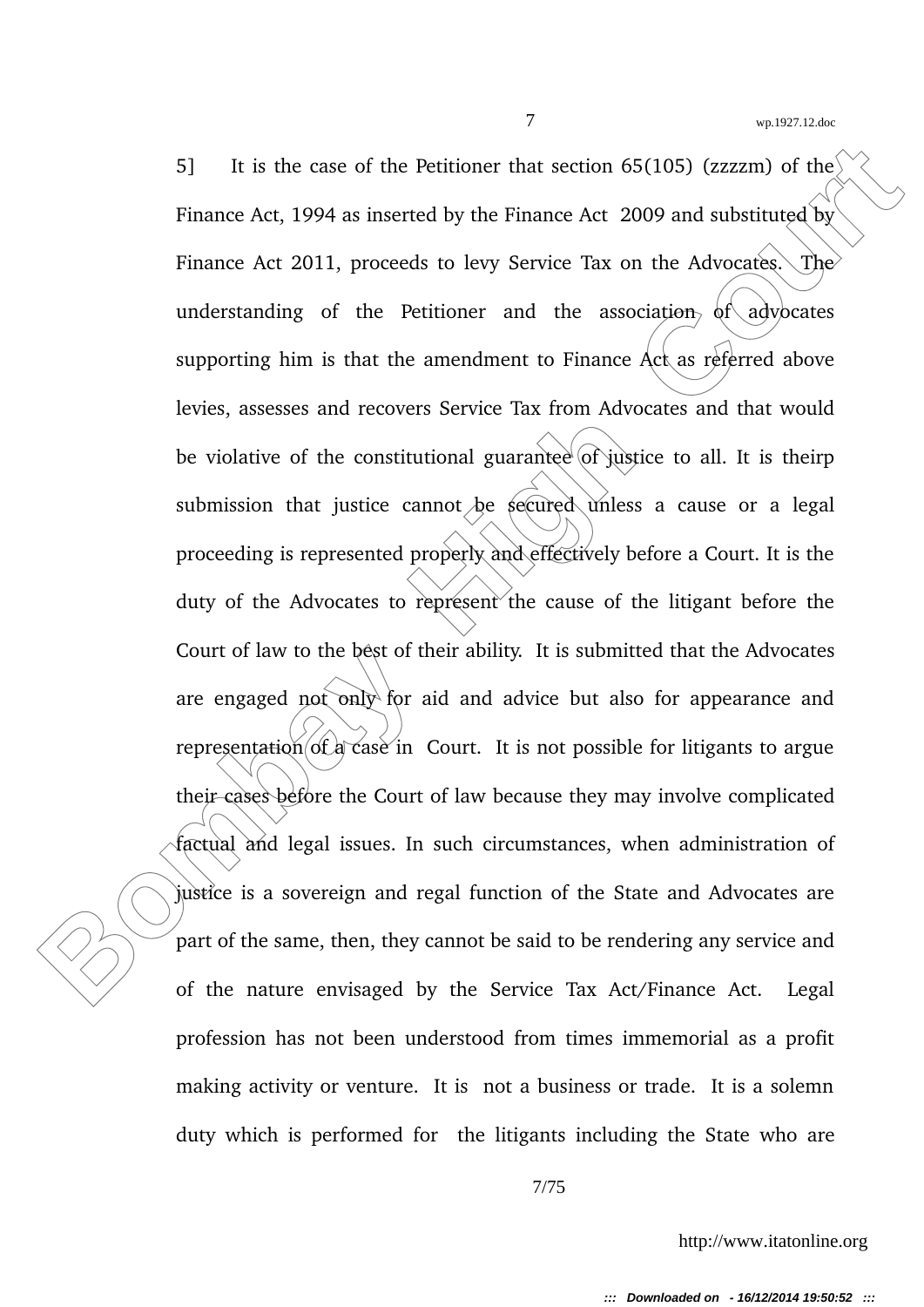5] It is the case of the Petitioner that section 65(105) (zzzzm) of the Finance Act, 1994 as inserted by the Finance Act 2009 and substituted by Finance Act 2011, proceeds to levy Service Tax on the Advocates. The understanding of the Petitioner and the association of advocates supporting him is that the amendment to Finance Act as referred above levies, assesses and recovers Service Tax from Advocates and that would be violative of the constitutional guarantee of justice to all. It is theirp submission that justice cannot be secured unless a cause or a legal proceeding is represented properly and effectively before a Court. It is the duty of the Advocates to represent the cause of the litigant before the Court of law to the best of their ability. It is submitted that the Advocates are engaged not only for aid and advice but also for appearance and representation of a case in Court. It is not possible for litigants to argue their cases before the Court of law because they may involve complicated factual and legal issues. In such circumstances, when administration of justice is a sovereign and regal function of the State and Advocates are part of the same, then, they cannot be said to be rendering any service and of the nature envisaged by the Service Tax Act/Finance Act. Legal profession has not been understood from times immemorial as a profit making activity or venture. It is not a business or trade. It is a solemn duty which is performed for the litigants including the State who are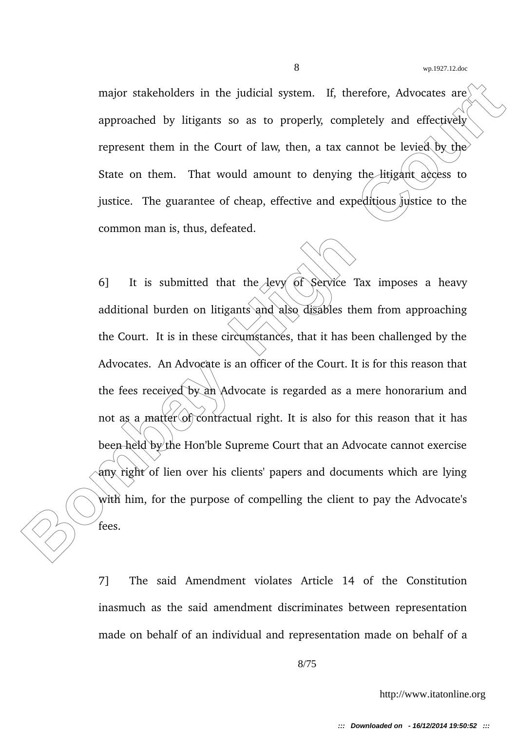major stakeholders in the judicial system. If, therefore, Advocates are approached by litigants so as to properly, completely and effectively represent them in the Court of law, then, a tax cannot be levied by the State on them. That would amount to denying the litigant access to justice. The guarantee of cheap, effective and expeditious justice to the common man is, thus, defeated.

6] It is submitted that the levy of Service Tax imposes a heavy additional burden on litigants and also disables them from approaching the Court. It is in these circumstances, that it has been challenged by the Advocates. An Advocate is an officer of the Court. It is for this reason that the fees received by an Advocate is regarded as a mere honorarium and not as a matter of contractual right. It is also for this reason that it has been held by the Hon'ble Supreme Court that an Advocate cannot exercise any right of lien over his clients' papers and documents which are lying with him, for the purpose of compelling the client to pay the Advocate's fees.

7] The said Amendment violates Article 14 of the Constitution inasmuch as the said amendment discriminates between representation made on behalf of an individual and representation made on behalf of a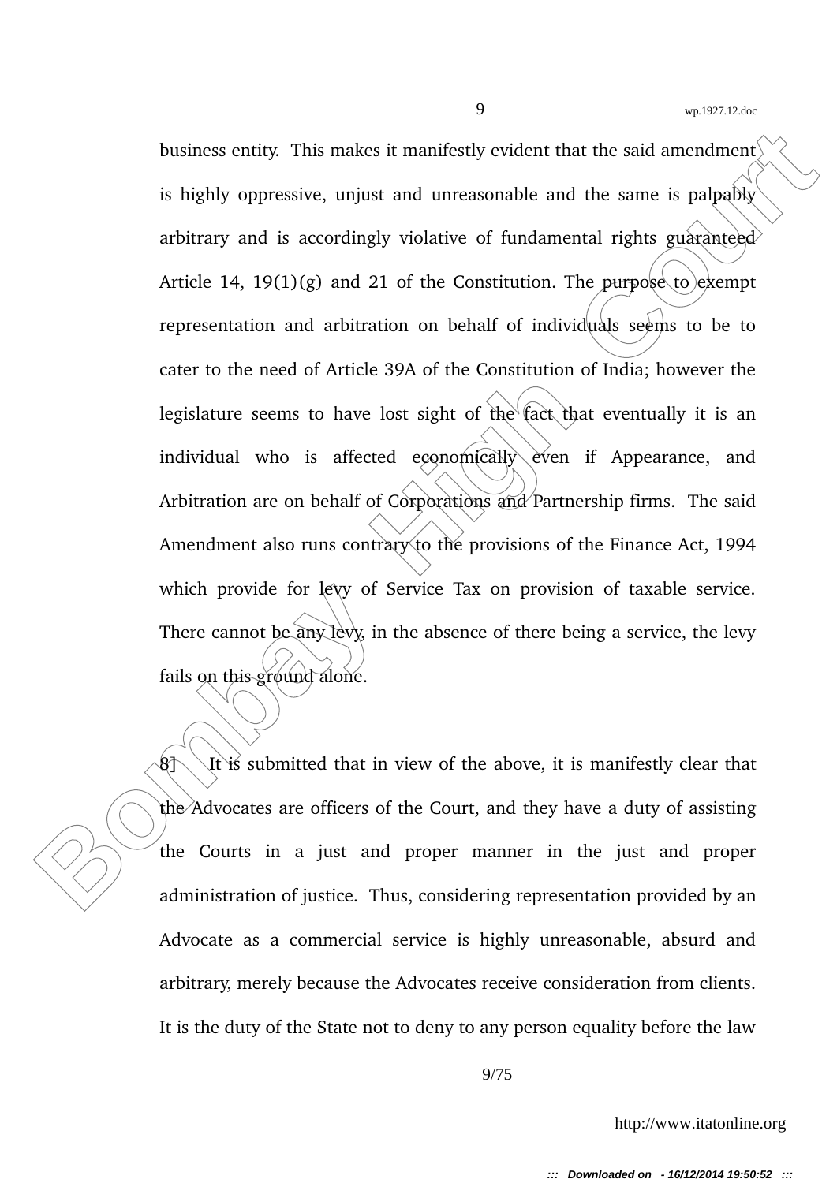business entity. This makes it manifestly evident that the said amendment is highly oppressive, unjust and unreasonable and the same is palpably arbitrary and is accordingly violative of fundamental rights guaranteed Article 14, 19(1)(g) and 21 of the Constitution. The purpose to exempt representation and arbitration on behalf of individuals seems to be to cater to the need of Article 39A of the Constitution of India; however the legislature seems to have lost sight of the fact that eventually it is an individual who is affected economically even if Appearance, and Arbitration are on behalf of Corporations and Partnership firms. The said Amendment also runs contrary to the provisions of the Finance Act, 1994 which provide for levy of Service Tax on provision of taxable service. There cannot be any levy, in the absence of there being a service, the levy fails on this ground alone.

8] It is submitted that in view of the above, it is manifestly clear that the Advocates are officers of the Court, and they have a duty of assisting the Courts in a just and proper manner in the just and proper administration of justice. Thus, considering representation provided by an Advocate as a commercial service is highly unreasonable, absurd and arbitrary, merely because the Advocates receive consideration from clients. It is the duty of the State not to deny to any person equality before the law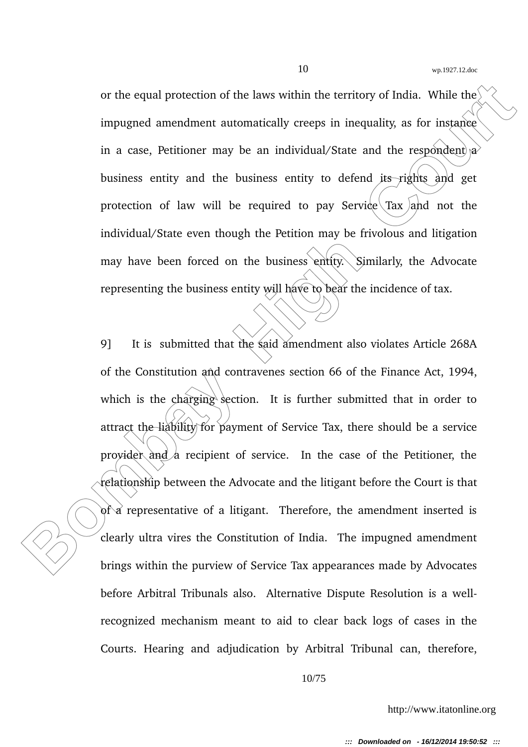or the equal protection of the laws within the territory of India. While the impugned amendment automatically creeps in inequality, as for instance in a case, Petitioner may be an individual/State and the respondent a business entity and the business entity to defend its rights and get protection of law will be required to pay Service Tax and not the individual/State even though the Petition may be frivolous and litigation may have been forced on the business entity. Similarly, the Advocate representing the business entity will have to bear the incidence of tax.

9] It is submitted that the said amendment also violates Article 268A of the Constitution and contravenes section 66 of the Finance Act, 1994, which is the charging section. It is further submitted that in order to attract the liability for payment of Service Tax, there should be a service provider and a recipient of service. In the case of the Petitioner, the relationship between the Advocate and the litigant before the Court is that of a representative of a litigant. Therefore, the amendment inserted is clearly ultra vires the Constitution of India. The impugned amendment brings within the purview of Service Tax appearances made by Advocates before Arbitral Tribunals also. Alternative Dispute Resolution is a well-recognized mechanism meant to aid to clear back logs of cases in the Courts. Hearing and adjudication by Arbitral Tribunal can, therefore,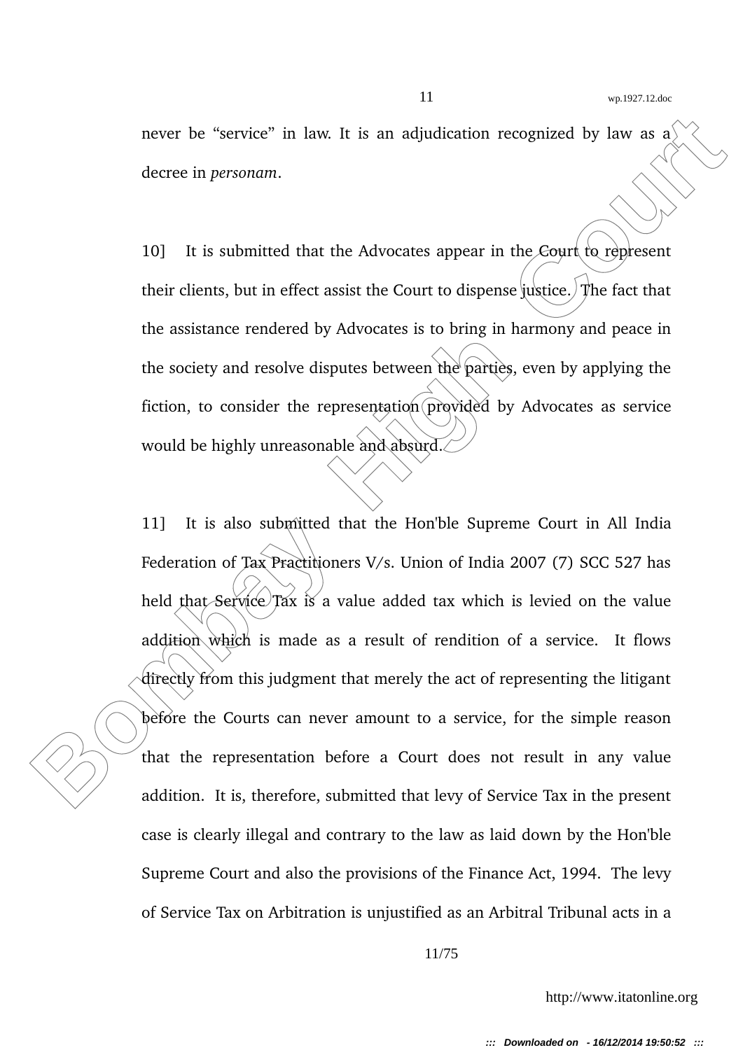never be “service” in law. It is an adjudication recognized by law as a decree in *personam*.

10] It is submitted that the Advocates appear in the Court to represent their clients, but in effect assist the Court to dispense justice. The fact that the assistance rendered by Advocates is to bring in harmony and peace in the society and resolve disputes between the parties, even by applying the fiction, to consider the representation provided by Advocates as service would be highly unreasonable and absurd.

11] It is also submitted that the Hon'ble Supreme Court in All India Federation of Tax Practitioners V/s. Union of India 2007 (7) SCC 527 has held that Service Tax is a value added tax which is levied on the value addition which is made as a result of rendition of a service. It flows directly from this judgment that merely the act of representing the litigant before the Courts can never amount to a service, for the simple reason that the representation before a Court does not result in any value addition. It is, therefore, submitted that levy of Service Tax in the present case is clearly illegal and contrary to the law as laid down by the Hon'ble Supreme Court and also the provisions of the Finance Act, 1994. The levy of Service Tax on Arbitration is unjustified as an Arbitral Tribunal acts in a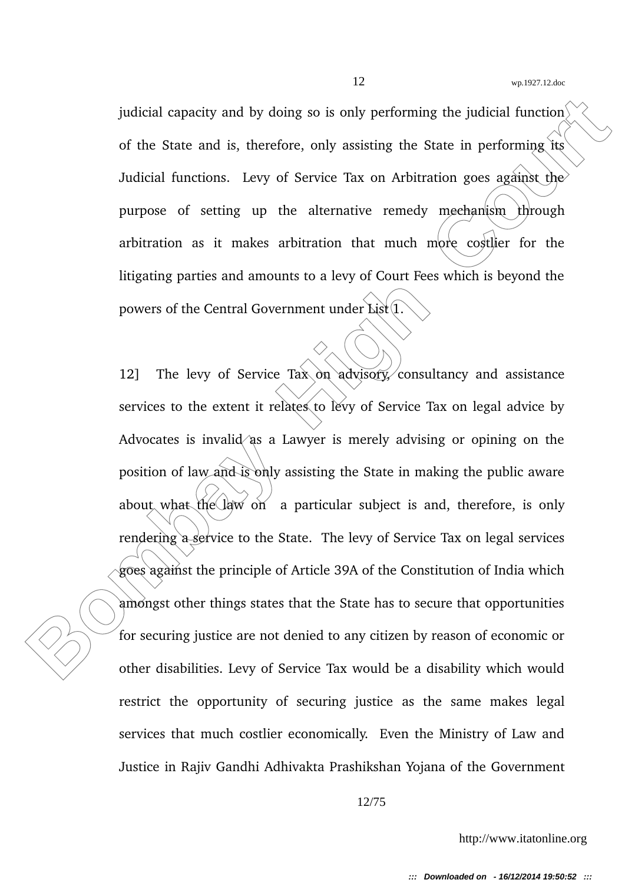judicial capacity and by doing so is only performing the judicial function of the State and is, therefore, only assisting the State in performing its Judicial functions. Levy of Service Tax on Arbitration goes against the purpose of setting up the alternative remedy mechanism through arbitration as it makes arbitration that much more costlier for the litigating parties and amounts to a levy of Court Fees which is beyond the powers of the Central Government under List 1.

12] The levy of Service Tax on advisory, consultancy and assistance services to the extent it relates to levy of Service Tax on legal advice by Advocates is invalid as a Lawyer is merely advising or opining on the position of law and is only assisting the State in making the public aware about what the law on a particular subject is and, therefore, is only rendering a service to the State. The levy of Service Tax on legal services goes against the principle of Article 39A of the Constitution of India which amongst other things states that the State has to secure that opportunities for securing justice are not denied to any citizen by reason of economic or other disabilities. Levy of Service Tax would be a disability which would restrict the opportunity of securing justice as the same makes legal services that much costlier economically. Even the Ministry of Law and Justice in Rajiv Gandhi Adhivakta Prashikshan Yojana of the Government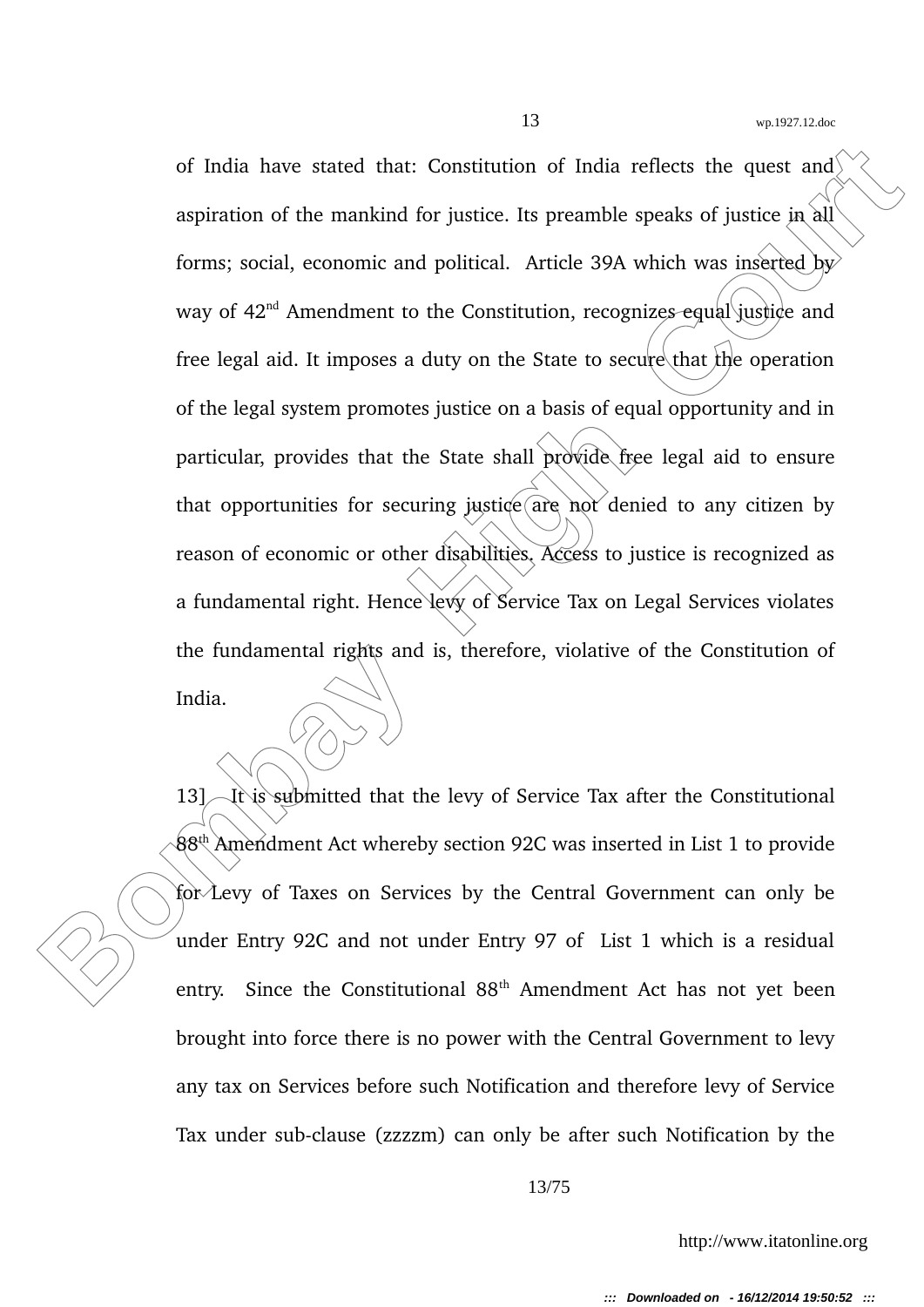of India have stated that: Constitution of India reflects the quest and aspiration of the mankind for justice. Its preamble speaks of justice in all forms; social, economic and political. Article 39A which was inserted by way of 42nd Amendment to the Constitution, recognizes equal justice and free legal aid. It imposes a duty on the State to secure that the operation of the legal system promotes justice on a basis of equal opportunity and in particular, provides that the State shall provide free legal aid to ensure that opportunities for securing justice are not denied to any citizen by reason of economic or other disabilities. Access to justice is recognized as a fundamental right. Hence levy of Service Tax on Legal Services violates the fundamental rights and is, therefore, violative of the Constitution of India.

13] It is submitted that the levy of Service Tax after the Constitutional 88th Amendment Act whereby section 92C was inserted in List 1 to provide for Levy of Taxes on Services by the Central Government can only be under Entry 92C and not under Entry 97 of List 1 which is a residual entry. Since the Constitutional 88th Amendment Act has not yet been brought into force there is no power with the Central Government to levy any tax on Services before such Notification and therefore levy of Service Tax under sub-clause (zzzzm) can only be after such Notification by the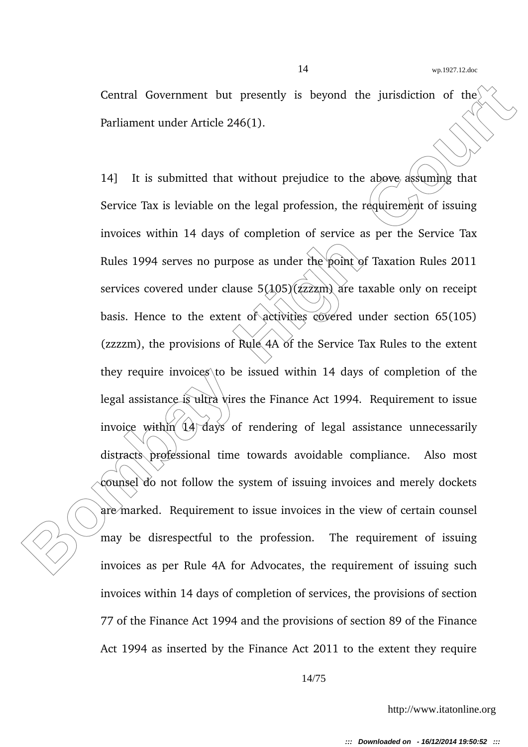Central Government but presently is beyond the jurisdiction of the Parliament under Article 246(1).

14] It is submitted that without prejudice to the above assuming that Service Tax is leviable on the legal profession, the requirement of issuing invoices within 14 days of completion of service as per the Service Tax Rules 1994 serves no purpose as under the point of Taxation Rules 2011 services covered under clause 5(105)(zzzzm) are taxable only on receipt basis. Hence to the extent of activities covered under section 65(105) (zzzzm), the provisions of Rule 4A of the Service Tax Rules to the extent they require invoices to be issued within 14 days of completion of the legal assistance is ultra vires the Finance Act 1994. Requirement to issue invoice within 14 days of rendering of legal assistance unnecessarily distracts professional time towards avoidable compliance. Also most counsel do not follow the system of issuing invoices and merely dockets are marked. Requirement to issue invoices in the view of certain counsel may be disrespectful to the profession. The requirement of issuing invoices as per Rule 4A for Advocates, the requirement of issuing such invoices within 14 days of completion of services, the provisions of section 77 of the Finance Act 1994 and the provisions of section 89 of the Finance Act 1994 as inserted by the Finance Act 2011 to the extent they require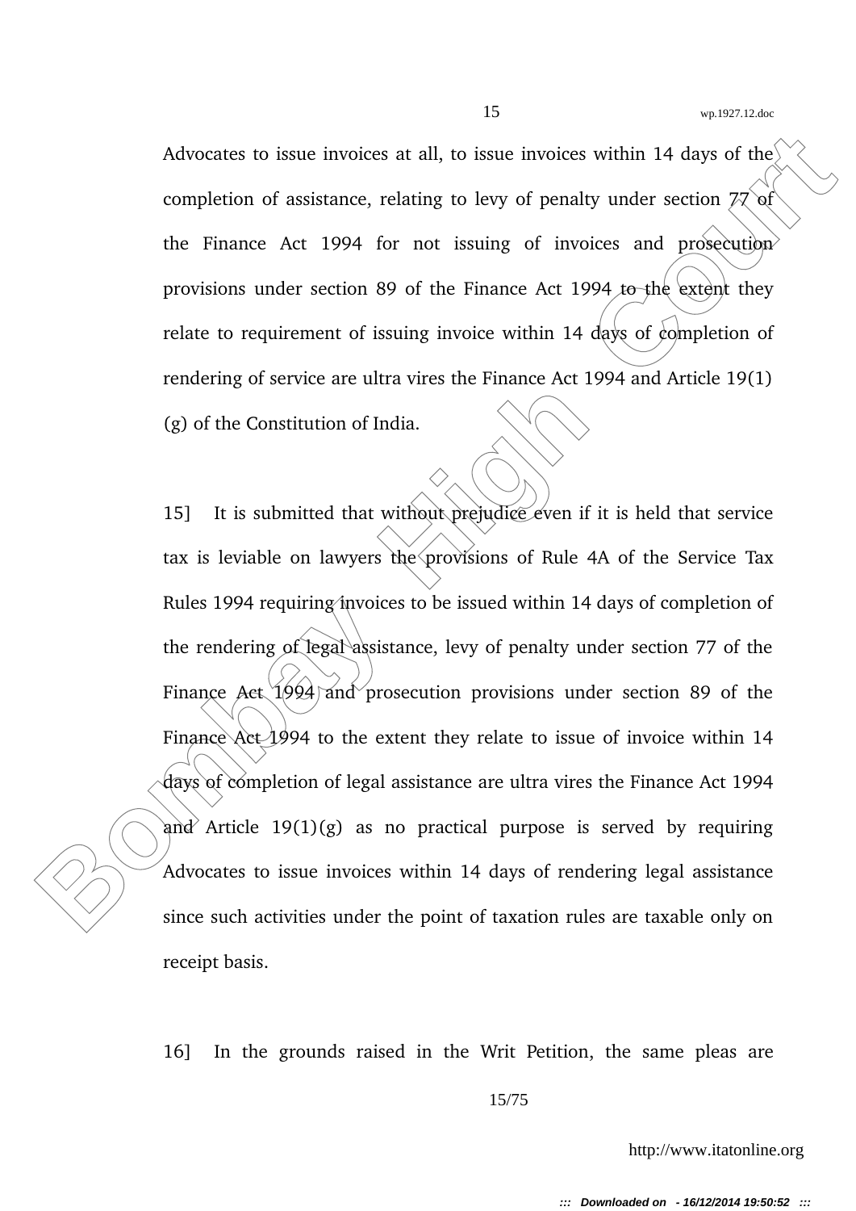Advocates to issue invoices at all, to issue invoices within 14 days of the completion of assistance, relating to levy of penalty under section 77 of the Finance Act 1994 for not issuing of invoices and prosecution provisions under section 89 of the Finance Act 1994 to the extent they relate to requirement of issuing invoice within 14 days of completion of rendering of service are ultra vires the Finance Act 1994 and Article 19(1)(g) of the Constitution of India.

15] It is submitted that without prejudice even if it is held that service tax is leviable on lawyers the provisions of Rule 4A of the Service Tax Rules 1994 requiring invoices to be issued within 14 days of completion of the rendering of legal assistance, levy of penalty under section 77 of the Finance Act 1994 and prosecution provisions under section 89 of the Finance Act 1994 to the extent they relate to issue of invoice within 14 days of completion of legal assistance are ultra vires the Finance Act 1994 and Article 19(1)(g) as no practical purpose is served by requiring Advocates to issue invoices within 14 days of rendering legal assistance since such activities under the point of taxation rules are taxable only on receipt basis.

16] In the grounds raised in the Writ Petition, the same pleas are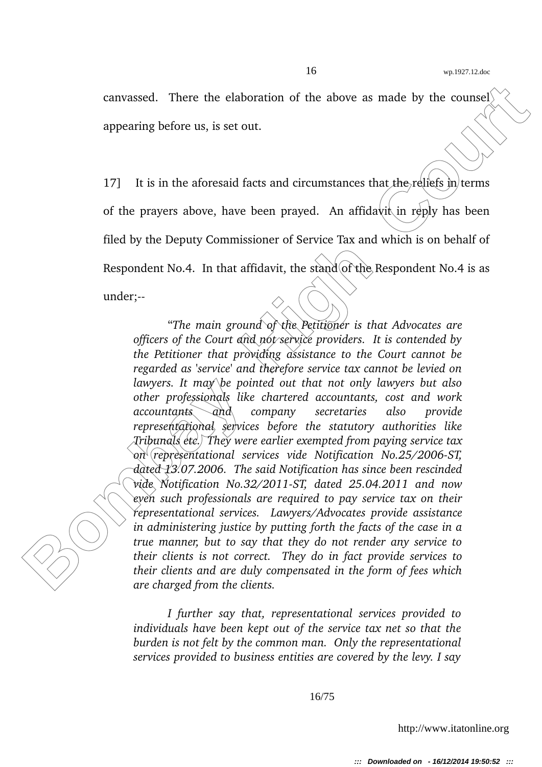canvassed. There the elaboration of the above as made by the counsel appearing before us, is set out.

17] It is in the aforesaid facts and circumstances that the reliefs in terms of the prayers above, have been prayed. An affidavit in reply has been filed by the Deputy Commissioner of Service Tax and which is on behalf of Respondent No.4. In that affidavit, the stand of the Respondent No.4 is as under;--

> *"The main ground of the Petitioner is that Advocates are officers of the Court and not service providers. It is contended by the Petitioner that providing assistance to the Court cannot be regarded as 'service' and therefore service tax cannot be levied on lawyers. It may be pointed out that not only lawyers but also other professionals like chartered accountants, cost and work accountants and company secretaries also provide representational services before the statutory authorities like Tribunals etc. They were earlier exempted from paying service tax on representational services vide Notification No.25/2006-ST, dated 13.07.2006. The said Notification has since been rescinded vide Notification No.32/2011-ST, dated 25.04.2011 and now even such professionals are required to pay service tax on their representational services. Lawyers/Advocates provide assistance in administering justice by putting forth the facts of the case in a true manner, but to say that they do not render any service to their clients is not correct. They do in fact provide services to their clients and are duly compensated in the form of fees which are charged from the clients.*
>
> *I further say that, representational services provided to individuals have been kept out of the service tax net so that the burden is not felt by the common man. Only the representational services provided to business entities are covered by the levy. I say*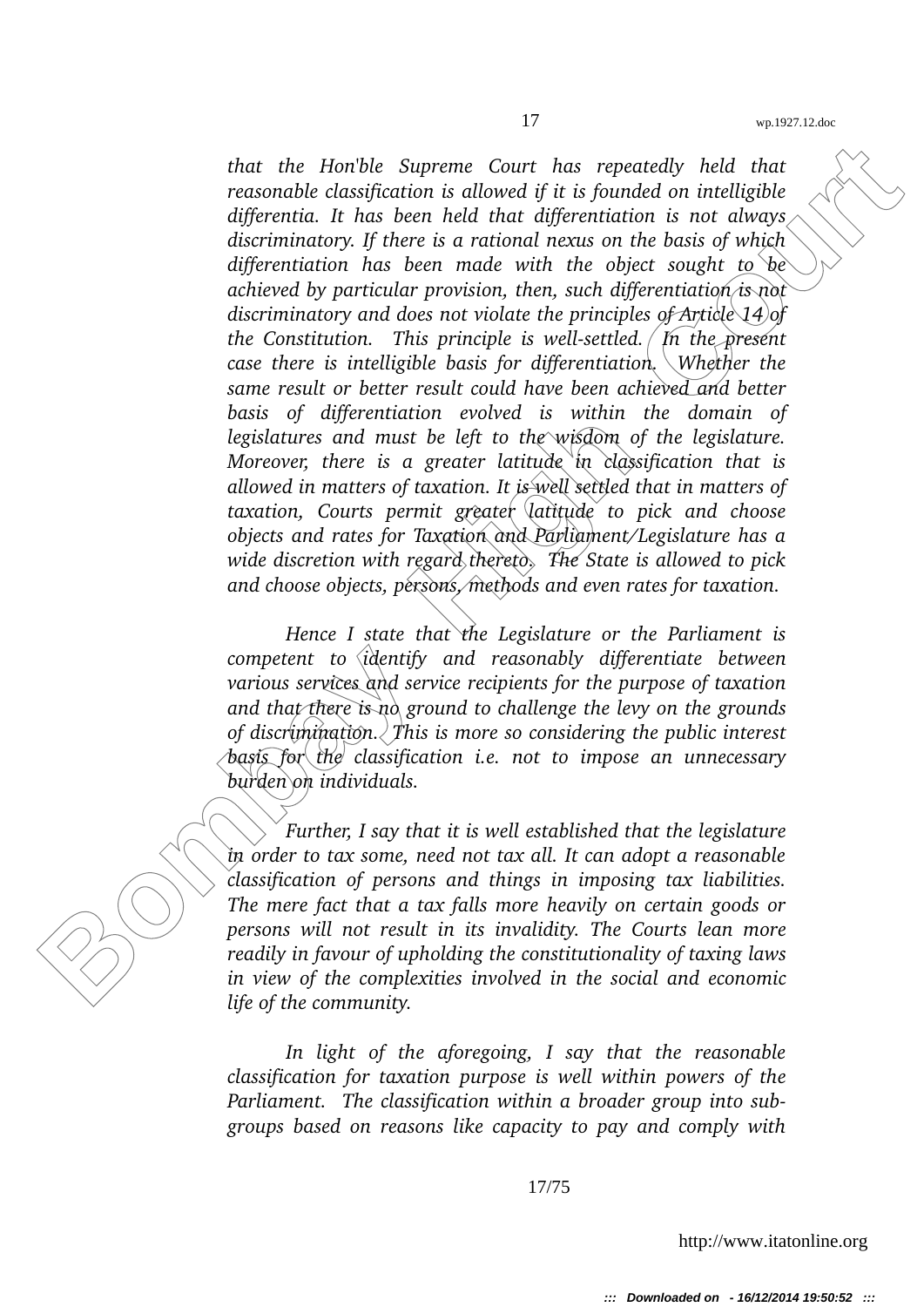*that the Hon'ble Supreme Court has repeatedly held that reasonable classification is allowed if it is founded on intelligible differentia. It has been held that differentiation is not always discriminatory. If there is a rational nexus on the basis of which differentiation has been made with the object sought to be achieved by particular provision, then, such differentiation is not discriminatory and does not violate the principles of Article 14 of the Constitution. This principle is well-settled. In the present case there is intelligible basis for differentiation. Whether the same result or better result could have been achieved and better basis of differentiation evolved is within the domain of legislatures and must be left to the wisdom of the legislature. Moreover, there is a greater latitude in classification that is allowed in matters of taxation. It is well settled that in matters of taxation, Courts permit greater latitude to pick and choose objects and rates for Taxation and Parliament/Legislature has a wide discretion with regard thereto. The State is allowed to pick and choose objects, persons, methods and even rates for taxation.*

*Hence I state that the Legislature or the Parliament is competent to identify and reasonably differentiate between various services and service recipients for the purpose of taxation and that there is no ground to challenge the levy on the grounds of discrimination. This is more so considering the public interest basis for the classification i.e. not to impose an unnecessary burden on individuals.*

*Further, I say that it is well established that the legislature in order to tax some, need not tax all. It can adopt a reasonable classification of persons and things in imposing tax liabilities. The mere fact that a tax falls more heavily on certain goods or persons will not result in its invalidity. The Courts lean more readily in favour of upholding the constitutionality of taxing laws in view of the complexities involved in the social and economic life of the community.*

*In light of the aforegoing, I say that the reasonable classification for taxation purpose is well within powers of the Parliament. The classification within a broader group into sub-groups based on reasons like capacity to pay and comply with*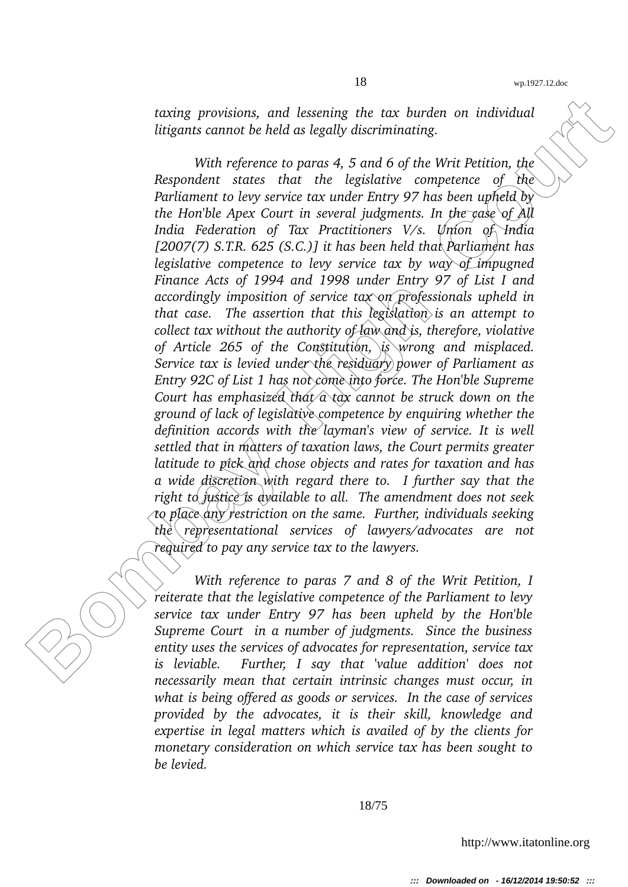*taxing provisions, and lessening the tax burden on individual litigants cannot be held as legally discriminating.*

*With reference to paras 4, 5 and 6 of the Writ Petition, the Respondent states that the legislative competence of the Parliament to levy service tax under Entry 97 has been upheld by the Hon'ble Apex Court in several judgments. In the case of All India Federation of Tax Practitioners V/s. Union of India [2007(7) S.T.R. 625 (S.C.)] it has been held that Parliament has legislative competence to levy service tax by way of impugned Finance Acts of 1994 and 1998 under Entry 97 of List I and accordingly imposition of service tax on professionals upheld in that case. The assertion that this legislation is an attempt to collect tax without the authority of law and is, therefore, violative of Article 265 of the Constitution, is wrong and misplaced. Service tax is levied under the residuary power of Parliament as Entry 92C of List 1 has not come into force. The Hon'ble Supreme Court has emphasized that a tax cannot be struck down on the ground of lack of legislative competence by enquiring whether the definition accords with the layman's view of service. It is well settled that in matters of taxation laws, the Court permits greater latitude to pick and chose objects and rates for taxation and has a wide discretion with regard there to. I further say that the right to justice is available to all. The amendment does not seek to place any restriction on the same. Further, individuals seeking the representational services of lawyers/advocates are not required to pay any service tax to the lawyers.*

*With reference to paras 7 and 8 of the Writ Petition, I reiterate that the legislative competence of the Parliament to levy service tax under Entry 97 has been upheld by the Hon'ble Supreme Court in a number of judgments. Since the business entity uses the services of advocates for representation, service tax is leviable. Further, I say that 'value addition' does not necessarily mean that certain intrinsic changes must occur, in what is being offered as goods or services. In the case of services provided by the advocates, it is their skill, knowledge and expertise in legal matters which is availed of by the clients for monetary consideration on which service tax has been sought to be levied.*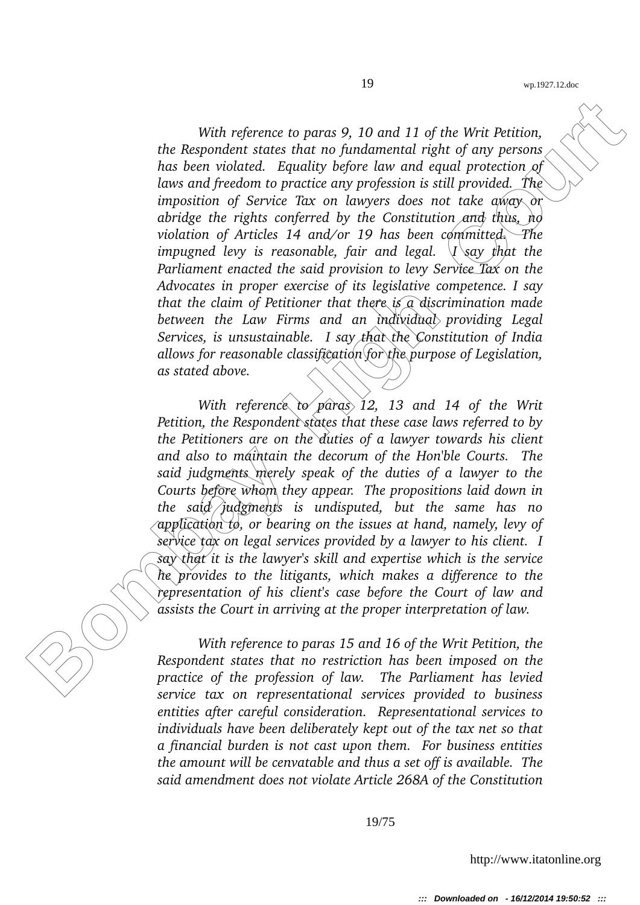*With reference to paras 9, 10 and 11 of the Writ Petition, the Respondent states that no fundamental right of any persons has been violated. Equality before law and equal protection of laws and freedom to practice any profession is still provided. The imposition of Service Tax on lawyers does not take away or abridge the rights conferred by the Constitution and thus, no violation of Articles 14 and/or 19 has been committed. The impugned levy is reasonable, fair and legal. I say that the Parliament enacted the said provision to levy Service Tax on the Advocates in proper exercise of its legislative competence. I say that the claim of Petitioner that there is a discrimination made between the Law Firms and an individual providing Legal Services, is unsustainable. I say that the Constitution of India allows for reasonable classification for the purpose of Legislation, as stated above.*

*With reference to paras 12, 13 and 14 of the Writ Petition, the Respondent states that these case laws referred to by the Petitioners are on the duties of a lawyer towards his client and also to maintain the decorum of the Hon'ble Courts. The said judgments merely speak of the duties of a lawyer to the Courts before whom they appear. The propositions laid down in the said judgments is undisputed, but the same has no application to, or bearing on the issues at hand, namely, levy of service tax on legal services provided by a lawyer to his client. I say that it is the lawyer's skill and expertise which is the service he provides to the litigants, which makes a difference to the representation of his client's case before the Court of law and assists the Court in arriving at the proper interpretation of law.*

*With reference to paras 15 and 16 of the Writ Petition, the Respondent states that no restriction has been imposed on the practice of the profession of law. The Parliament has levied service tax on representational services provided to business entities after careful consideration. Representational services to individuals have been deliberately kept out of the tax net so that a financial burden is not cast upon them. For business entities the amount will be cenvatable and thus a set off is available. The said amendment does not violate Article 268A of the Constitution*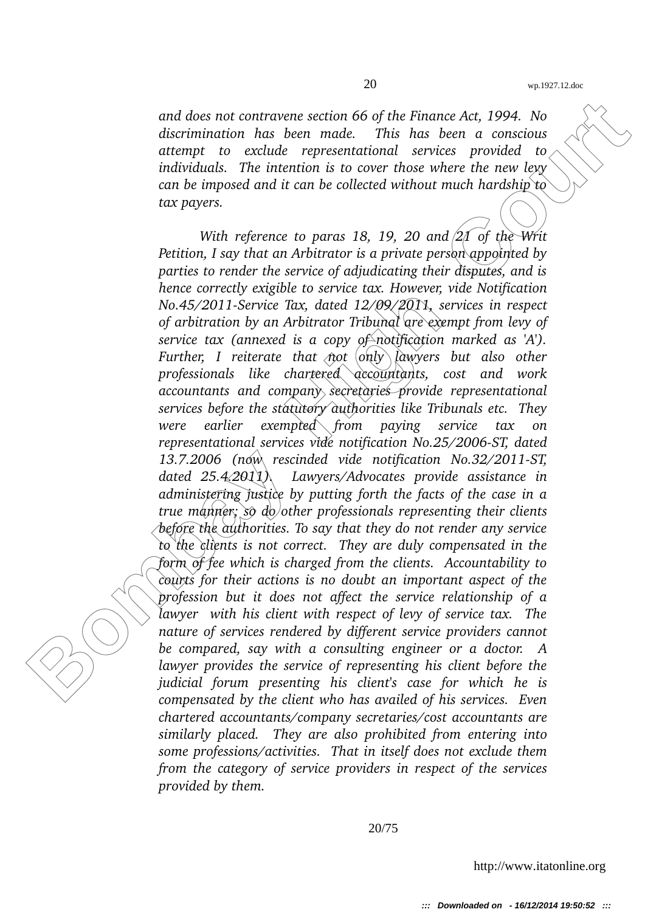*and does not contravene section 66 of the Finance Act, 1994. No discrimination has been made. This has been a conscious attempt to exclude representational services provided to individuals. The intention is to cover those where the new levy can be imposed and it can be collected without much hardship to tax payers.*

*With reference to paras 18, 19, 20 and 21 of the Writ Petition, I say that an Arbitrator is a private person appointed by parties to render the service of adjudicating their disputes, and is hence correctly exigible to service tax. However, vide Notification No.45/2011-Service Tax, dated 12/09/2011, services in respect of arbitration by an Arbitrator Tribunal are exempt from levy of service tax (annexed is a copy of notification marked as 'A'). Further, I reiterate that not only lawyers but also other professionals like chartered accountants, cost and work accountants and company secretaries provide representational services before the statutory authorities like Tribunals etc. They were earlier exempted from paying service tax on representational services vide notification No.25/2006-ST, dated 13.7.2006 (now rescinded vide notification No.32/2011-ST, dated 25.4.2011). Lawyers/Advocates provide assistance in administering justice by putting forth the facts of the case in a true manner; so do other professionals representing their clients before the authorities. To say that they do not render any service to the clients is not correct. They are duly compensated in the form of fee which is charged from the clients. Accountability to courts for their actions is no doubt an important aspect of the profession but it does not affect the service relationship of a lawyer with his client with respect of levy of service tax. The nature of services rendered by different service providers cannot be compared, say with a consulting engineer or a doctor. A lawyer provides the service of representing his client before the judicial forum presenting his client's case for which he is compensated by the client who has availed of his services. Even chartered accountants/company secretaries/cost accountants are similarly placed. They are also prohibited from entering into some professions/activities. That in itself does not exclude them from the category of service providers in respect of the services provided by them.*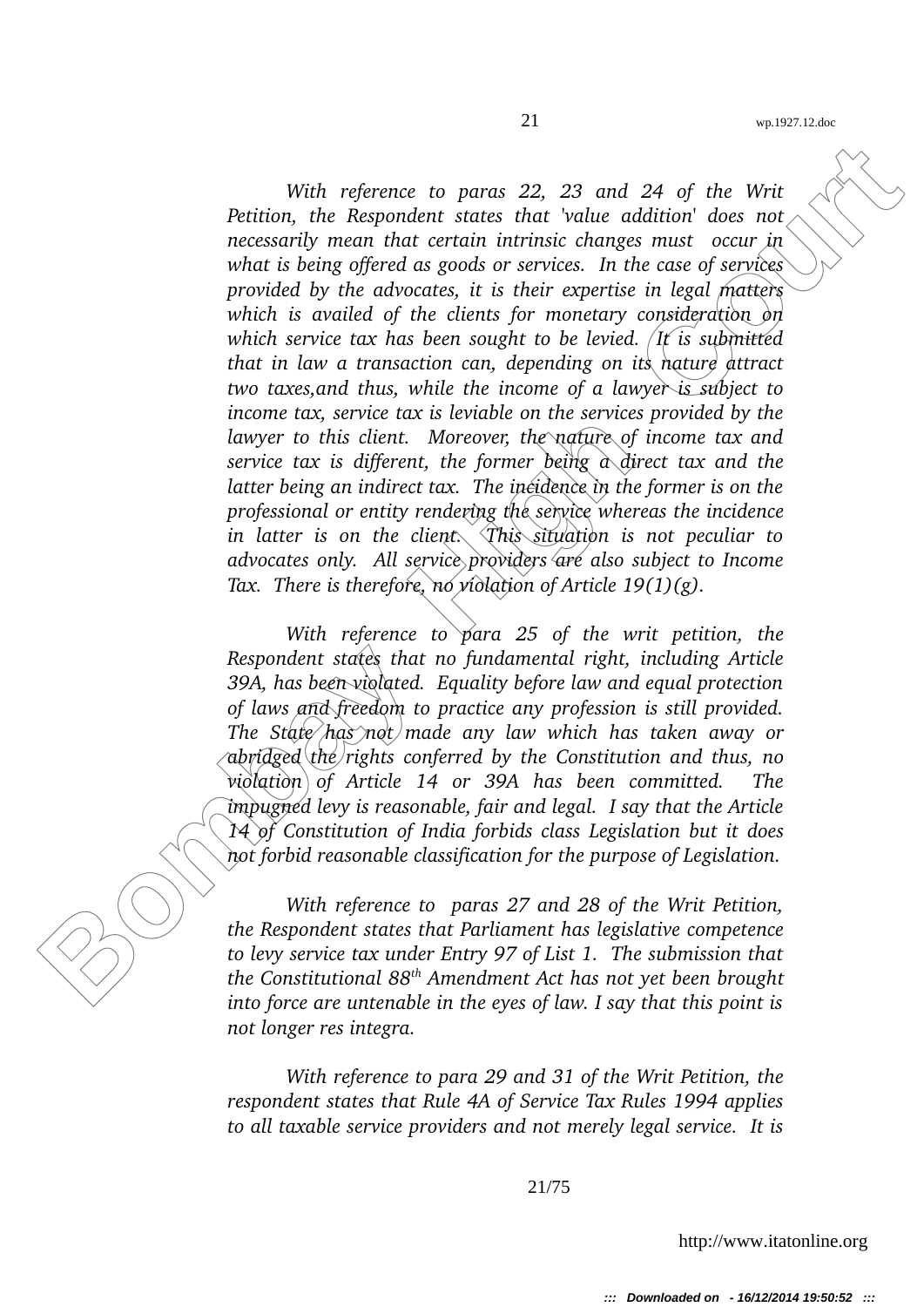*With reference to paras 22, 23 and 24 of the Writ Petition, the Respondent states that 'value addition' does not necessarily mean that certain intrinsic changes must occur in what is being offered as goods or services. In the case of services provided by the advocates, it is their expertise in legal matters which is availed of the clients for monetary consideration on which service tax has been sought to be levied. It is submitted that in law a transaction can, depending on its nature attract two taxes,and thus, while the income of a lawyer is subject to income tax, service tax is leviable on the services provided by the lawyer to this client. Moreover, the nature of income tax and service tax is different, the former being a direct tax and the latter being an indirect tax. The incidence in the former is on the professional or entity rendering the service whereas the incidence in latter is on the client. This situation is not peculiar to advocates only. All service providers are also subject to Income Tax. There is therefore, no violation of Article 19(1)(g).*

*With reference to para 25 of the writ petition, the Respondent states that no fundamental right, including Article 39A, has been violated. Equality before law and equal protection of laws and freedom to practice any profession is still provided. The State has not made any law which has taken away or abridged the rights conferred by the Constitution and thus, no violation of Article 14 or 39A has been committed. The impugned levy is reasonable, fair and legal. I say that the Article 14 of Constitution of India forbids class Legislation but it does not forbid reasonable classification for the purpose of Legislation.*

*With reference to paras 27 and 28 of the Writ Petition, the Respondent states that Parliament has legislative competence to levy service tax under Entry 97 of List 1. The submission that the Constitutional 88th Amendment Act has not yet been brought into force are untenable in the eyes of law. I say that this point is not longer res integra.*

*With reference to para 29 and 31 of the Writ Petition, the respondent states that Rule 4A of Service Tax Rules 1994 applies to all taxable service providers and not merely legal service. It is*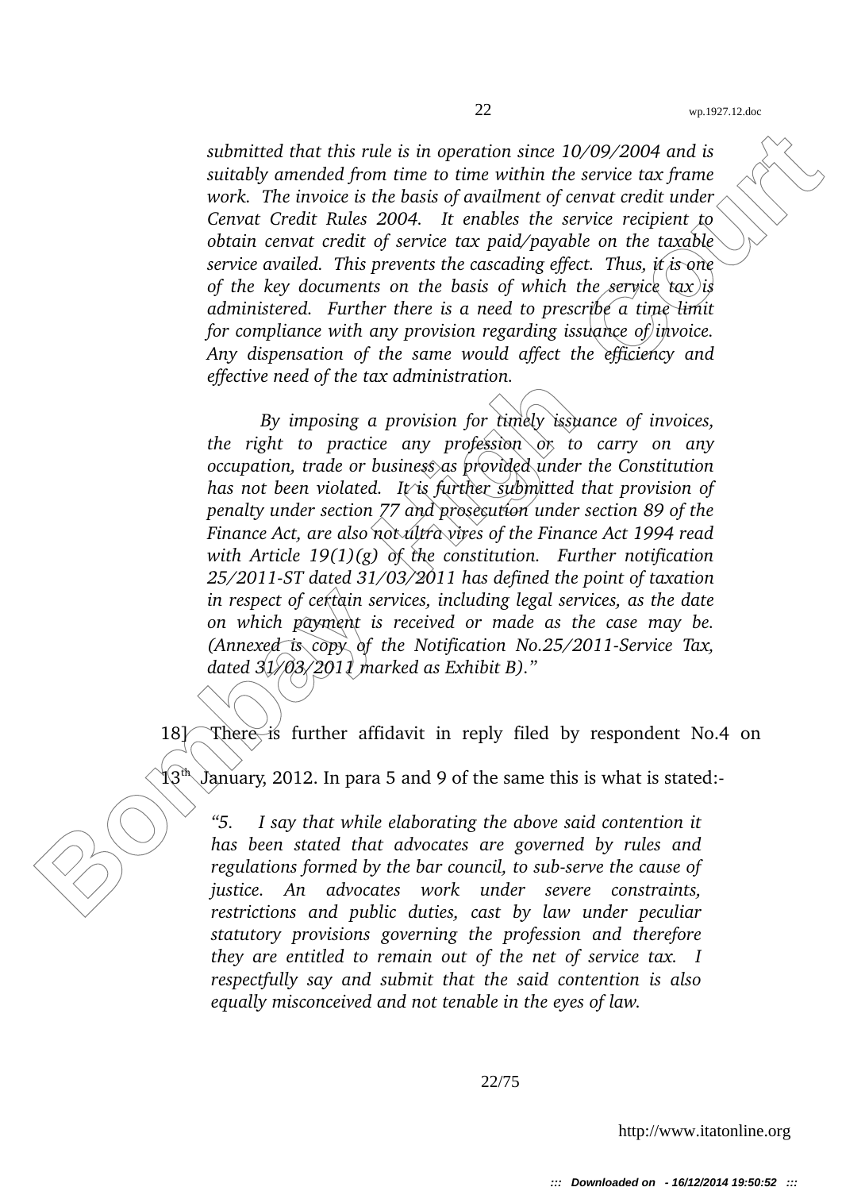*submitted that this rule is in operation since 10/09/2004 and is suitably amended from time to time within the service tax frame work. The invoice is the basis of availment of cenvat credit under Cenvat Credit Rules 2004. It enables the service recipient to obtain cenvat credit of service tax paid/payable on the taxable service availed. This prevents the cascading effect. Thus, it is one of the key documents on the basis of which the service tax is administered. Further there is a need to prescribe a time limit for compliance with any provision regarding issuance of invoice. Any dispensation of the same would affect the efficiency and effective need of the tax administration.*

*By imposing a provision for timely issuance of invoices, the right to practice any profession or to carry on any occupation, trade or business as provided under the Constitution has not been violated. It is further submitted that provision of penalty under section 77 and prosecution under section 89 of the Finance Act, are also not ultra vires of the Finance Act 1994 read with Article 19(1)(g) of the constitution. Further notification 25/2011-ST dated 31/03/2011 has defined the point of taxation in respect of certain services, including legal services, as the date on which payment is received or made as the case may be. (Annexed is copy of the Notification No.25/2011-Service Tax, dated 31/03/2011 marked as Exhibit B)."*

18] There is further affidavit in reply filed by respondent No.4 on 13th January, 2012. In para 5 and 9 of the same this is what is stated:-

*"5. I say that while elaborating the above said contention it has been stated that advocates are governed by rules and regulations formed by the bar council, to sub-serve the cause of justice. An advocates work under severe constraints, restrictions and public duties, cast by law under peculiar statutory provisions governing the profession and therefore they are entitled to remain out of the net of service tax. I respectfully say and submit that the said contention is also equally misconceived and not tenable in the eyes of law.*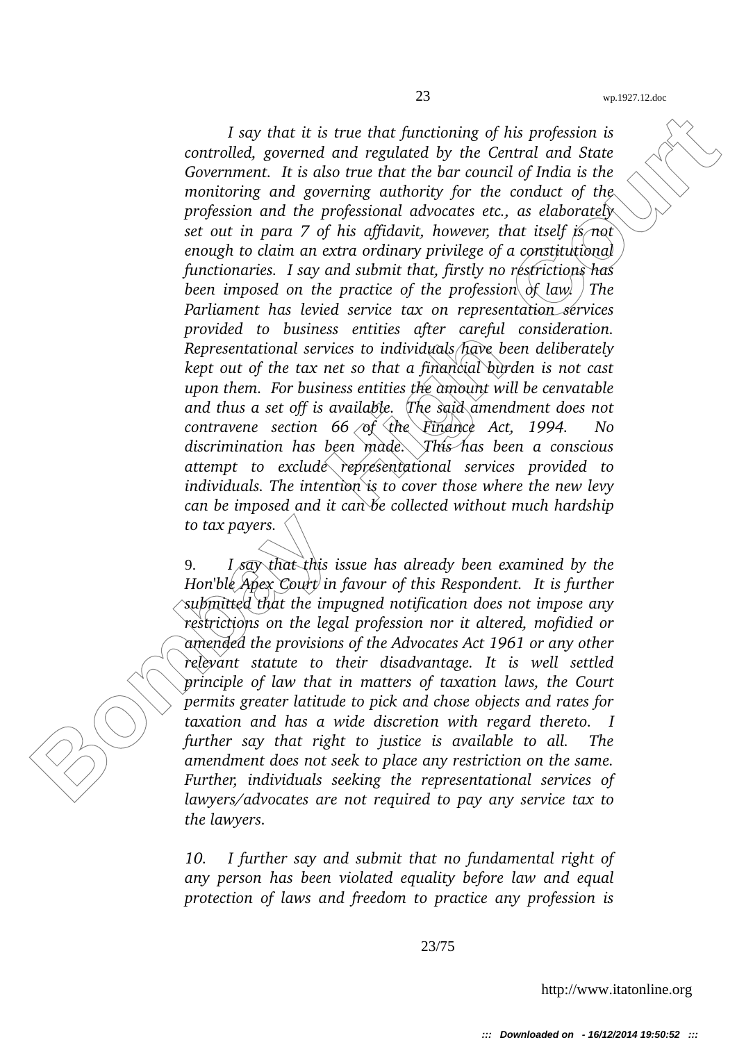*I say that it is true that functioning of his profession is controlled, governed and regulated by the Central and State Government. It is also true that the bar council of India is the monitoring and governing authority for the conduct of the profession and the professional advocates etc., as elaborately set out in para 7 of his affidavit, however, that itself is not enough to claim an extra ordinary privilege of a constitutional functionaries. I say and submit that, firstly no restrictions has been imposed on the practice of the profession of law. The Parliament has levied service tax on representation services provided to business entities after careful consideration. Representational services to individuals have been deliberately kept out of the tax net so that a financial burden is not cast upon them. For business entities the amount will be cenvatable and thus a set off is available. The said amendment does not contravene section 66 of the Finance Act, 1994. No discrimination has been made. This has been a conscious attempt to exclude representational services provided to individuals. The intention is to cover those where the new levy can be imposed and it can be collected without much hardship to tax payers.*

9. *I say that this issue has already been examined by the Hon'ble Apex Court in favour of this Respondent. It is further submitted that the impugned notification does not impose any restrictions on the legal profession nor it altered, mofidied or amended the provisions of the Advocates Act 1961 or any other relevant statute to their disadvantage. It is well settled principle of law that in matters of taxation laws, the Court permits greater latitude to pick and chose objects and rates for taxation and has a wide discretion with regard thereto. I further say that right to justice is available to all. The amendment does not seek to place any restriction on the same. Further, individuals seeking the representational services of lawyers/advocates are not required to pay any service tax to the lawyers.*

*10. I further say and submit that no fundamental right of any person has been violated equality before law and equal protection of laws and freedom to practice any profession is*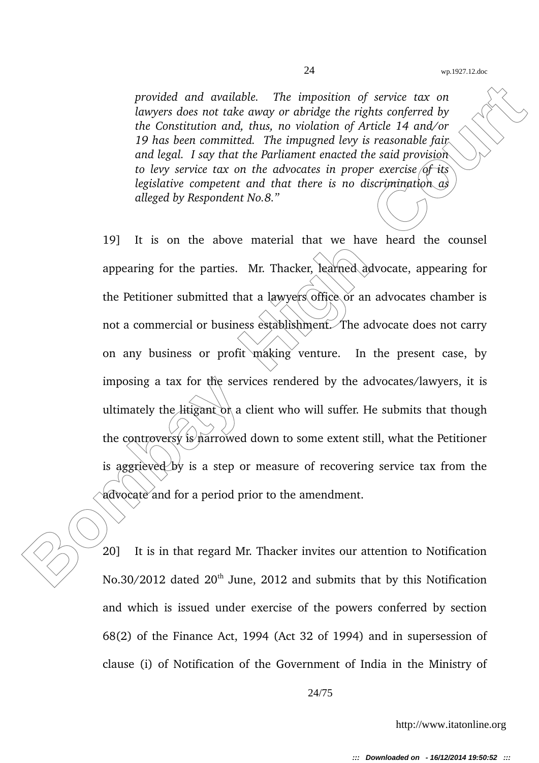*provided and available. The imposition of service tax on lawyers does not take away or abridge the rights conferred by the Constitution and, thus, no violation of Article 14 and/or 19 has been committed. The impugned levy is reasonable fair and legal. I say that the Parliament enacted the said provision to levy service tax on the advocates in proper exercise of its legislative competent and that there is no discrimination as alleged by Respondent No.8."*

19] It is on the above material that we have heard the counsel appearing for the parties. Mr. Thacker, learned advocate, appearing for the Petitioner submitted that a lawyers office or an advocates chamber is not a commercial or business establishment. The advocate does not carry on any business or profit making venture. In the present case, by imposing a tax for the services rendered by the advocates/lawyers, it is ultimately the litigant or a client who will suffer. He submits that though the controversy is narrowed down to some extent still, what the Petitioner is aggrieved by is a step or measure of recovering service tax from the advocate and for a period prior to the amendment.

20] It is in that regard Mr. Thacker invites our attention to Notification No.30/2012 dated 20th June, 2012 and submits that by this Notification and which is issued under exercise of the powers conferred by section 68(2) of the Finance Act, 1994 (Act 32 of 1994) and in supersession of clause (i) of Notification of the Government of India in the Ministry of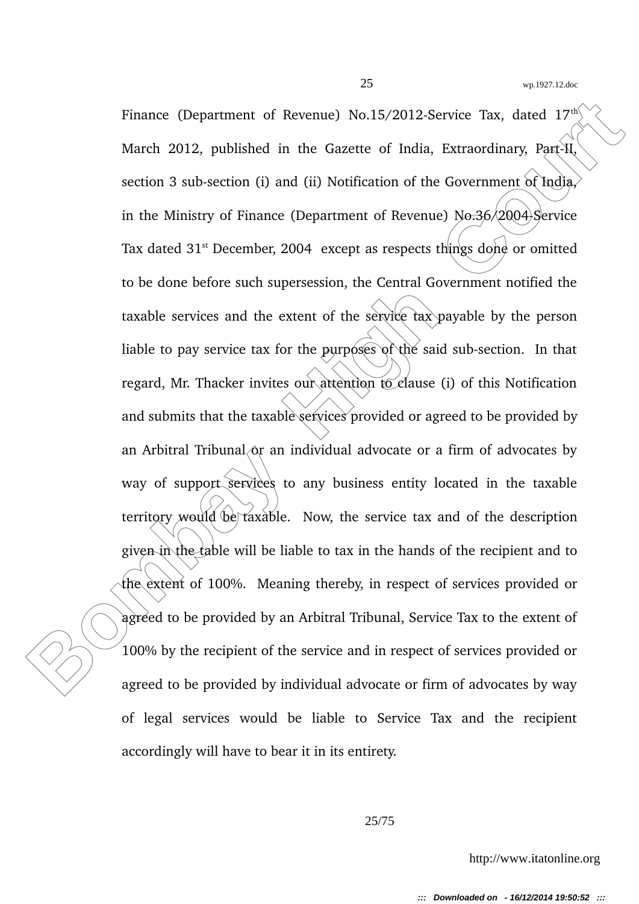Finance (Department of Revenue) No.15/2012-Service Tax, dated 17th March 2012, published in the Gazette of India, Extraordinary, Part-II, section 3 sub-section (i) and (ii) Notification of the Government of India, in the Ministry of Finance (Department of Revenue) No.36/2004-Service Tax dated 31st December, 2004 except as respects things done or omitted to be done before such supersession, the Central Government notified the taxable services and the extent of the service tax payable by the person liable to pay service tax for the purposes of the said sub-section. In that regard, Mr. Thacker invites our attention to clause (i) of this Notification and submits that the taxable services provided or agreed to be provided by an Arbitral Tribunal or an individual advocate or a firm of advocates by way of support services to any business entity located in the taxable territory would be taxable. Now, the service tax and of the description given in the table will be liable to tax in the hands of the recipient and to the extent of 100%. Meaning thereby, in respect of services provided or agreed to be provided by an Arbitral Tribunal, Service Tax to the extent of 100% by the recipient of the service and in respect of services provided or agreed to be provided by individual advocate or firm of advocates by way of legal services would be liable to Service Tax and the recipient accordingly will have to bear it in its entirety.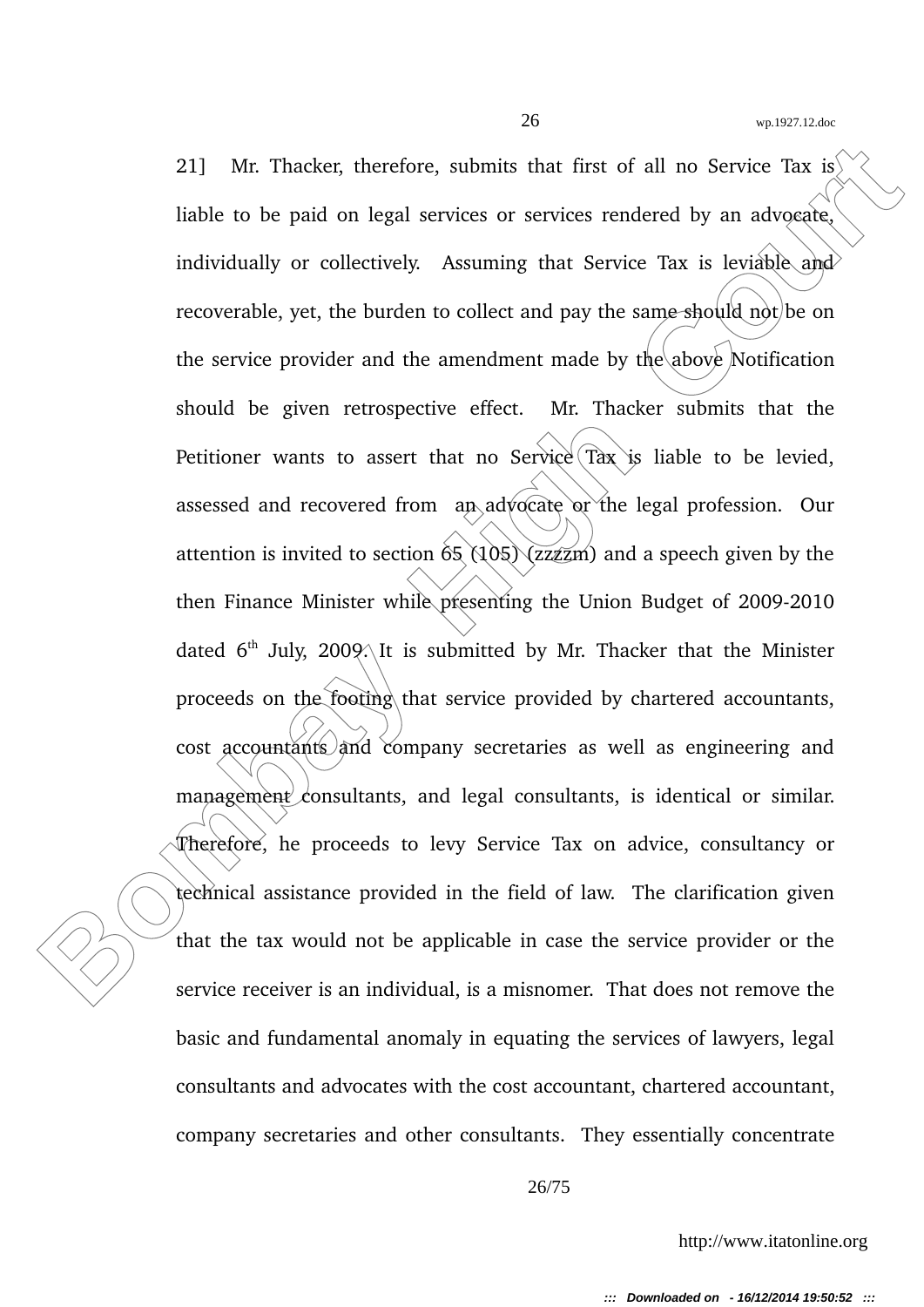21] Mr. Thacker, therefore, submits that first of all no Service Tax is liable to be paid on legal services or services rendered by an advocate, individually or collectively. Assuming that Service Tax is leviable and recoverable, yet, the burden to collect and pay the same should not be on the service provider and the amendment made by the above Notification should be given retrospective effect. Mr. Thacker submits that the Petitioner wants to assert that no Service Tax is liable to be levied, assessed and recovered from an advocate or the legal profession. Our attention is invited to section 65 (105) (zzzzm) and a speech given by the then Finance Minister while presenting the Union Budget of 2009-2010 dated 6th July, 2009. It is submitted by Mr. Thacker that the Minister proceeds on the footing that service provided by chartered accountants, cost accountants and company secretaries as well as engineering and management consultants, and legal consultants, is identical or similar. Therefore, he proceeds to levy Service Tax on advice, consultancy or technical assistance provided in the field of law. The clarification given that the tax would not be applicable in case the service provider or the service receiver is an individual, is a misnomer. That does not remove the basic and fundamental anomaly in equating the services of lawyers, legal consultants and advocates with the cost accountant, chartered accountant, company secretaries and other consultants. They essentially concentrate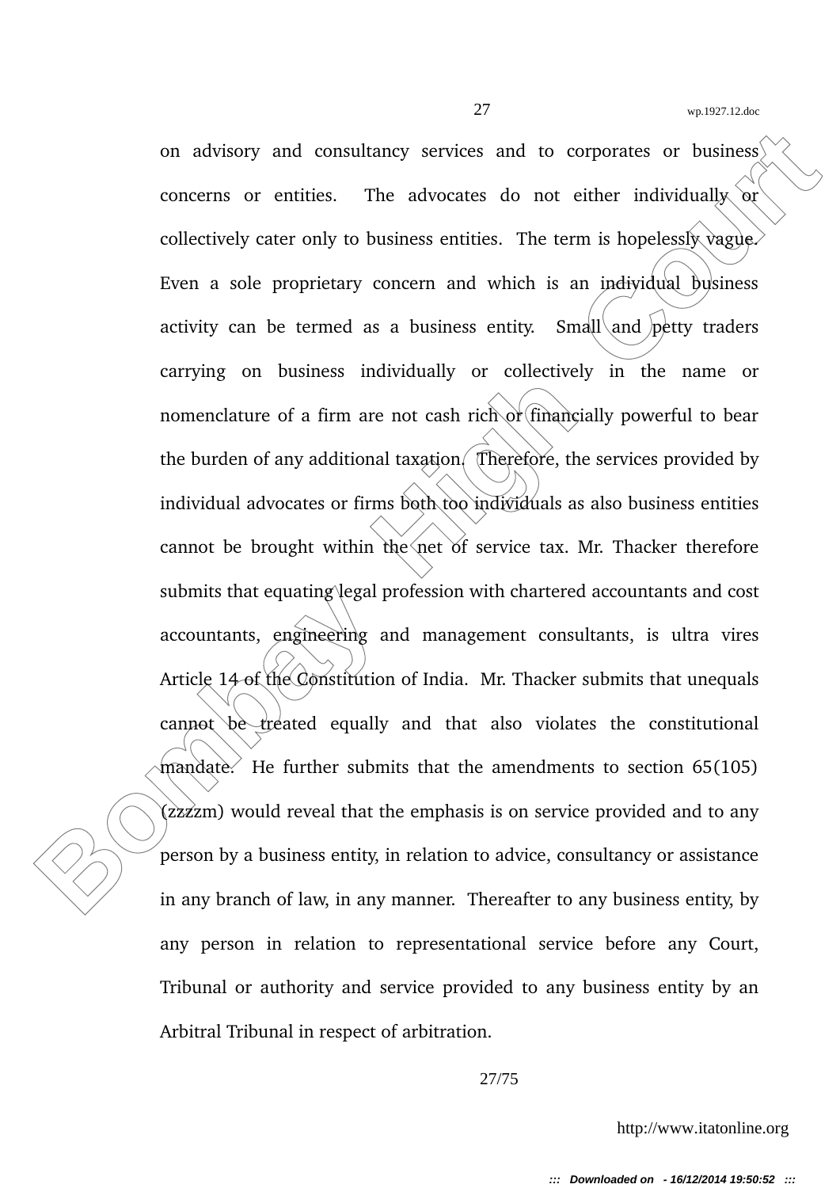on advisory and consultancy services and to corporates or business concerns or entities. The advocates do not either individually or collectively cater only to business entities. The term is hopelessly vague. Even a sole proprietary concern and which is an individual business activity can be termed as a business entity. Small and petty traders carrying on business individually or collectively in the name or nomenclature of a firm are not cash rich or financially powerful to bear the burden of any additional taxation. Therefore, the services provided by individual advocates or firms both too individuals as also business entities cannot be brought within the net of service tax. Mr. Thacker therefore submits that equating legal profession with chartered accountants and cost accountants, engineering and management consultants, is ultra vires Article 14 of the Constitution of India. Mr. Thacker submits that unequals cannot be treated equally and that also violates the constitutional mandate. He further submits that the amendments to section 65(105) (zzzzm) would reveal that the emphasis is on service provided and to any person by a business entity, in relation to advice, consultancy or assistance in any branch of law, in any manner. Thereafter to any business entity, by any person in relation to representational service before any Court, Tribunal or authority and service provided to any business entity by an Arbitral Tribunal in respect of arbitration.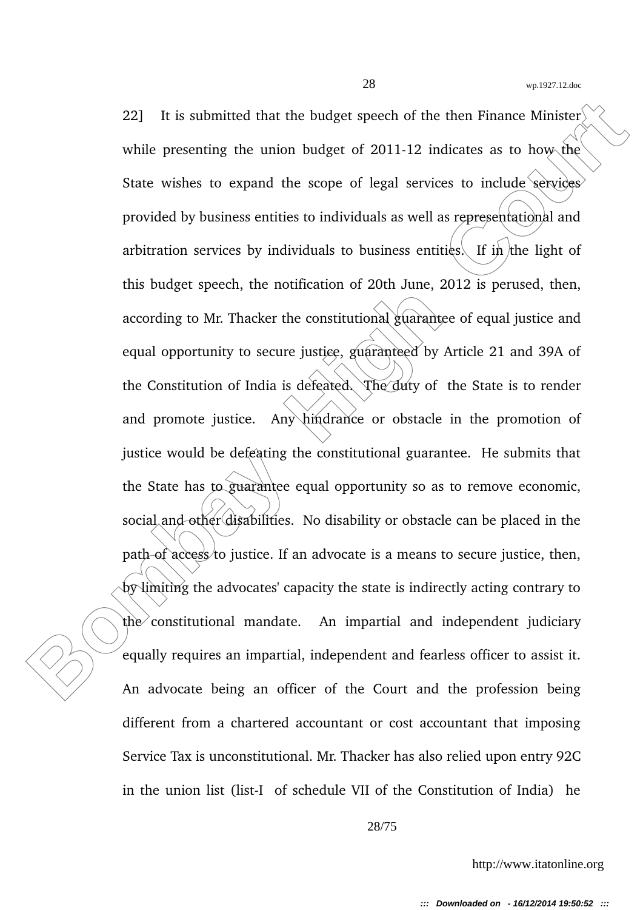22] It is submitted that the budget speech of the then Finance Minister while presenting the union budget of 2011-12 indicates as to how the State wishes to expand the scope of legal services to include services provided by business entities to individuals as well as representational and arbitration services by individuals to business entities. If in the light of this budget speech, the notification of 20th June, 2012 is perused, then, according to Mr. Thacker the constitutional guarantee of equal justice and equal opportunity to secure justice, guaranteed by Article 21 and 39A of the Constitution of India is defeated. The duty of the State is to render and promote justice. Any hindrance or obstacle in the promotion of justice would be defeating the constitutional guarantee. He submits that the State has to guarantee equal opportunity so as to remove economic, social and other disabilities. No disability or obstacle can be placed in the path of access to justice. If an advocate is a means to secure justice, then, by limiting the advocates' capacity the state is indirectly acting contrary to the constitutional mandate. An impartial and independent judiciary equally requires an impartial, independent and fearless officer to assist it. An advocate being an officer of the Court and the profession being different from a chartered accountant or cost accountant that imposing Service Tax is unconstitutional. Mr. Thacker has also relied upon entry 92C in the union list (list-I of schedule VII of the Constitution of India) he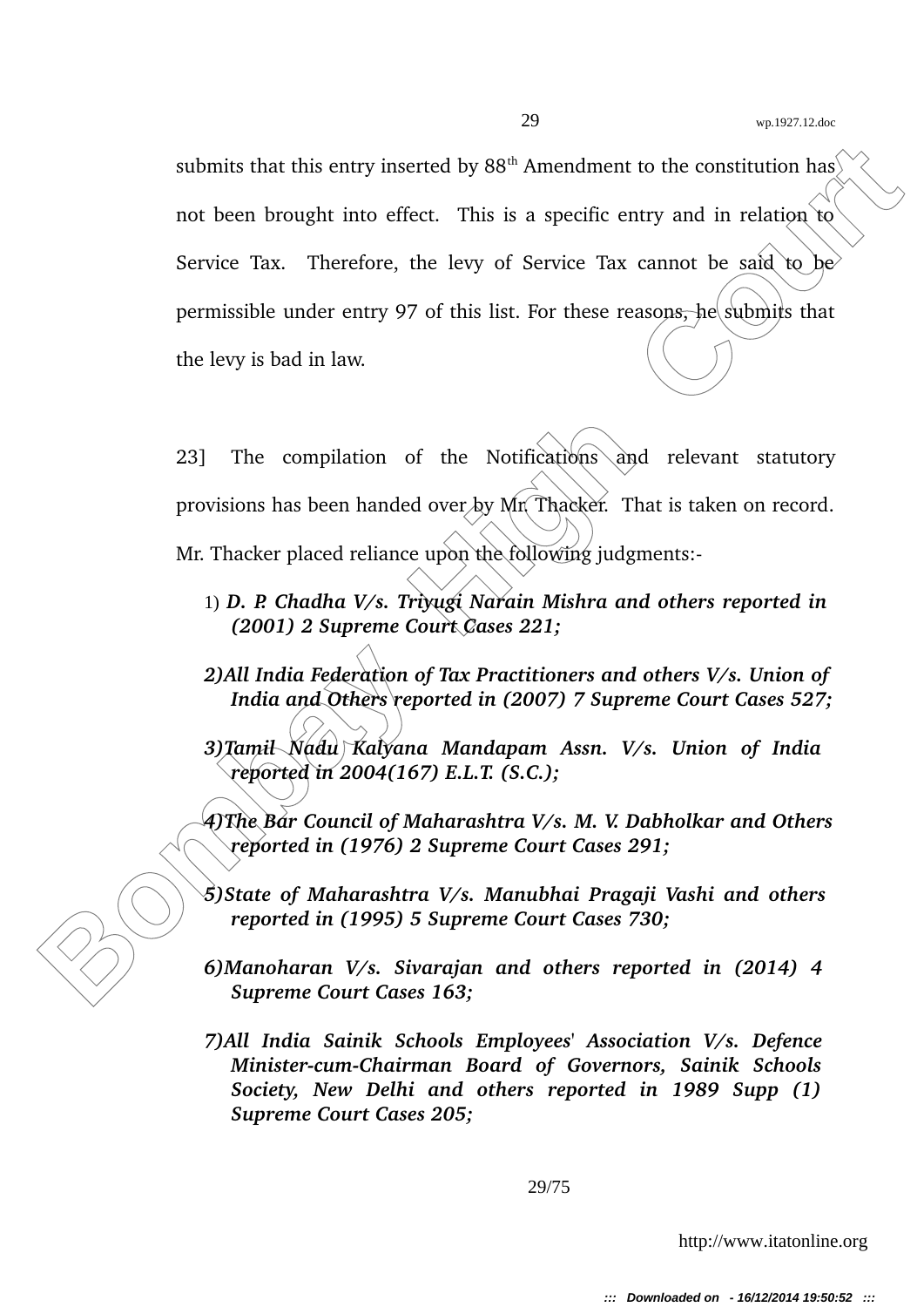submits that this entry inserted by 88th Amendment to the constitution has not been brought into effect. This is a specific entry and in relation to Service Tax. Therefore, the levy of Service Tax cannot be said to be permissible under entry 97 of this list. For these reasons, he submits that the levy is bad in law.

23] The compilation of the Notifications and relevant statutory provisions has been handed over by Mr. Thacker. That is taken on record. Mr. Thacker placed reliance upon the following judgments:-

1) ***D. P. Chadha V/s. Triyugi Narain Mishra and others reported in (2001) 2 Supreme Court Cases 221;***

2) ***All India Federation of Tax Practitioners and others V/s. Union of India and Others reported in (2007) 7 Supreme Court Cases 527;***

3) ***Tamil Nadu Kalyana Mandapam Assn. V/s. Union of India reported in 2004(167) E.L.T. (S.C.);***

4) ***The Bar Council of Maharashtra V/s. M. V. Dabholkar and Others reported in (1976) 2 Supreme Court Cases 291;***

5) ***State of Maharashtra V/s. Manubhai Pragaji Vashi and others reported in (1995) 5 Supreme Court Cases 730;***

6) ***Manoharan V/s. Sivarajan and others reported in (2014) 4 Supreme Court Cases 163;***

7) ***All India Sainik Schools Employees' Association V/s. Defence Minister-cum-Chairman Board of Governors, Sainik Schools Society, New Delhi and others reported in 1989 Supp (1) Supreme Court Cases 205;***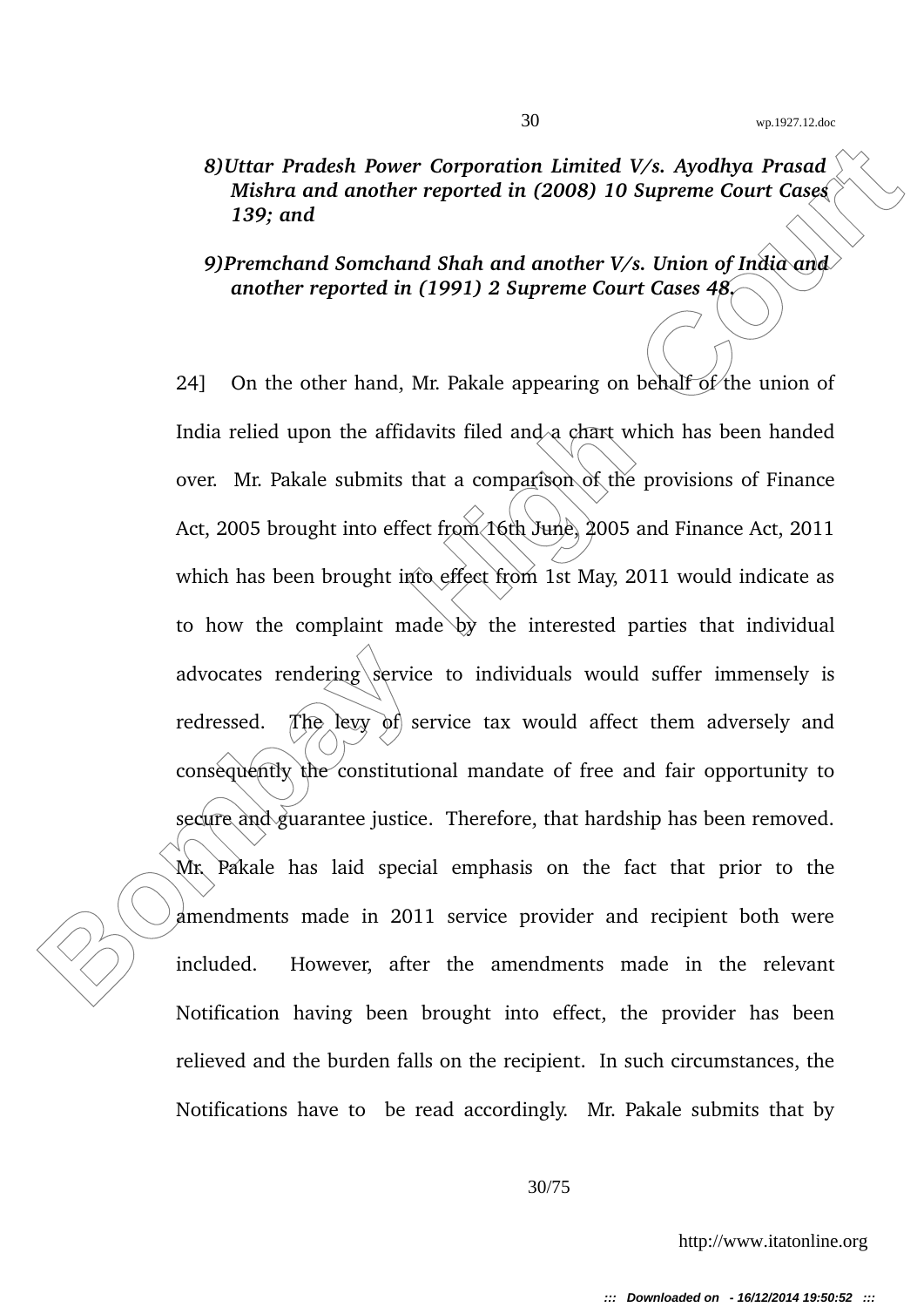*8)Uttar Pradesh Power Corporation Limited V/s. Ayodhya Prasad Mishra and another reported in (2008) 10 Supreme Court Cases 139; and*

*9)Premchand Somchand Shah and another V/s. Union of India and another reported in (1991) 2 Supreme Court Cases 48.*

24] On the other hand, Mr. Pakale appearing on behalf of the union of India relied upon the affidavits filed and a chart which has been handed over. Mr. Pakale submits that a comparison of the provisions of Finance Act, 2005 brought into effect from 16th June, 2005 and Finance Act, 2011 which has been brought into effect from 1st May, 2011 would indicate as to how the complaint made by the interested parties that individual advocates rendering service to individuals would suffer immensely is redressed. The levy of service tax would affect them adversely and consequently the constitutional mandate of free and fair opportunity to secure and guarantee justice. Therefore, that hardship has been removed. Mr. Pakale has laid special emphasis on the fact that prior to the amendments made in 2011 service provider and recipient both were included. However, after the amendments made in the relevant Notification having been brought into effect, the provider has been relieved and the burden falls on the recipient. In such circumstances, the Notifications have to be read accordingly. Mr. Pakale submits that by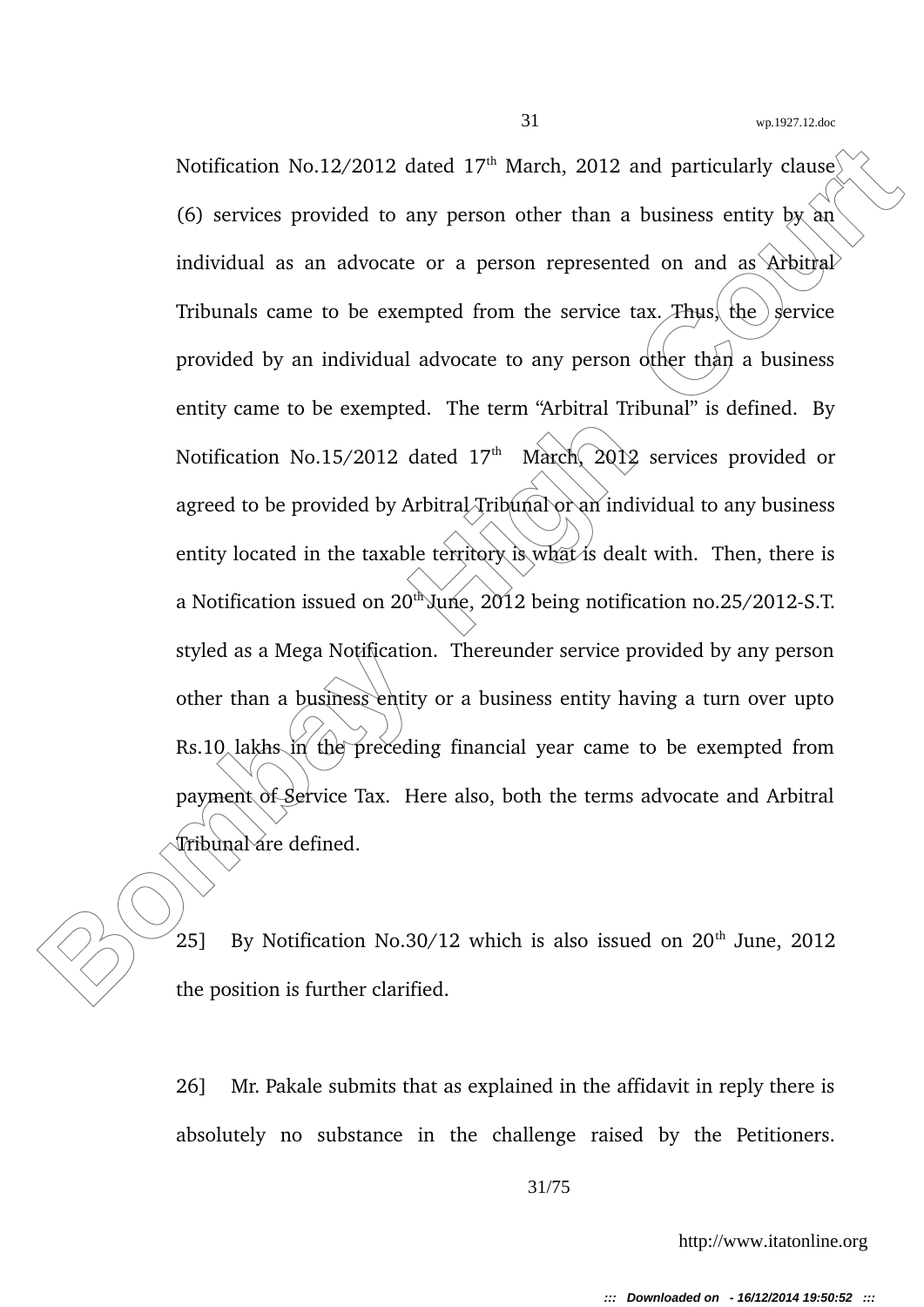Notification No.12/2012 dated 17th March, 2012 and particularly clause (6) services provided to any person other than a business entity by an individual as an advocate or a person represented on and as Arbitral Tribunals came to be exempted from the service tax. Thus, the service provided by an individual advocate to any person other than a business entity came to be exempted. The term "Arbitral Tribunal" is defined. By Notification No.15/2012 dated 17th March, 2012 services provided or agreed to be provided by Arbitral Tribunal or an individual to any business entity located in the taxable territory is what is dealt with. Then, there is a Notification issued on 20th June, 2012 being notification no.25/2012-S.T. styled as a Mega Notification. Thereunder service provided by any person other than a business entity or a business entity having a turn over upto Rs.10 lakhs in the preceding financial year came to be exempted from payment of Service Tax. Here also, both the terms advocate and Arbitral Tribunal are defined.

25] By Notification No.30/12 which is also issued on 20th June, 2012 the position is further clarified.

26] Mr. Pakale submits that as explained in the affidavit in reply there is absolutely no substance in the challenge raised by the Petitioners.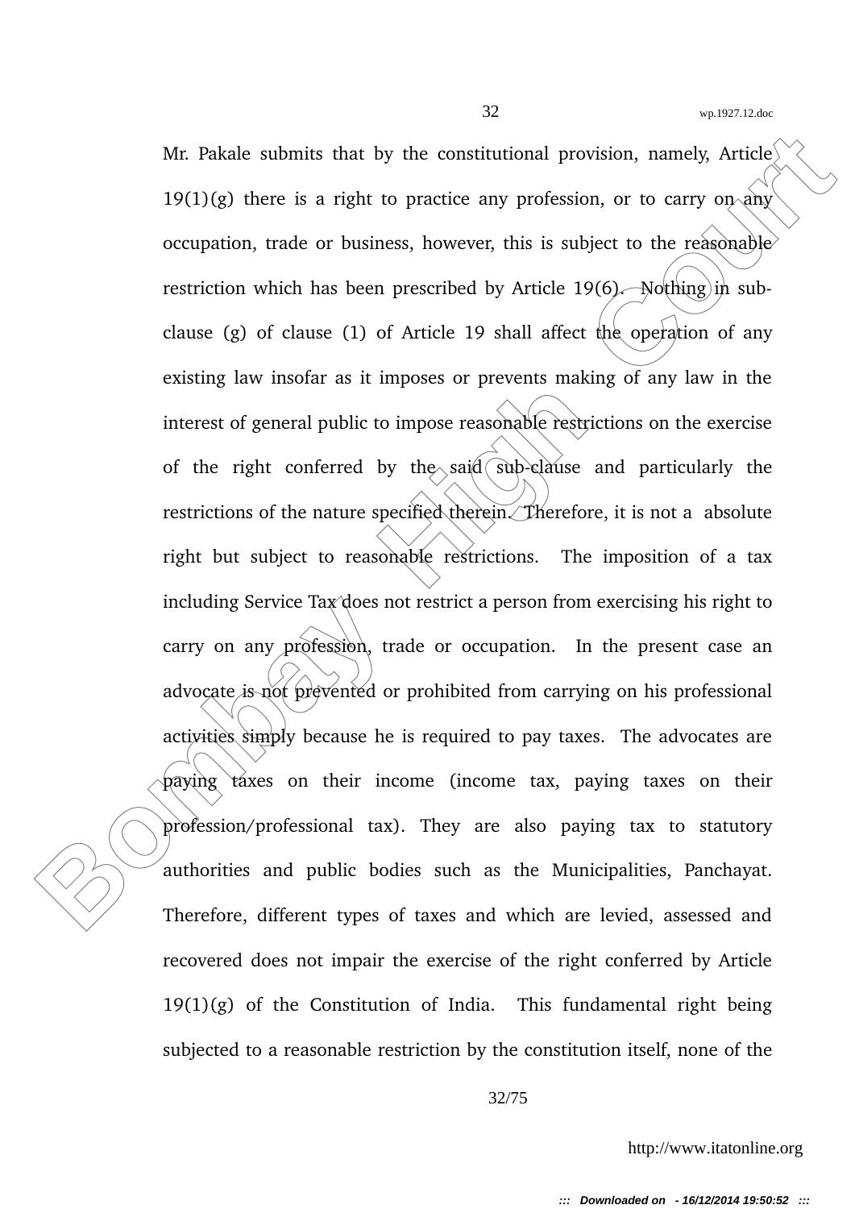Mr. Pakale submits that by the constitutional provision, namely, Article 19(1)(g) there is a right to practice any profession, or to carry on any occupation, trade or business, however, this is subject to the reasonable restriction which has been prescribed by Article 19(6). Nothing in sub-clause (g) of clause (1) of Article 19 shall affect the operation of any existing law insofar as it imposes or prevents making of any law in the interest of general public to impose reasonable restrictions on the exercise of the right conferred by the said sub-clause and particularly the restrictions of the nature specified therein. Therefore, it is not a absolute right but subject to reasonable restrictions. The imposition of a tax including Service Tax does not restrict a person from exercising his right to carry on any profession, trade or occupation. In the present case an advocate is not prevented or prohibited from carrying on his professional activities simply because he is required to pay taxes. The advocates are paying taxes on their income (income tax, paying taxes on their profession/professional tax). They are also paying tax to statutory authorities and public bodies such as the Municipalities, Panchayat. Therefore, different types of taxes and which are levied, assessed and recovered does not impair the exercise of the right conferred by Article 19(1)(g) of the Constitution of India. This fundamental right being subjected to a reasonable restriction by the constitution itself, none of the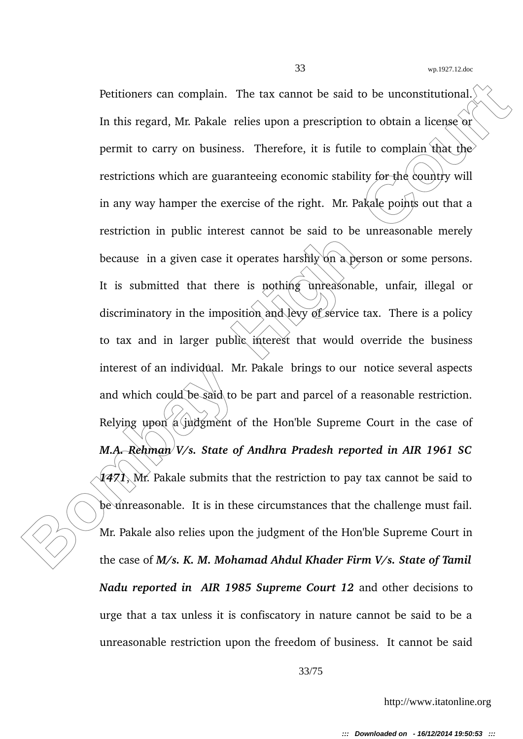Petitioners can complain. The tax cannot be said to be unconstitutional. In this regard, Mr. Pakale relies upon a prescription to obtain a license or permit to carry on business. Therefore, it is futile to complain that the restrictions which are guaranteeing economic stability for the country will in any way hamper the exercise of the right. Mr. Pakale points out that a restriction in public interest cannot be said to be unreasonable merely because in a given case it operates harshly on a person or some persons. It is submitted that there is nothing unreasonable, unfair, illegal or discriminatory in the imposition and levy of service tax. There is a policy to tax and in larger public interest that would override the business interest of an individual. Mr. Pakale brings to our notice several aspects and which could be said to be part and parcel of a reasonable restriction. Relying upon a judgment of the Hon'ble Supreme Court in the case of ***M.A. Rehman V/s. State of Andhra Pradesh reported in AIR 1961 SC 1471***, Mr. Pakale submits that the restriction to pay tax cannot be said to be unreasonable. It is in these circumstances that the challenge must fail. Mr. Pakale also relies upon the judgment of the Hon'ble Supreme Court in the case of ***M/s. K. M. Mohamad Ahdul Khader Firm V/s. State of Tamil Nadu reported in AIR 1985 Supreme Court 12*** and other decisions to urge that a tax unless it is confiscatory in nature cannot be said to be a unreasonable restriction upon the freedom of business. It cannot be said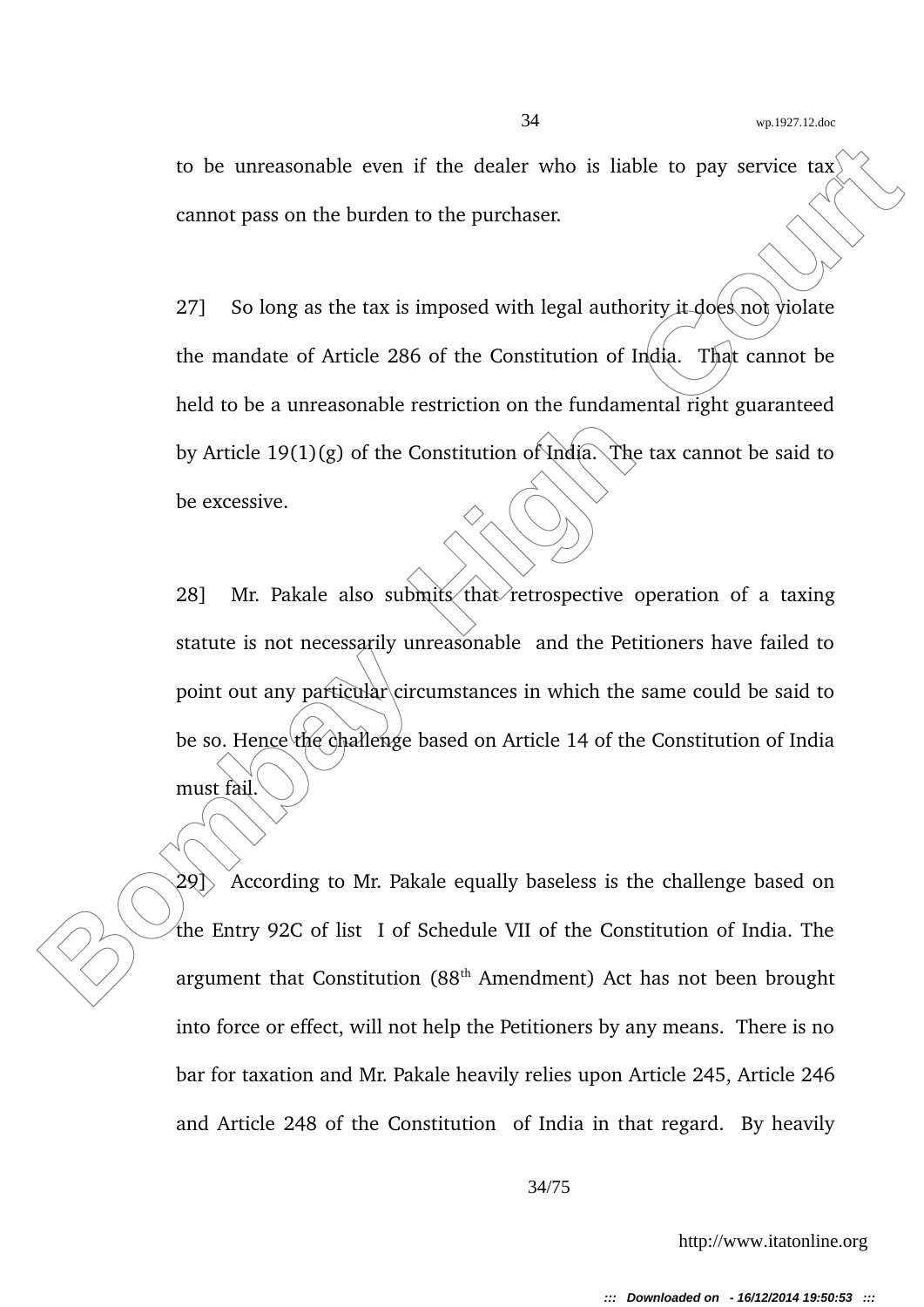to be unreasonable even if the dealer who is liable to pay service tax cannot pass on the burden to the purchaser.

27] So long as the tax is imposed with legal authority it does not violate the mandate of Article 286 of the Constitution of India. That cannot be held to be a unreasonable restriction on the fundamental right guaranteed by Article 19(1)(g) of the Constitution of India. The tax cannot be said to be excessive.

28] Mr. Pakale also submits that retrospective operation of a taxing statute is not necessarily unreasonable and the Petitioners have failed to point out any particular circumstances in which the same could be said to be so. Hence the challenge based on Article 14 of the Constitution of India must fail.

29] According to Mr. Pakale equally baseless is the challenge based on the Entry 92C of list I of Schedule VII of the Constitution of India. The argument that Constitution (88th Amendment) Act has not been brought into force or effect, will not help the Petitioners by any means. There is no bar for taxation and Mr. Pakale heavily relies upon Article 245, Article 246 and Article 248 of the Constitution of India in that regard. By heavily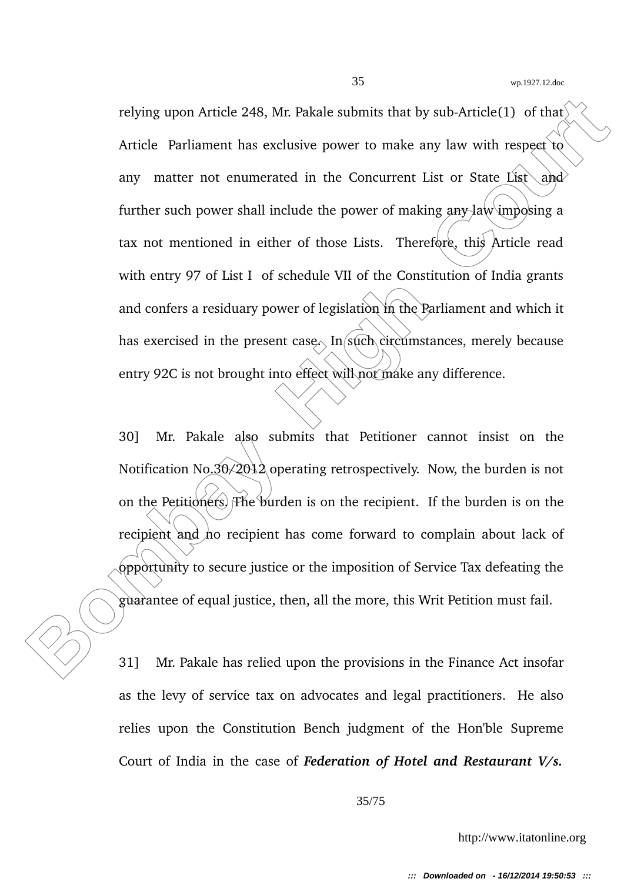relying upon Article 248, Mr. Pakale submits that by sub-Article(1) of that Article Parliament has exclusive power to make any law with respect to any matter not enumerated in the Concurrent List or State List and further such power shall include the power of making any law imposing a tax not mentioned in either of those Lists. Therefore, this Article read with entry 97 of List I of schedule VII of the Constitution of India grants and confers a residuary power of legislation in the Parliament and which it has exercised in the present case. In such circumstances, merely because entry 92C is not brought into effect will not make any difference.

30] Mr. Pakale also submits that Petitioner cannot insist on the Notification No.30/2012 operating retrospectively. Now, the burden is not on the Petitioners. The burden is on the recipient. If the burden is on the recipient and no recipient has come forward to complain about lack of opportunity to secure justice or the imposition of Service Tax defeating the guarantee of equal justice, then, all the more, this Writ Petition must fail.

31] Mr. Pakale has relied upon the provisions in the Finance Act insofar as the levy of service tax on advocates and legal practitioners. He also relies upon the Constitution Bench judgment of the Hon'ble Supreme Court of India in the case of ***Federation of Hotel and Restaurant V/s.***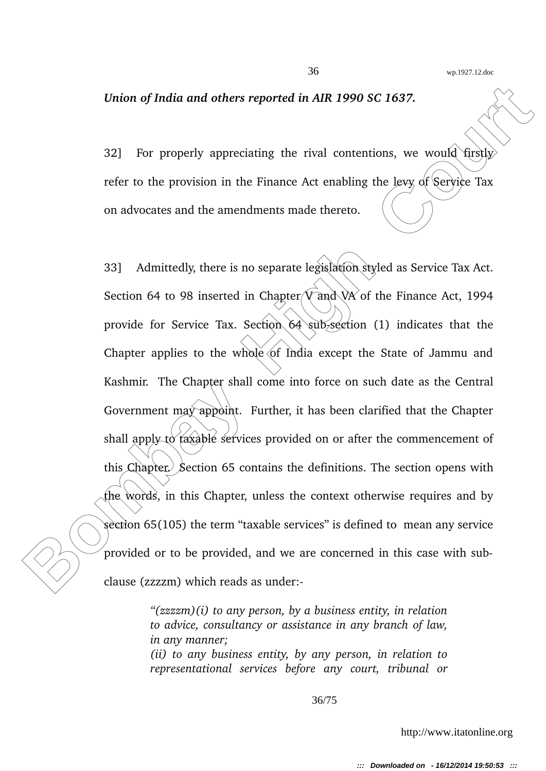***Union of India and others reported in AIR 1990 SC 1637.***

32] For properly appreciating the rival contentions, we would firstly refer to the provision in the Finance Act enabling the levy of Service Tax on advocates and the amendments made thereto.

33] Admittedly, there is no separate legislation styled as Service Tax Act. Section 64 to 98 inserted in Chapter V and VA of the Finance Act, 1994 provide for Service Tax. Section 64 sub-section (1) indicates that the Chapter applies to the whole of India except the State of Jammu and Kashmir. The Chapter shall come into force on such date as the Central Government may appoint. Further, it has been clarified that the Chapter shall apply to taxable services provided on or after the commencement of this Chapter. Section 65 contains the definitions. The section opens with the words, in this Chapter, unless the context otherwise requires and by section 65(105) the term "taxable services" is defined to mean any service provided or to be provided, and we are concerned in this case with sub-clause (zzzzm) which reads as under:-

> *"(zzzzm)(i) to any person, by a business entity, in relation to advice, consultancy or assistance in any branch of law, in any manner;*
> *(ii) to any business entity, by any person, in relation to representational services before any court, tribunal or*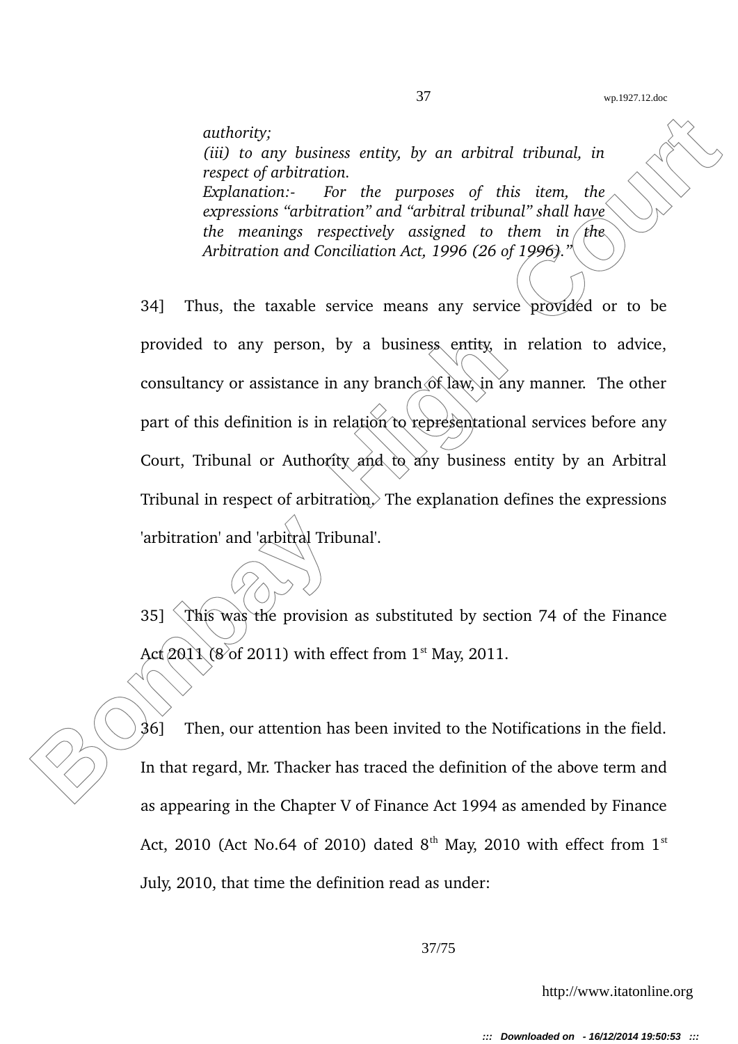*authority;*
*(iii) to any business entity, by an arbitral tribunal, in respect of arbitration.*
*Explanation:- For the purposes of this item, the expressions "arbitration" and "arbitral tribunal" shall have the meanings respectively assigned to them in the Arbitration and Conciliation Act, 1996 (26 of 1996)."*

34] Thus, the taxable service means any service provided or to be provided to any person, by a business entity, in relation to advice, consultancy or assistance in any branch of law, in any manner. The other part of this definition is in relation to representational services before any Court, Tribunal or Authority and to any business entity by an Arbitral Tribunal in respect of arbitration. The explanation defines the expressions 'arbitration' and 'arbitral Tribunal'.

35] This was the provision as substituted by section 74 of the Finance Act 2011 (8 of 2011) with effect from 1st May, 2011.

36] Then, our attention has been invited to the Notifications in the field. In that regard, Mr. Thacker has traced the definition of the above term and as appearing in the Chapter V of Finance Act 1994 as amended by Finance Act, 2010 (Act No.64 of 2010) dated 8th May, 2010 with effect from 1st July, 2010, that time the definition read as under: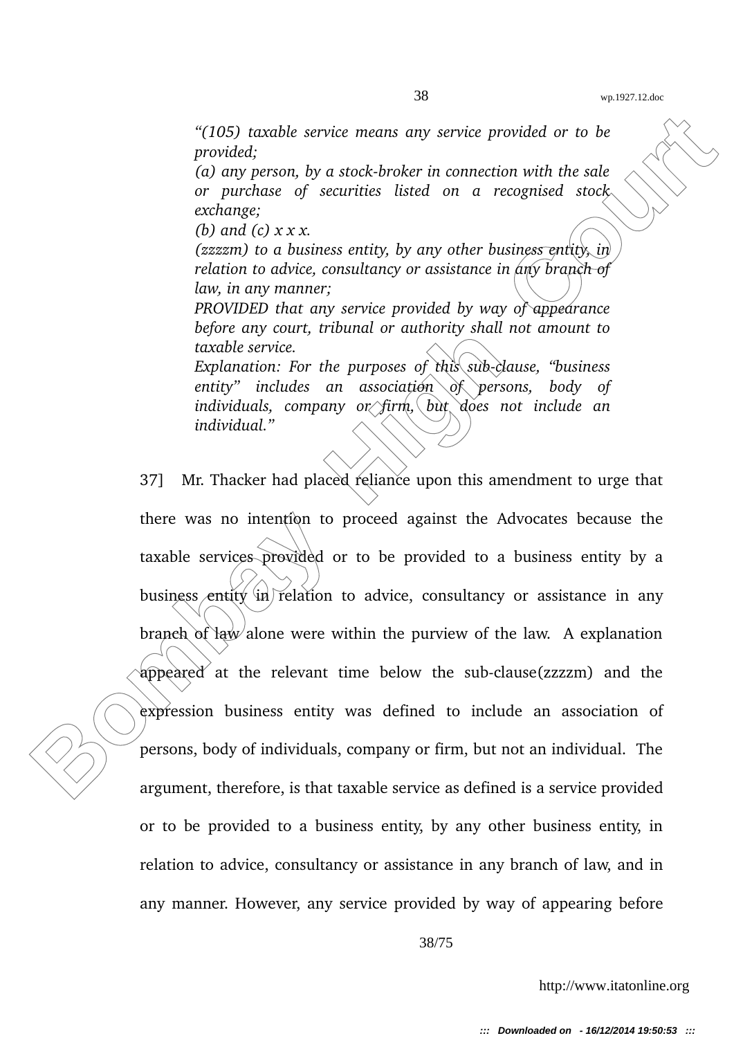*"(105) taxable service means any service provided or to be provided;*
*(a) any person, by a stock-broker in connection with the sale or purchase of securities listed on a recognised stock exchange;*
*(b) and (c) x x x.*
*(zzzzm) to a business entity, by any other business entity, in relation to advice, consultancy or assistance in any branch of law, in any manner;*
*PROVIDED that any service provided by way of appearance before any court, tribunal or authority shall not amount to taxable service.*
*Explanation: For the purposes of this sub-clause, "business entity" includes an association of persons, body of individuals, company or firm, but does not include an individual."*

37] Mr. Thacker had placed reliance upon this amendment to urge that there was no intention to proceed against the Advocates because the taxable services provided or to be provided to a business entity by a business entity in relation to advice, consultancy or assistance in any branch of law alone were within the purview of the law. A explanation appeared at the relevant time below the sub-clause(zzzzm) and the expression business entity was defined to include an association of persons, body of individuals, company or firm, but not an individual. The argument, therefore, is that taxable service as defined is a service provided or to be provided to a business entity, by any other business entity, in relation to advice, consultancy or assistance in any branch of law, and in any manner. However, any service provided by way of appearing before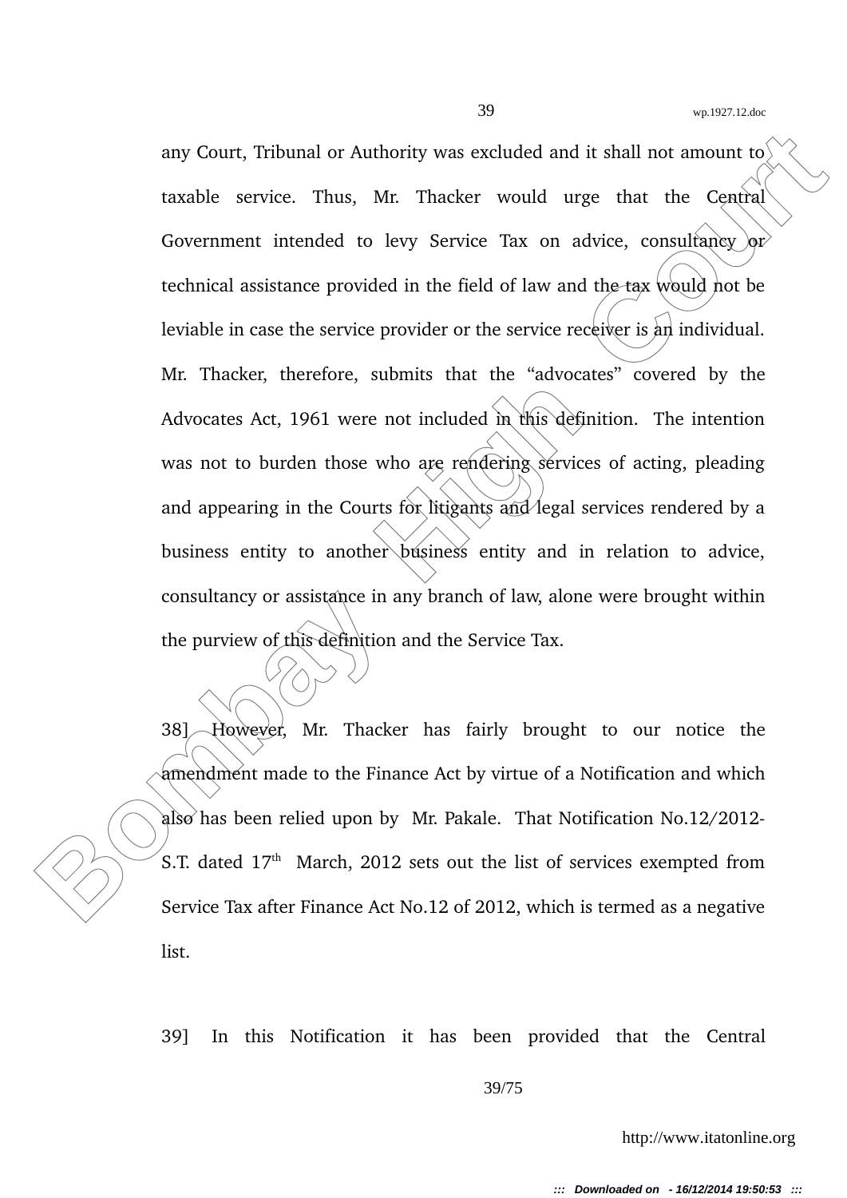any Court, Tribunal or Authority was excluded and it shall not amount to taxable service. Thus, Mr. Thacker would urge that the Central Government intended to levy Service Tax on advice, consultancy or technical assistance provided in the field of law and the tax would not be leviable in case the service provider or the service receiver is an individual. Mr. Thacker, therefore, submits that the "advocates" covered by the Advocates Act, 1961 were not included in this definition. The intention was not to burden those who are rendering services of acting, pleading and appearing in the Courts for litigants and legal services rendered by a business entity to another business entity and in relation to advice, consultancy or assistance in any branch of law, alone were brought within the purview of this definition and the Service Tax.

38] However, Mr. Thacker has fairly brought to our notice the amendment made to the Finance Act by virtue of a Notification and which also has been relied upon by Mr. Pakale. That Notification No.12/2012-S.T. dated 17th March, 2012 sets out the list of services exempted from Service Tax after Finance Act No.12 of 2012, which is termed as a negative list.

39] In this Notification it has been provided that the Central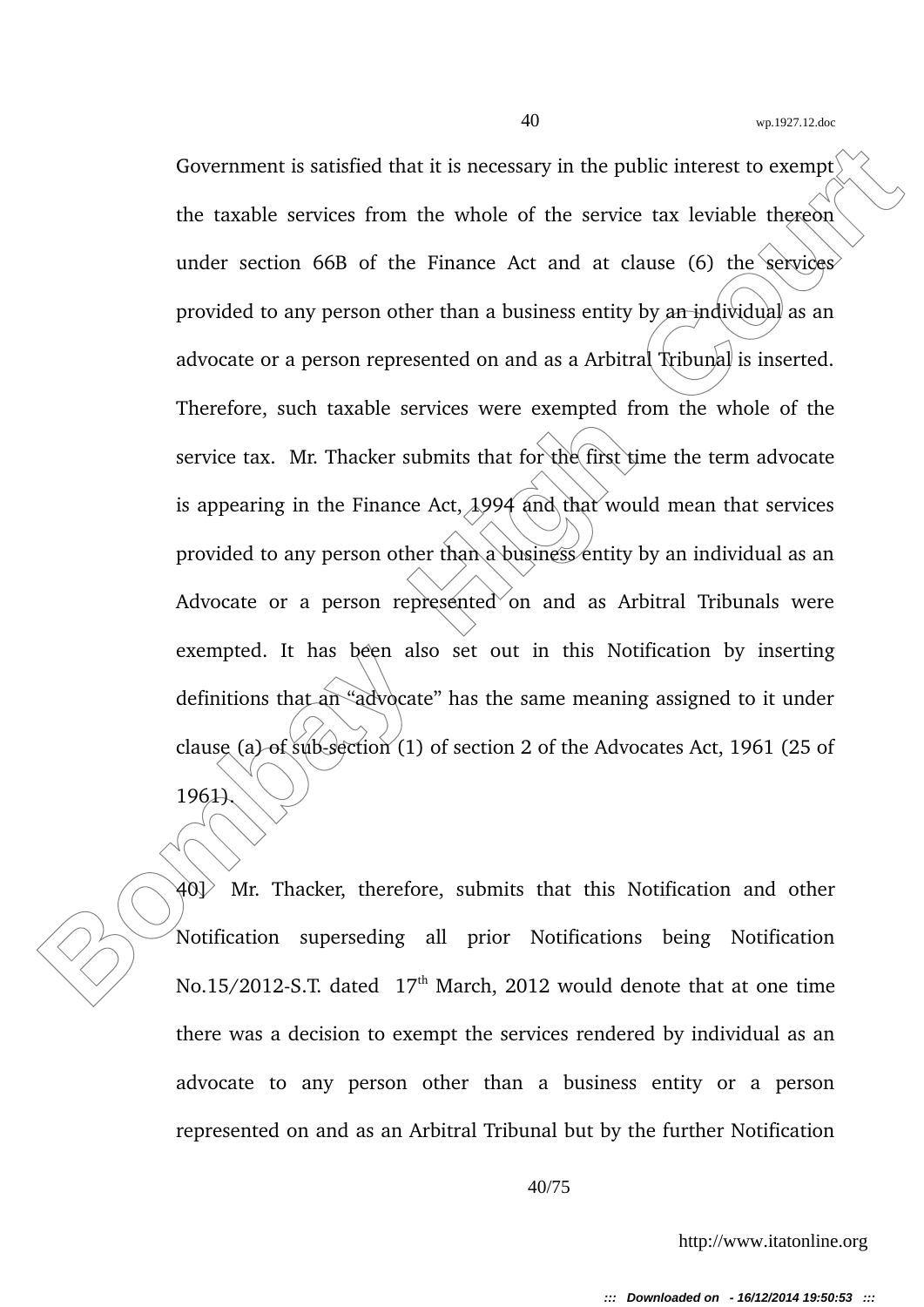Government is satisfied that it is necessary in the public interest to exempt the taxable services from the whole of the service tax leviable thereon under section 66B of the Finance Act and at clause (6) the services provided to any person other than a business entity by an individual as an advocate or a person represented on and as a Arbitral Tribunal is inserted. Therefore, such taxable services were exempted from the whole of the service tax. Mr. Thacker submits that for the first time the term advocate is appearing in the Finance Act, 1994 and that would mean that services provided to any person other than a business entity by an individual as an Advocate or a person represented on and as Arbitral Tribunals were exempted. It has been also set out in this Notification by inserting definitions that an "advocate" has the same meaning assigned to it under clause (a) of sub-section (1) of section 2 of the Advocates Act, 1961 (25 of 1961).

40] Mr. Thacker, therefore, submits that this Notification and other Notification superseding all prior Notifications being Notification No.15/2012-S.T. dated 17th March, 2012 would denote that at one time there was a decision to exempt the services rendered by individual as an advocate to any person other than a business entity or a person represented on and as an Arbitral Tribunal but by the further Notification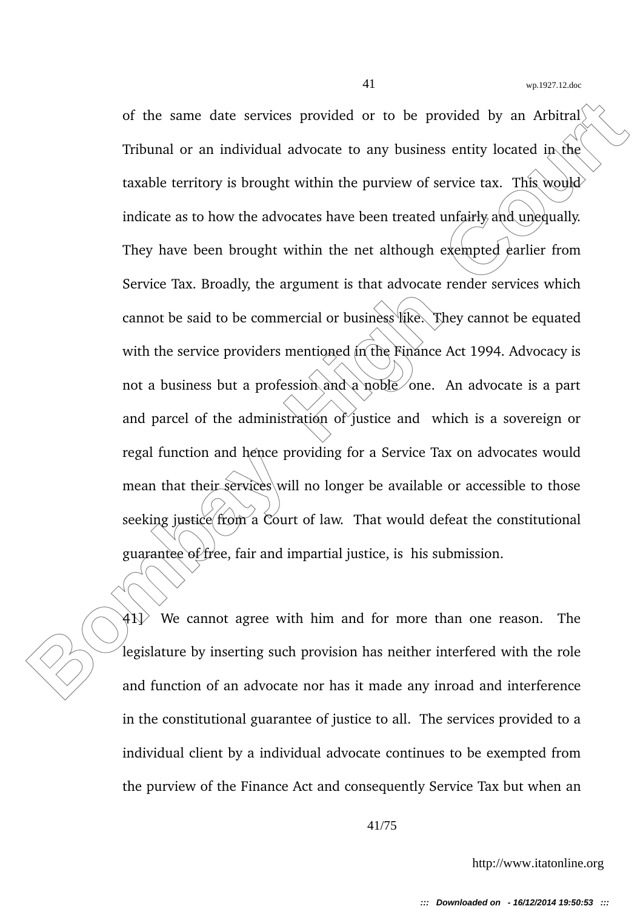of the same date services provided or to be provided by an Arbitral Tribunal or an individual advocate to any business entity located in the taxable territory is brought within the purview of service tax. This would indicate as to how the advocates have been treated unfairly and unequally. They have been brought within the net although exempted earlier from Service Tax. Broadly, the argument is that advocate render services which cannot be said to be commercial or business like. They cannot be equated with the service providers mentioned in the Finance Act 1994. Advocacy is not a business but a profession and a noble one. An advocate is a part and parcel of the administration of justice and which is a sovereign or regal function and hence providing for a Service Tax on advocates would mean that their services will no longer be available or accessible to those seeking justice from a Court of law. That would defeat the constitutional guarantee of free, fair and impartial justice, is his submission.

41] We cannot agree with him and for more than one reason. The legislature by inserting such provision has neither interfered with the role and function of an advocate nor has it made any inroad and interference in the constitutional guarantee of justice to all. The services provided to a individual client by a individual advocate continues to be exempted from the purview of the Finance Act and consequently Service Tax but when an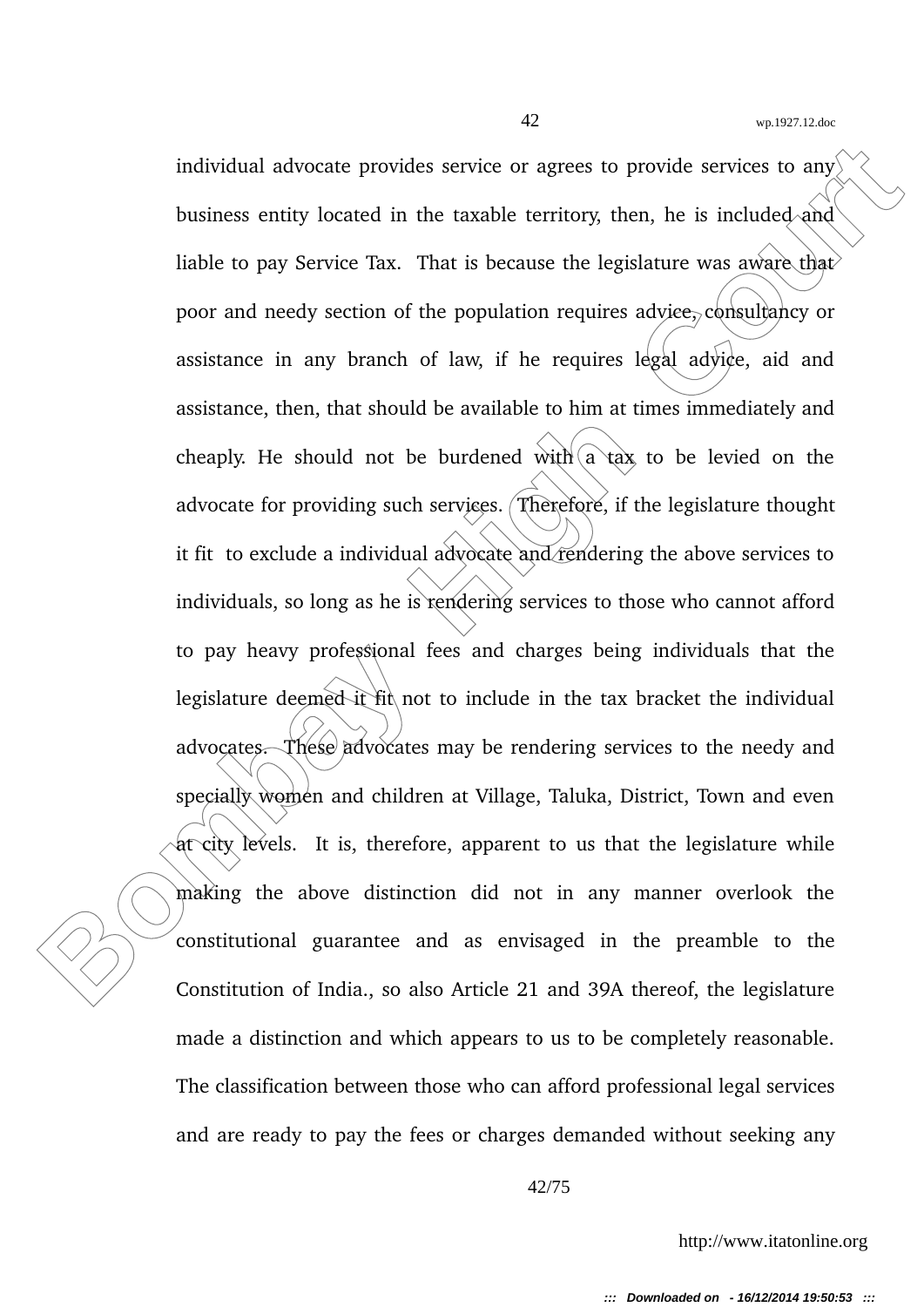individual advocate provides service or agrees to provide services to any business entity located in the taxable territory, then, he is included and liable to pay Service Tax. That is because the legislature was aware that poor and needy section of the population requires advice, consultancy or assistance in any branch of law, if he requires legal advice, aid and assistance, then, that should be available to him at times immediately and cheaply. He should not be burdened with a tax to be levied on the advocate for providing such services. Therefore, if the legislature thought it fit to exclude a individual advocate and rendering the above services to individuals, so long as he is rendering services to those who cannot afford to pay heavy professional fees and charges being individuals that the legislature deemed it fit not to include in the tax bracket the individual advocates. These advocates may be rendering services to the needy and specially women and children at Village, Taluka, District, Town and even at city levels. It is, therefore, apparent to us that the legislature while making the above distinction did not in any manner overlook the constitutional guarantee and as envisaged in the preamble to the Constitution of India., so also Article 21 and 39A thereof, the legislature made a distinction and which appears to us to be completely reasonable. The classification between those who can afford professional legal services and are ready to pay the fees or charges demanded without seeking any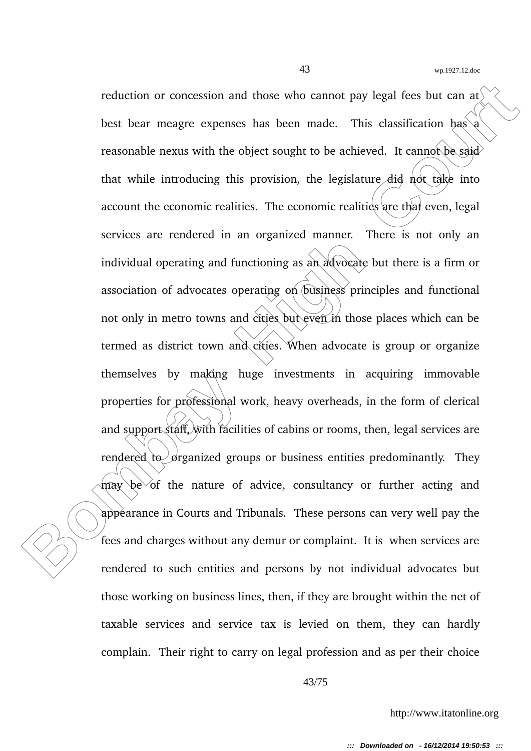reduction or concession and those who cannot pay legal fees but can at best bear meagre expenses has been made. This classification has a reasonable nexus with the object sought to be achieved. It cannot be said that while introducing this provision, the legislature did not take into account the economic realities. The economic realities are that even, legal services are rendered in an organized manner. There is not only an individual operating and functioning as an advocate but there is a firm or association of advocates operating on business principles and functional not only in metro towns and cities but even in those places which can be termed as district town and cities. When advocate is group or organize themselves by making huge investments in acquiring immovable properties for professional work, heavy overheads, in the form of clerical and support staff, with facilities of cabins or rooms, then, legal services are rendered to organized groups or business entities predominantly. They may be of the nature of advice, consultancy or further acting and appearance in Courts and Tribunals. These persons can very well pay the fees and charges without any demur or complaint. It is when services are rendered to such entities and persons by not individual advocates but those working on business lines, then, if they are brought within the net of taxable services and service tax is levied on them, they can hardly complain. Their right to carry on legal profession and as per their choice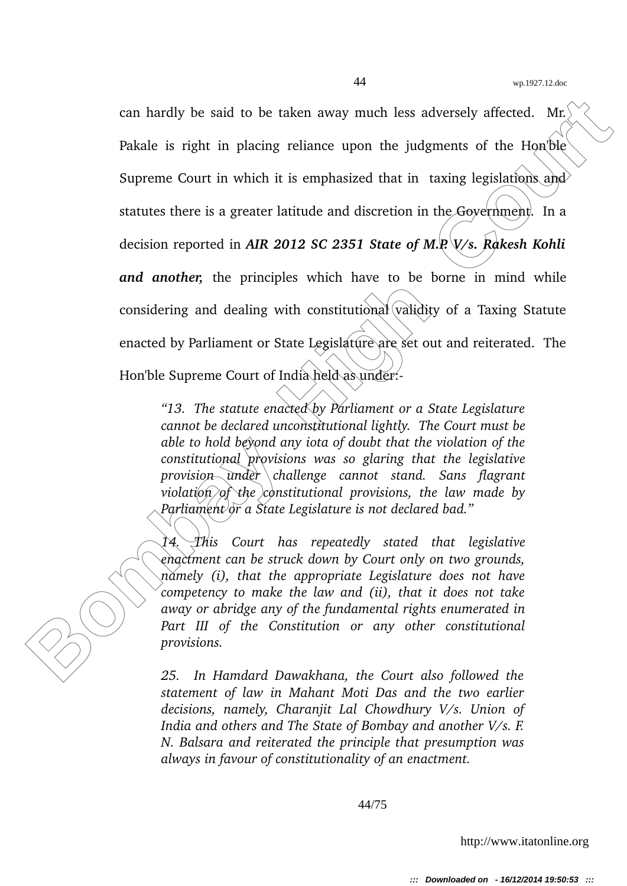can hardly be said to be taken away much less adversely affected. Mr. Pakale is right in placing reliance upon the judgments of the Hon'ble Supreme Court in which it is emphasized that in taxing legislations and statutes there is a greater latitude and discretion in the Government. In a decision reported in ***AIR 2012 SC 2351 State of M.P. V/s. Rakesh Kohli and another,*** the principles which have to be borne in mind while considering and dealing with constitutional validity of a Taxing Statute enacted by Parliament or State Legislature are set out and reiterated. The Hon'ble Supreme Court of India held as under:-

> *"13. The statute enacted by Parliament or a State Legislature cannot be declared unconstitutional lightly. The Court must be able to hold beyond any iota of doubt that the violation of the constitutional provisions was so glaring that the legislative provision under challenge cannot stand. Sans flagrant violation of the constitutional provisions, the law made by Parliament or a State Legislature is not declared bad."*
>
> *14. This Court has repeatedly stated that legislative enactment can be struck down by Court only on two grounds, namely (i), that the appropriate Legislature does not have competency to make the law and (ii), that it does not take away or abridge any of the fundamental rights enumerated in Part III of the Constitution or any other constitutional provisions.*
>
> *25. In Hamdard Dawakhana, the Court also followed the statement of law in Mahant Moti Das and the two earlier decisions, namely, Charanjit Lal Chowdhury V/s. Union of India and others and The State of Bombay and another V/s. F. N. Balsara and reiterated the principle that presumption was always in favour of constitutionality of an enactment.*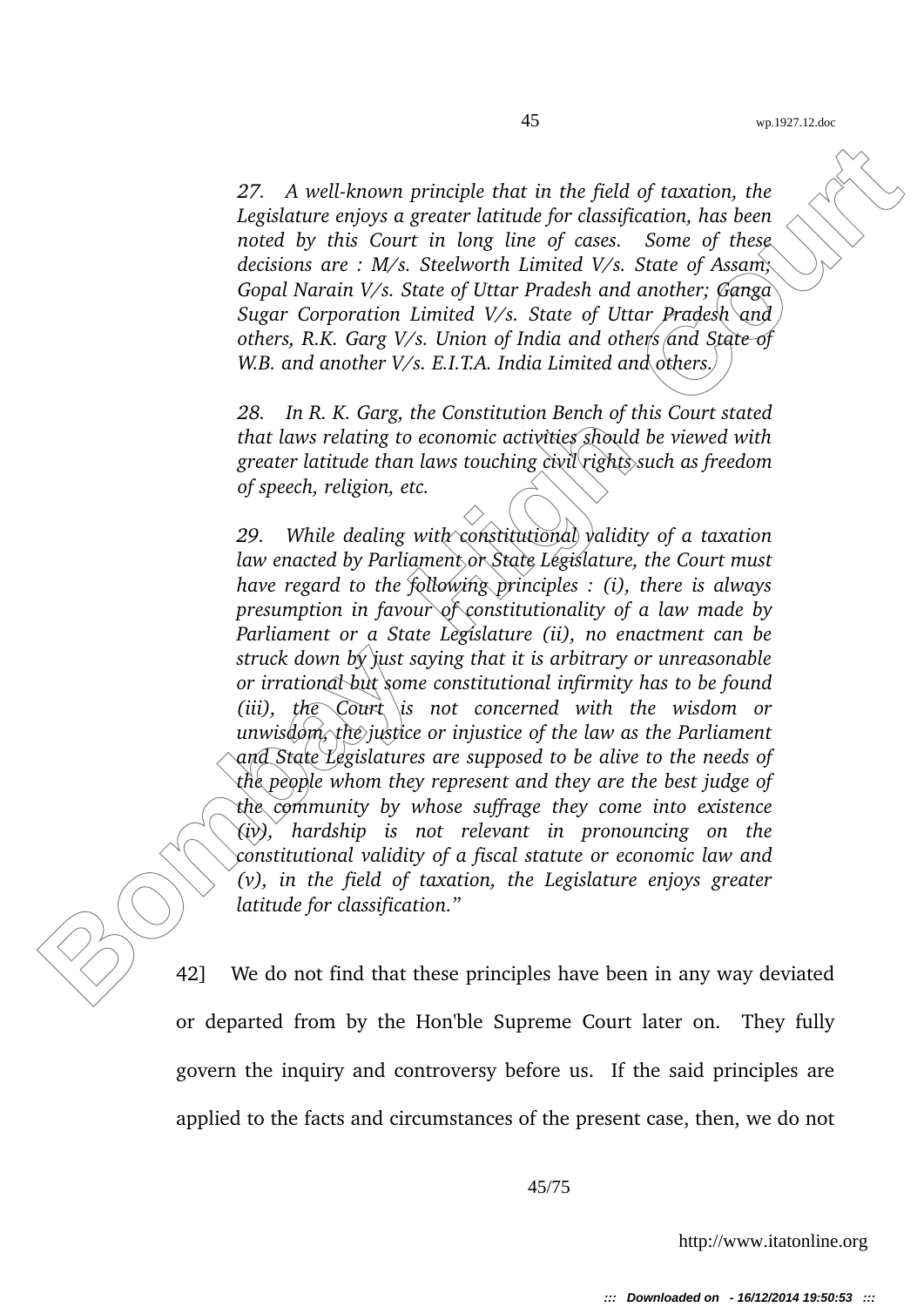*27. A well-known principle that in the field of taxation, the Legislature enjoys a greater latitude for classification, has been noted by this Court in long line of cases. Some of these decisions are : M/s. Steelworth Limited V/s. State of Assam; Gopal Narain V/s. State of Uttar Pradesh and another; Ganga Sugar Corporation Limited V/s. State of Uttar Pradesh and others, R.K. Garg V/s. Union of India and others and State of W.B. and another V/s. E.I.T.A. India Limited and others.*

*28. In R. K. Garg, the Constitution Bench of this Court stated that laws relating to economic activities should be viewed with greater latitude than laws touching civil rights such as freedom of speech, religion, etc.*

*29. While dealing with constitutional validity of a taxation law enacted by Parliament or State Legislature, the Court must have regard to the following principles : (i), there is always presumption in favour of constitutionality of a law made by Parliament or a State Legislature (ii), no enactment can be struck down by just saying that it is arbitrary or unreasonable or irrational but some constitutional infirmity has to be found (iii), the Court is not concerned with the wisdom or unwisdom, the justice or injustice of the law as the Parliament and State Legislatures are supposed to be alive to the needs of the people whom they represent and they are the best judge of the community by whose suffrage they come into existence (iv), hardship is not relevant in pronouncing on the constitutional validity of a fiscal statute or economic law and (v), in the field of taxation, the Legislature enjoys greater latitude for classification."*

42] We do not find that these principles have been in any way deviated or departed from by the Hon'ble Supreme Court later on. They fully govern the inquiry and controversy before us. If the said principles are applied to the facts and circumstances of the present case, then, we do not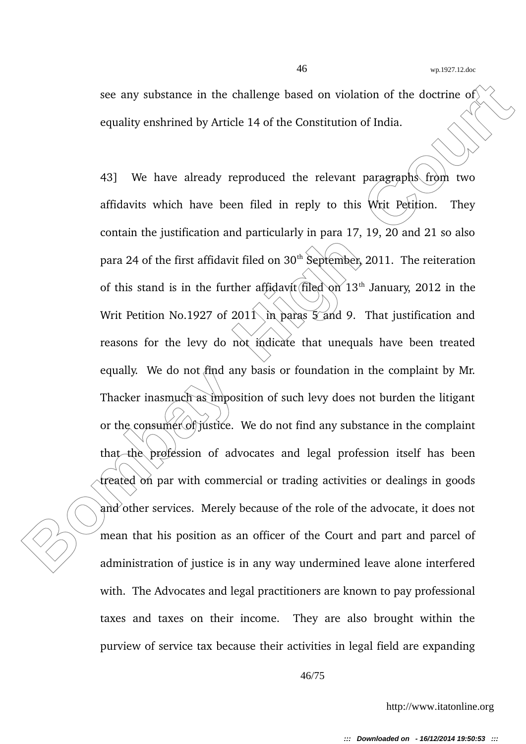see any substance in the challenge based on violation of the doctrine of equality enshrined by Article 14 of the Constitution of India.

43] We have already reproduced the relevant paragraphs from two affidavits which have been filed in reply to this Writ Petition. They contain the justification and particularly in para 17, 19, 20 and 21 so also para 24 of the first affidavit filed on 30th September, 2011. The reiteration of this stand is in the further affidavit filed on 13th January, 2012 in the Writ Petition No.1927 of 2011 in paras 5 and 9. That justification and reasons for the levy do not indicate that unequals have been treated equally. We do not find any basis or foundation in the complaint by Mr. Thacker inasmuch as imposition of such levy does not burden the litigant or the consumer of justice. We do not find any substance in the complaint that the profession of advocates and legal profession itself has been treated on par with commercial or trading activities or dealings in goods and other services. Merely because of the role of the advocate, it does not mean that his position as an officer of the Court and part and parcel of administration of justice is in any way undermined leave alone interfered with. The Advocates and legal practitioners are known to pay professional taxes and taxes on their income. They are also brought within the purview of service tax because their activities in legal field are expanding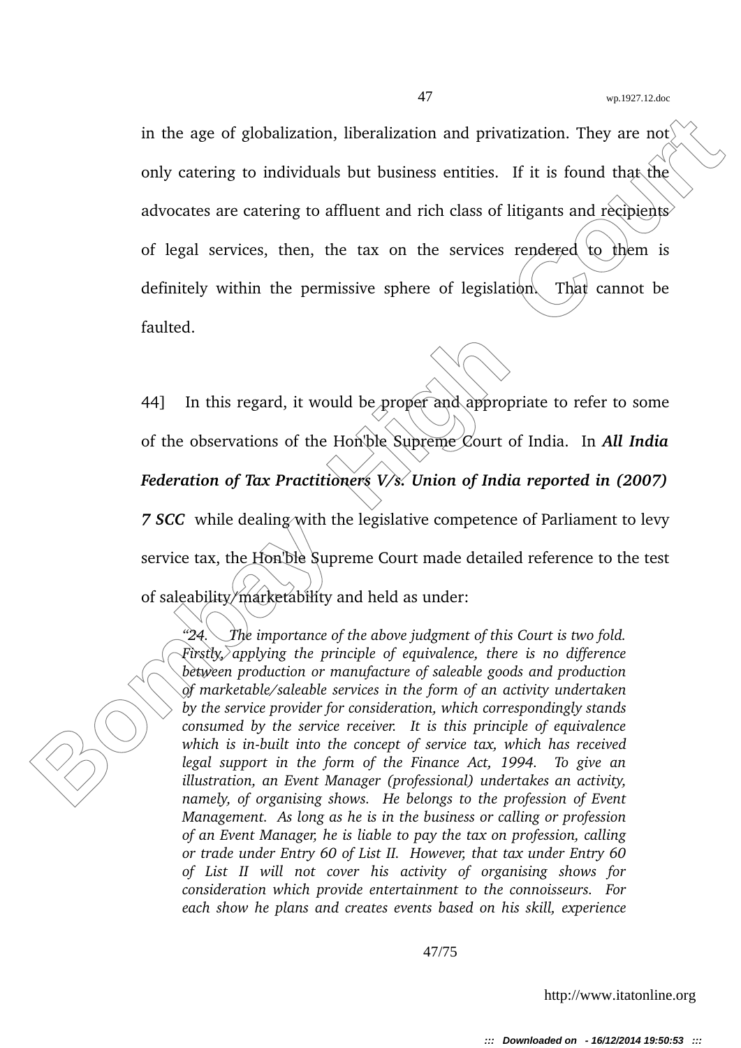in the age of globalization, liberalization and privatization. They are not only catering to individuals but business entities. If it is found that the advocates are catering to affluent and rich class of litigants and recipients of legal services, then, the tax on the services rendered to them is definitely within the permissive sphere of legislation. That cannot be faulted.

44] In this regard, it would be proper and appropriate to refer to some of the observations of the Hon'ble Supreme Court of India. In ***All India Federation of Tax Practitioners V/s. Union of India reported in (2007) 7 SCC*** while dealing with the legislative competence of Parliament to levy service tax, the Hon'ble Supreme Court made detailed reference to the test of saleability/marketability and held as under:

> *"24. The importance of the above judgment of this Court is two fold. Firstly, applying the principle of equivalence, there is no difference between production or manufacture of saleable goods and production of marketable/saleable services in the form of an activity undertaken by the service provider for consideration, which correspondingly stands consumed by the service receiver. It is this principle of equivalence which is in-built into the concept of service tax, which has received legal support in the form of the Finance Act, 1994. To give an illustration, an Event Manager (professional) undertakes an activity, namely, of organising shows. He belongs to the profession of Event Management. As long as he is in the business or calling or profession of an Event Manager, he is liable to pay the tax on profession, calling or trade under Entry 60 of List II. However, that tax under Entry 60 of List II will not cover his activity of organising shows for consideration which provide entertainment to the connoisseurs. For each show he plans and creates events based on his skill, experience*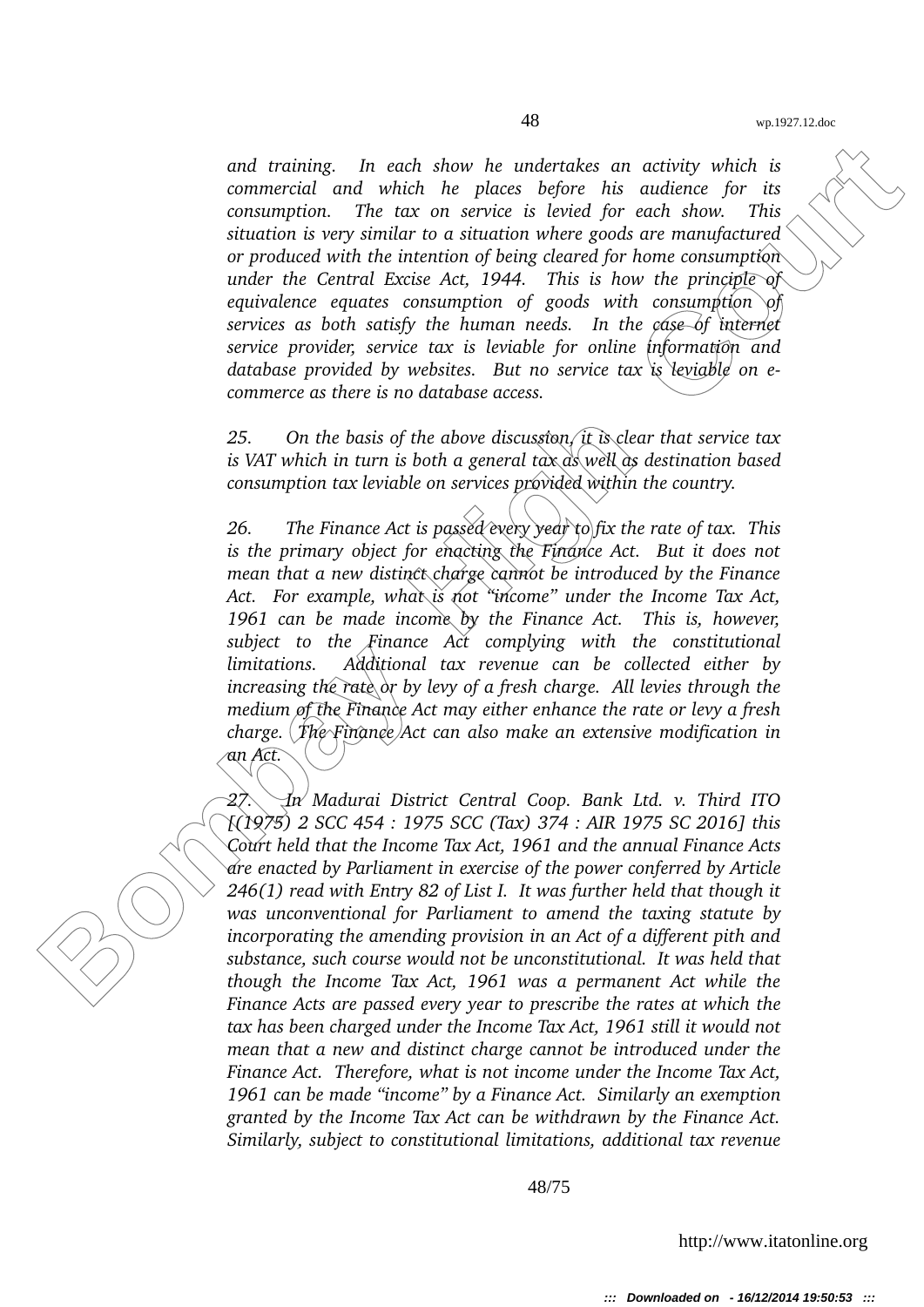*and training. In each show he undertakes an activity which is commercial and which he places before his audience for its consumption. The tax on service is levied for each show. This situation is very similar to a situation where goods are manufactured or produced with the intention of being cleared for home consumption under the Central Excise Act, 1944. This is how the principle of equivalence equates consumption of goods with consumption of services as both satisfy the human needs. In the case of internet service provider, service tax is leviable for online information and database provided by websites. But no service tax is leviable on e-commerce as there is no database access.*

*25. On the basis of the above discussion, it is clear that service tax is VAT which in turn is both a general tax as well as destination based consumption tax leviable on services provided within the country.*

*26. The Finance Act is passed every year to fix the rate of tax. This is the primary object for enacting the Finance Act. But it does not mean that a new distinct charge cannot be introduced by the Finance Act. For example, what is not "income" under the Income Tax Act, 1961 can be made income by the Finance Act. This is, however, subject to the Finance Act complying with the constitutional limitations. Additional tax revenue can be collected either by increasing the rate or by levy of a fresh charge. All levies through the medium of the Finance Act may either enhance the rate or levy a fresh charge. The Finance Act can also make an extensive modification in an Act.*

*27. In Madurai District Central Coop. Bank Ltd. v. Third ITO [(1975) 2 SCC 454 : 1975 SCC (Tax) 374 : AIR 1975 SC 2016] this Court held that the Income Tax Act, 1961 and the annual Finance Acts are enacted by Parliament in exercise of the power conferred by Article 246(1) read with Entry 82 of List I. It was further held that though it was unconventional for Parliament to amend the taxing statute by incorporating the amending provision in an Act of a different pith and substance, such course would not be unconstitutional. It was held that though the Income Tax Act, 1961 was a permanent Act while the Finance Acts are passed every year to prescribe the rates at which the tax has been charged under the Income Tax Act, 1961 still it would not mean that a new and distinct charge cannot be introduced under the Finance Act. Therefore, what is not income under the Income Tax Act, 1961 can be made "income" by a Finance Act. Similarly an exemption granted by the Income Tax Act can be withdrawn by the Finance Act. Similarly, subject to constitutional limitations, additional tax revenue*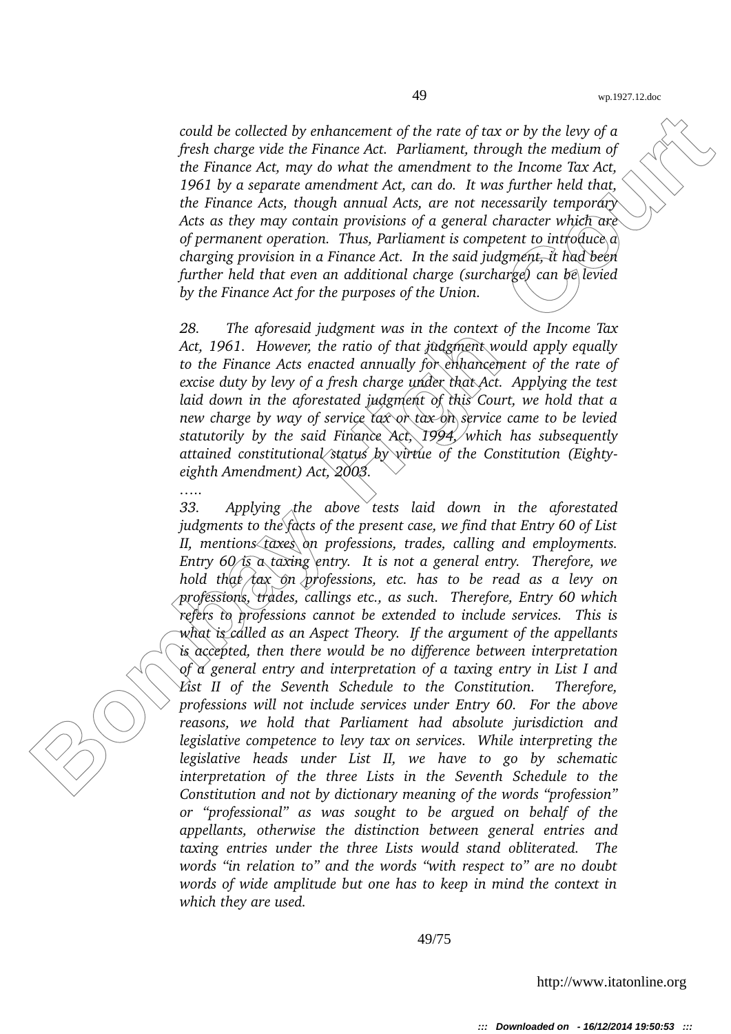*could be collected by enhancement of the rate of tax or by the levy of a fresh charge vide the Finance Act. Parliament, through the medium of the Finance Act, may do what the amendment to the Income Tax Act, 1961 by a separate amendment Act, can do. It was further held that, the Finance Acts, though annual Acts, are not necessarily temporary Acts as they may contain provisions of a general character which are of permanent operation. Thus, Parliament is competent to introduce a charging provision in a Finance Act. In the said judgment, it had been further held that even an additional charge (surcharge) can be levied by the Finance Act for the purposes of the Union.*

*28. The aforesaid judgment was in the context of the Income Tax Act, 1961. However, the ratio of that judgment would apply equally to the Finance Acts enacted annually for enhancement of the rate of excise duty by levy of a fresh charge under that Act. Applying the test laid down in the aforestated judgment of this Court, we hold that a new charge by way of service tax or tax on service came to be levied statutorily by the said Finance Act, 1994, which has subsequently attained constitutional status by virtue of the Constitution (Eighty-eighth Amendment) Act, 2003.*

*…..*

*33. Applying the above tests laid down in the aforestated judgments to the facts of the present case, we find that Entry 60 of List II, mentions taxes on professions, trades, calling and employments. Entry 60 is a taxing entry. It is not a general entry. Therefore, we hold that tax on professions, etc. has to be read as a levy on professions, trades, callings etc., as such. Therefore, Entry 60 which refers to professions cannot be extended to include services. This is what is called as an Aspect Theory. If the argument of the appellants is accepted, then there would be no difference between interpretation of a general entry and interpretation of a taxing entry in List I and List II of the Seventh Schedule to the Constitution. Therefore, professions will not include services under Entry 60. For the above reasons, we hold that Parliament had absolute jurisdiction and legislative competence to levy tax on services. While interpreting the legislative heads under List II, we have to go by schematic interpretation of the three Lists in the Seventh Schedule to the Constitution and not by dictionary meaning of the words "profession" or "professional" as was sought to be argued on behalf of the appellants, otherwise the distinction between general entries and taxing entries under the three Lists would stand obliterated. The words "in relation to" and the words "with respect to" are no doubt words of wide amplitude but one has to keep in mind the context in which they are used.*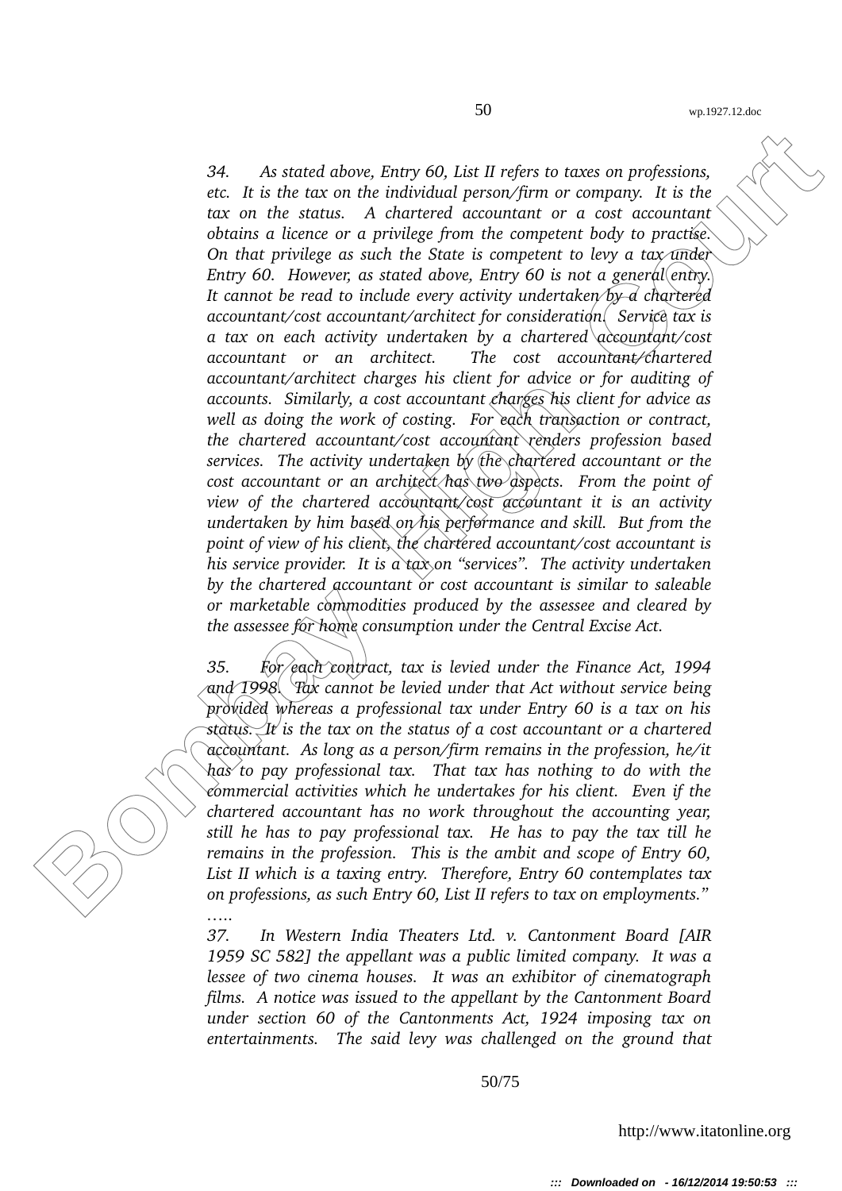*34. As stated above, Entry 60, List II refers to taxes on professions, etc. It is the tax on the individual person/firm or company. It is the tax on the status. A chartered accountant or a cost accountant obtains a licence or a privilege from the competent body to practise. On that privilege as such the State is competent to levy a tax under Entry 60. However, as stated above, Entry 60 is not a general entry. It cannot be read to include every activity undertaken by a chartered accountant/cost accountant/architect for consideration. Service tax is a tax on each activity undertaken by a chartered accountant/cost accountant or an architect. The cost accountant/chartered accountant/architect charges his client for advice or for auditing of accounts. Similarly, a cost accountant charges his client for advice as well as doing the work of costing. For each transaction or contract, the chartered accountant/cost accountant renders profession based services. The activity undertaken by the chartered accountant or the cost accountant or an architect has two aspects. From the point of view of the chartered accountant/cost accountant it is an activity undertaken by him based on his performance and skill. But from the point of view of his client, the chartered accountant/cost accountant is his service provider. It is a tax on "services". The activity undertaken by the chartered accountant or cost accountant is similar to saleable or marketable commodities produced by the assessee and cleared by the assessee for home consumption under the Central Excise Act.*

*35. For each contract, tax is levied under the Finance Act, 1994 and 1998. Tax cannot be levied under that Act without service being provided whereas a professional tax under Entry 60 is a tax on his status. It is the tax on the status of a cost accountant or a chartered accountant. As long as a person/firm remains in the profession, he/it has to pay professional tax. That tax has nothing to do with the commercial activities which he undertakes for his client. Even if the chartered accountant has no work throughout the accounting year, still he has to pay professional tax. He has to pay the tax till he remains in the profession. This is the ambit and scope of Entry 60, List II which is a taxing entry. Therefore, Entry 60 contemplates tax on professions, as such Entry 60, List II refers to tax on employments."*

*.....*

*37. In Western India Theaters Ltd. v. Cantonment Board [AIR 1959 SC 582] the appellant was a public limited company. It was a lessee of two cinema houses. It was an exhibitor of cinematograph films. A notice was issued to the appellant by the Cantonment Board under section 60 of the Cantonments Act, 1924 imposing tax on entertainments. The said levy was challenged on the ground that*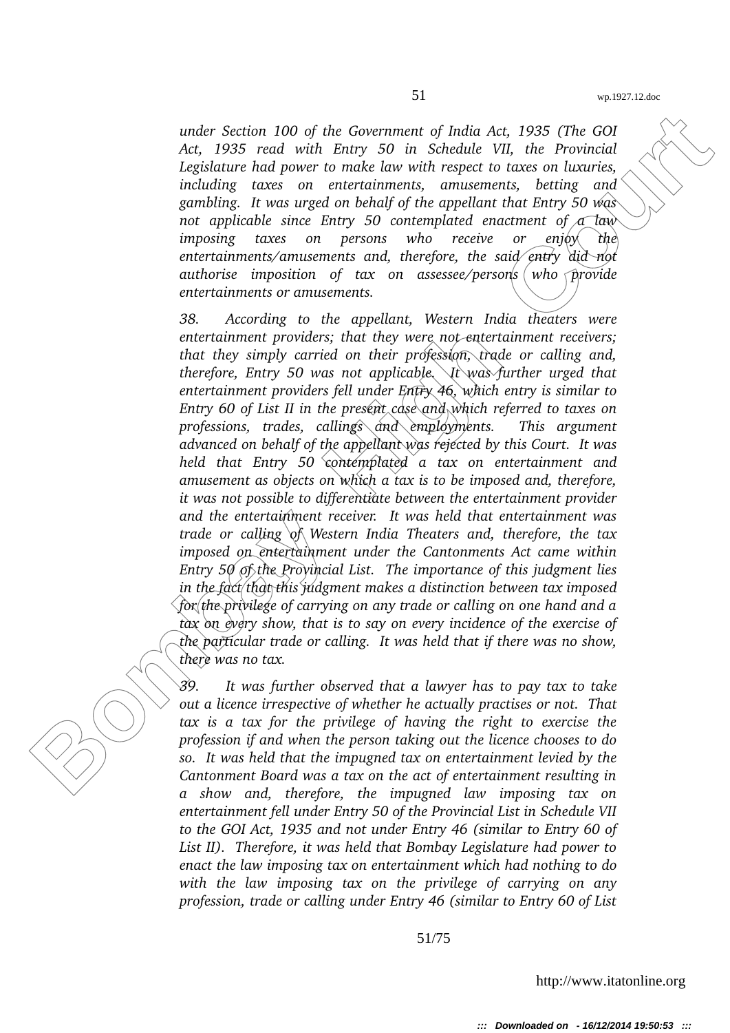*under Section 100 of the Government of India Act, 1935 (The GOI Act, 1935 read with Entry 50 in Schedule VII, the Provincial Legislature had power to make law with respect to taxes on luxuries, including taxes on entertainments, amusements, betting and gambling. It was urged on behalf of the appellant that Entry 50 was not applicable since Entry 50 contemplated enactment of a law imposing taxes on persons who receive or enjoy the entertainments/amusements and, therefore, the said entry did not authorise imposition of tax on assessee/persons who provide entertainments or amusements.*

*38. According to the appellant, Western India theaters were entertainment providers; that they were not entertainment receivers; that they simply carried on their profession, trade or calling and, therefore, Entry 50 was not applicable. It was further urged that entertainment providers fell under Entry 46, which entry is similar to Entry 60 of List II in the present case and which referred to taxes on professions, trades, callings and employments. This argument advanced on behalf of the appellant was rejected by this Court. It was held that Entry 50 contemplated a tax on entertainment and amusement as objects on which a tax is to be imposed and, therefore, it was not possible to differentiate between the entertainment provider and the entertainment receiver. It was held that entertainment was trade or calling of Western India Theaters and, therefore, the tax imposed on entertainment under the Cantonments Act came within Entry 50 of the Provincial List. The importance of this judgment lies in the fact that this judgment makes a distinction between tax imposed for the privilege of carrying on any trade or calling on one hand and a tax on every show, that is to say on every incidence of the exercise of the particular trade or calling. It was held that if there was no show, there was no tax.*

*39. It was further observed that a lawyer has to pay tax to take out a licence irrespective of whether he actually practises or not. That tax is a tax for the privilege of having the right to exercise the profession if and when the person taking out the licence chooses to do so. It was held that the impugned tax on entertainment levied by the Cantonment Board was a tax on the act of entertainment resulting in a show and, therefore, the impugned law imposing tax on entertainment fell under Entry 50 of the Provincial List in Schedule VII to the GOI Act, 1935 and not under Entry 46 (similar to Entry 60 of List II). Therefore, it was held that Bombay Legislature had power to enact the law imposing tax on entertainment which had nothing to do with the law imposing tax on the privilege of carrying on any profession, trade or calling under Entry 46 (similar to Entry 60 of List*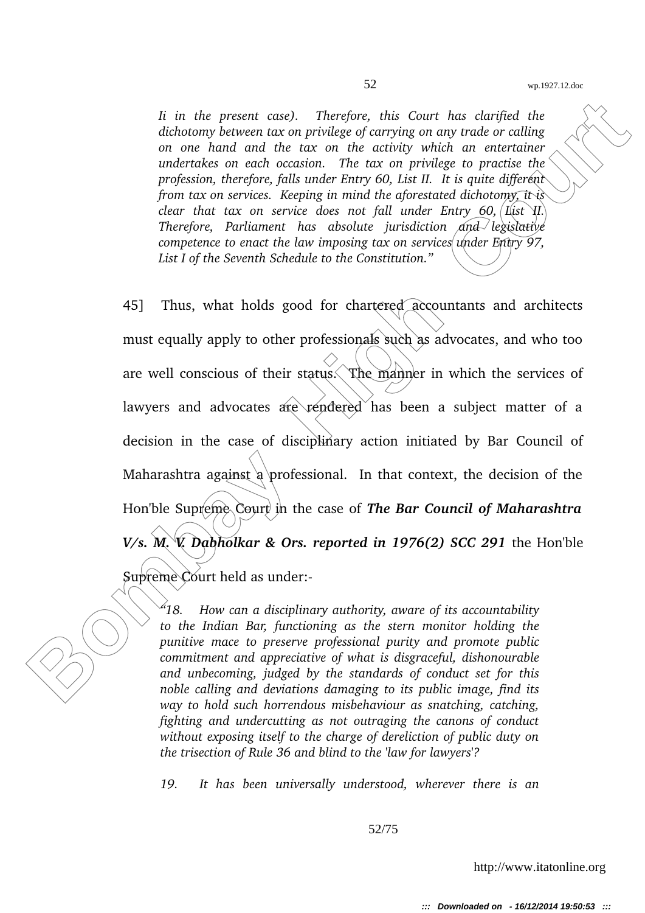*Ii in the present case). Therefore, this Court has clarified the dichotomy between tax on privilege of carrying on any trade or calling on one hand and the tax on the activity which an entertainer undertakes on each occasion. The tax on privilege to practise the profession, therefore, falls under Entry 60, List II. It is quite different from tax on services. Keeping in mind the aforestated dichotomy, it is clear that tax on service does not fall under Entry 60, List II. Therefore, Parliament has absolute jurisdiction and legislative competence to enact the law imposing tax on services under Entry 97, List I of the Seventh Schedule to the Constitution."*

45] Thus, what holds good for chartered accountants and architects must equally apply to other professionals such as advocates, and who too are well conscious of their status. The manner in which the services of lawyers and advocates are rendered has been a subject matter of a decision in the case of disciplinary action initiated by Bar Council of Maharashtra against a professional. In that context, the decision of the Hon'ble Supreme Court in the case of ***The Bar Council of Maharashtra V/s. M. V. Dabholkar & Ors. reported in 1976(2) SCC 291*** the Hon'ble Supreme Court held as under:-

*"18. How can a disciplinary authority, aware of its accountability to the Indian Bar, functioning as the stern monitor holding the punitive mace to preserve professional purity and promote public commitment and appreciative of what is disgraceful, dishonourable and unbecoming, judged by the standards of conduct set for this noble calling and deviations damaging to its public image, find its way to hold such horrendous misbehaviour as snatching, catching, fighting and undercutting as not outraging the canons of conduct without exposing itself to the charge of dereliction of public duty on the trisection of Rule 36 and blind to the 'law for lawyers'?*

*19. It has been universally understood, wherever there is an*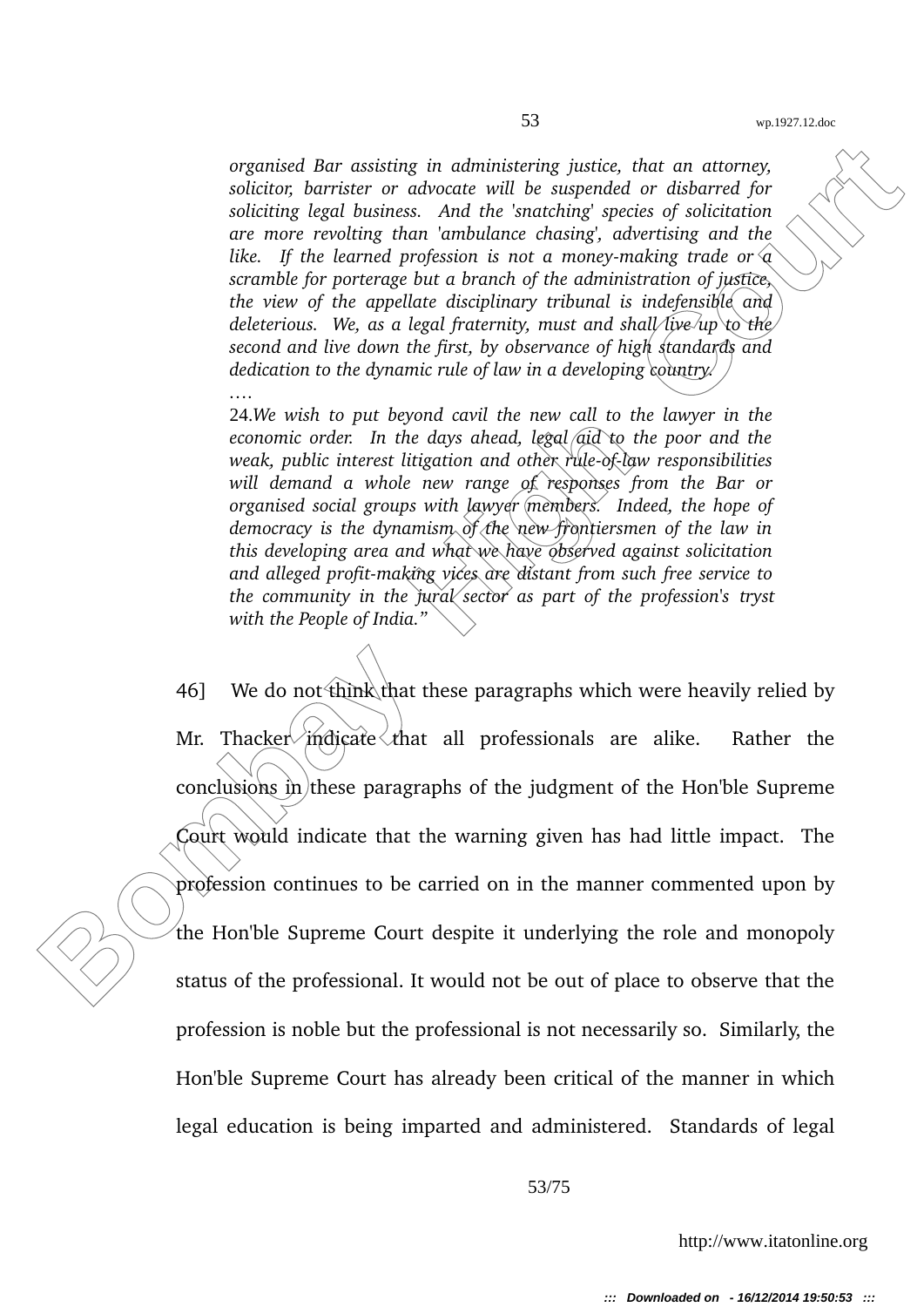> *organised Bar assisting in administering justice, that an attorney, solicitor, barrister or advocate will be suspended or disbarred for soliciting legal business. And the 'snatching' species of solicitation are more revolting than 'ambulance chasing', advertising and the like. If the learned profession is not a money-making trade or a scramble for porterage but a branch of the administration of justice, the view of the appellate disciplinary tribunal is indefensible and deleterious. We, as a legal fraternity, must and shall live up to the second and live down the first, by observance of high standards and dedication to the dynamic rule of law in a developing country.*
>
> ….
>
> 24.*We wish to put beyond cavil the new call to the lawyer in the economic order. In the days ahead, legal aid to the poor and the weak, public interest litigation and other rule-of-law responsibilities will demand a whole new range of responses from the Bar or organised social groups with lawyer members. Indeed, the hope of democracy is the dynamism of the new frontiersmen of the law in this developing area and what we have observed against solicitation and alleged profit-making vices are distant from such free service to the community in the jural sector as part of the profession's tryst with the People of India."*

46] We do not think that these paragraphs which were heavily relied by Mr. Thacker indicate that all professionals are alike. Rather the conclusions in these paragraphs of the judgment of the Hon'ble Supreme Court would indicate that the warning given has had little impact. The profession continues to be carried on in the manner commented upon by the Hon'ble Supreme Court despite it underlying the role and monopoly status of the professional. It would not be out of place to observe that the profession is noble but the professional is not necessarily so. Similarly, the Hon'ble Supreme Court has already been critical of the manner in which legal education is being imparted and administered. Standards of legal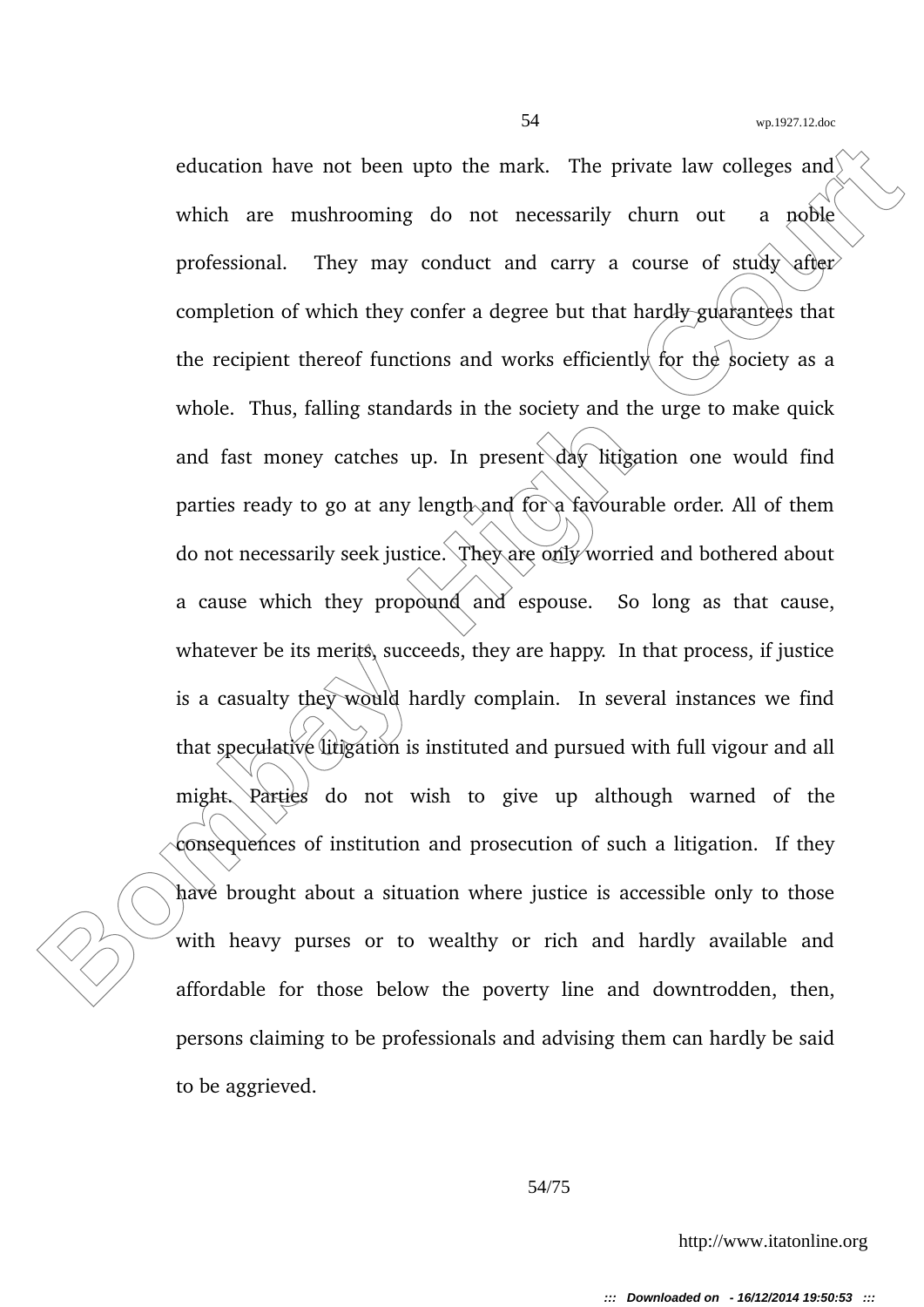education have not been upto the mark. The private law colleges and which are mushrooming do not necessarily churn out a noble professional. They may conduct and carry a course of study after completion of which they confer a degree but that hardly guarantees that the recipient thereof functions and works efficiently for the society as a whole. Thus, falling standards in the society and the urge to make quick and fast money catches up. In present day litigation one would find parties ready to go at any length and for a favourable order. All of them do not necessarily seek justice. They are only worried and bothered about a cause which they propound and espouse. So long as that cause, whatever be its merits, succeeds, they are happy. In that process, if justice is a casualty they would hardly complain. In several instances we find that speculative litigation is instituted and pursued with full vigour and all might. Parties do not wish to give up although warned of the consequences of institution and prosecution of such a litigation. If they have brought about a situation where justice is accessible only to those with heavy purses or to wealthy or rich and hardly available and affordable for those below the poverty line and downtrodden, then, persons claiming to be professionals and advising them can hardly be said to be aggrieved.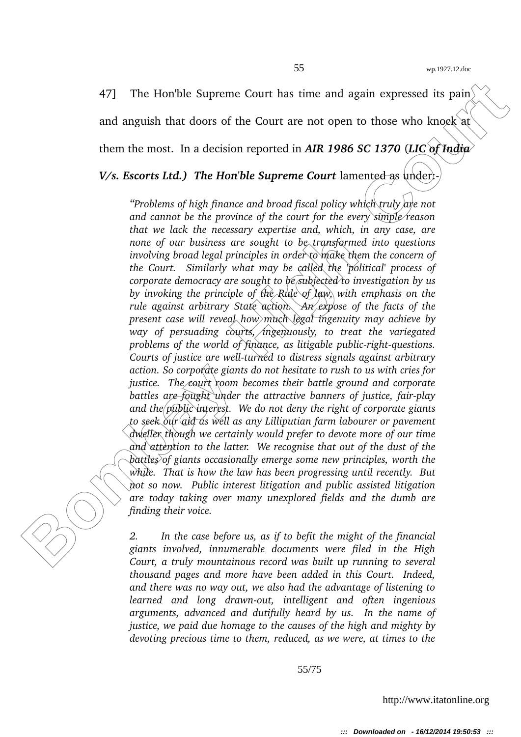47] The Hon'ble Supreme Court has time and again expressed its pain and anguish that doors of the Court are not open to those who knock at them the most. In a decision reported in ***AIR 1986 SC 1370*** (***LIC of India V/s. Escorts Ltd.)*** ***The Hon'ble Supreme Court*** lamented as under:-

> *"Problems of high finance and broad fiscal policy which truly are not and cannot be the province of the court for the every simple reason that we lack the necessary expertise and, which, in any case, are none of our business are sought to be transformed into questions involving broad legal principles in order to make them the concern of the Court. Similarly what may be called the 'political' process of corporate democracy are sought to be subjected to investigation by us by invoking the principle of the Rule of law, with emphasis on the rule against arbitrary State action. An expose of the facts of the present case will reveal how much legal ingenuity may achieve by way of persuading courts, ingenuously, to treat the variegated problems of the world of finance, as litigable public-right-questions. Courts of justice are well-turned to distress signals against arbitrary action. So corporate giants do not hesitate to rush to us with cries for justice. The court room becomes their battle ground and corporate battles are fought under the attractive banners of justice, fair-play and the public interest. We do not deny the right of corporate giants to seek our aid as well as any Lilliputian farm labourer or pavement dweller though we certainly would prefer to devote more of our time and attention to the latter. We recognise that out of the dust of the battles of giants occasionally emerge some new principles, worth the while. That is how the law has been progressing until recently. But not so now. Public interest litigation and public assisted litigation are today taking over many unexplored fields and the dumb are finding their voice.*
>
> *2. In the case before us, as if to befit the might of the financial giants involved, innumerable documents were filed in the High Court, a truly mountainous record was built up running to several thousand pages and more have been added in this Court. Indeed, and there was no way out, we also had the advantage of listening to learned and long drawn-out, intelligent and often ingenious arguments, advanced and dutifully heard by us. In the name of justice, we paid due homage to the causes of the high and mighty by devoting precious time to them, reduced, as we were, at times to the*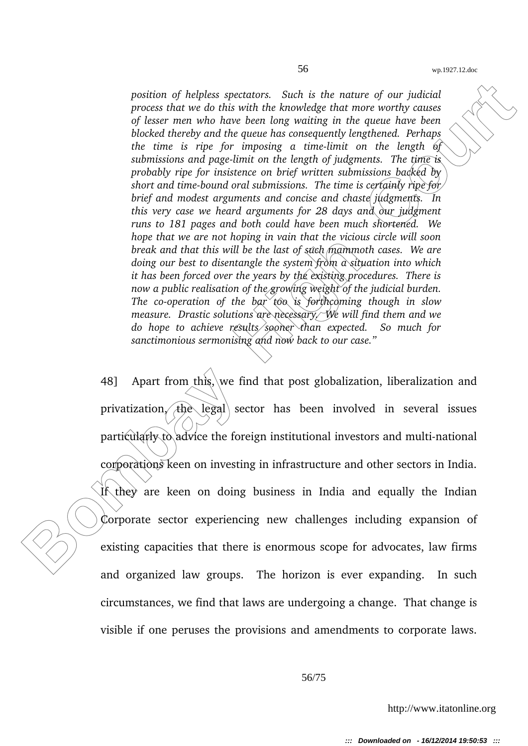*position of helpless spectators. Such is the nature of our judicial process that we do this with the knowledge that more worthy causes of lesser men who have been long waiting in the queue have been blocked thereby and the queue has consequently lengthened. Perhaps the time is ripe for imposing a time-limit on the length of submissions and page-limit on the length of judgments. The time is probably ripe for insistence on brief written submissions backed by short and time-bound oral submissions. The time is certainly ripe for brief and modest arguments and concise and chaste judgments. In this very case we heard arguments for 28 days and our judgment runs to 181 pages and both could have been much shortened. We hope that we are not hoping in vain that the vicious circle will soon break and that this will be the last of such mammoth cases. We are doing our best to disentangle the system from a situation into which it has been forced over the years by the existing procedures. There is now a public realisation of the growing weight of the judicial burden. The co-operation of the bar too is forthcoming though in slow measure. Drastic solutions are necessary. We will find them and we do hope to achieve results sooner than expected. So much for sanctimonious sermonising and now back to our case."*

48] Apart from this, we find that post globalization, liberalization and privatization, the legal sector has been involved in several issues particularly to advice the foreign institutional investors and multi-national corporations keen on investing in infrastructure and other sectors in India. If they are keen on doing business in India and equally the Indian Corporate sector experiencing new challenges including expansion of existing capacities that there is enormous scope for advocates, law firms and organized law groups. The horizon is ever expanding. In such circumstances, we find that laws are undergoing a change. That change is visible if one peruses the provisions and amendments to corporate laws.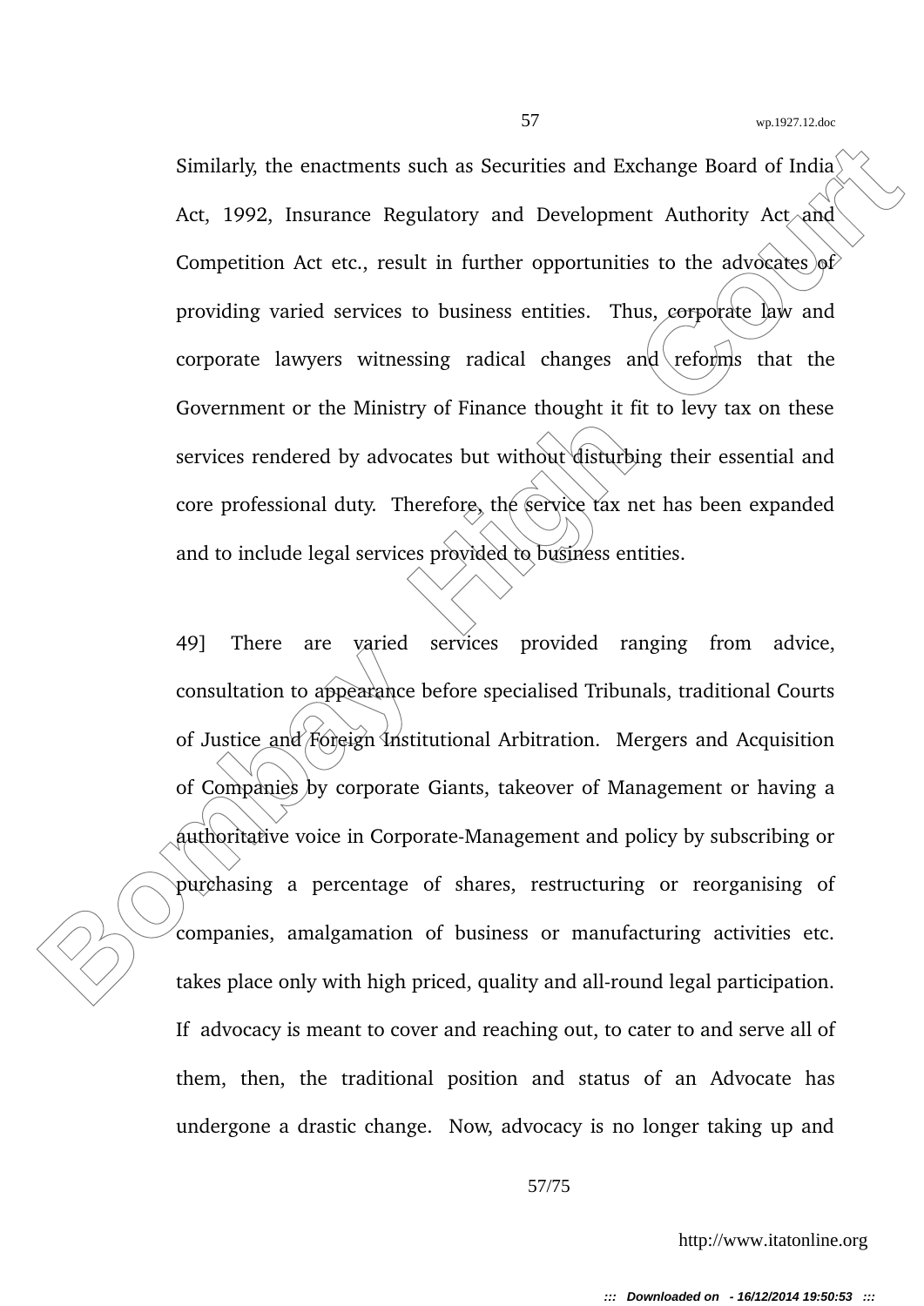Similarly, the enactments such as Securities and Exchange Board of India Act, 1992, Insurance Regulatory and Development Authority Act and Competition Act etc., result in further opportunities to the advocates of providing varied services to business entities. Thus, corporate law and corporate lawyers witnessing radical changes and reforms that the Government or the Ministry of Finance thought it fit to levy tax on these services rendered by advocates but without disturbing their essential and core professional duty. Therefore, the service tax net has been expanded and to include legal services provided to business entities.

49] There are varied services provided ranging from advice, consultation to appearance before specialised Tribunals, traditional Courts of Justice and Foreign Institutional Arbitration. Mergers and Acquisition of Companies by corporate Giants, takeover of Management or having a authoritative voice in Corporate-Management and policy by subscribing or purchasing a percentage of shares, restructuring or reorganising of companies, amalgamation of business or manufacturing activities etc. takes place only with high priced, quality and all-round legal participation. If advocacy is meant to cover and reaching out, to cater to and serve all of them, then, the traditional position and status of an Advocate has undergone a drastic change. Now, advocacy is no longer taking up and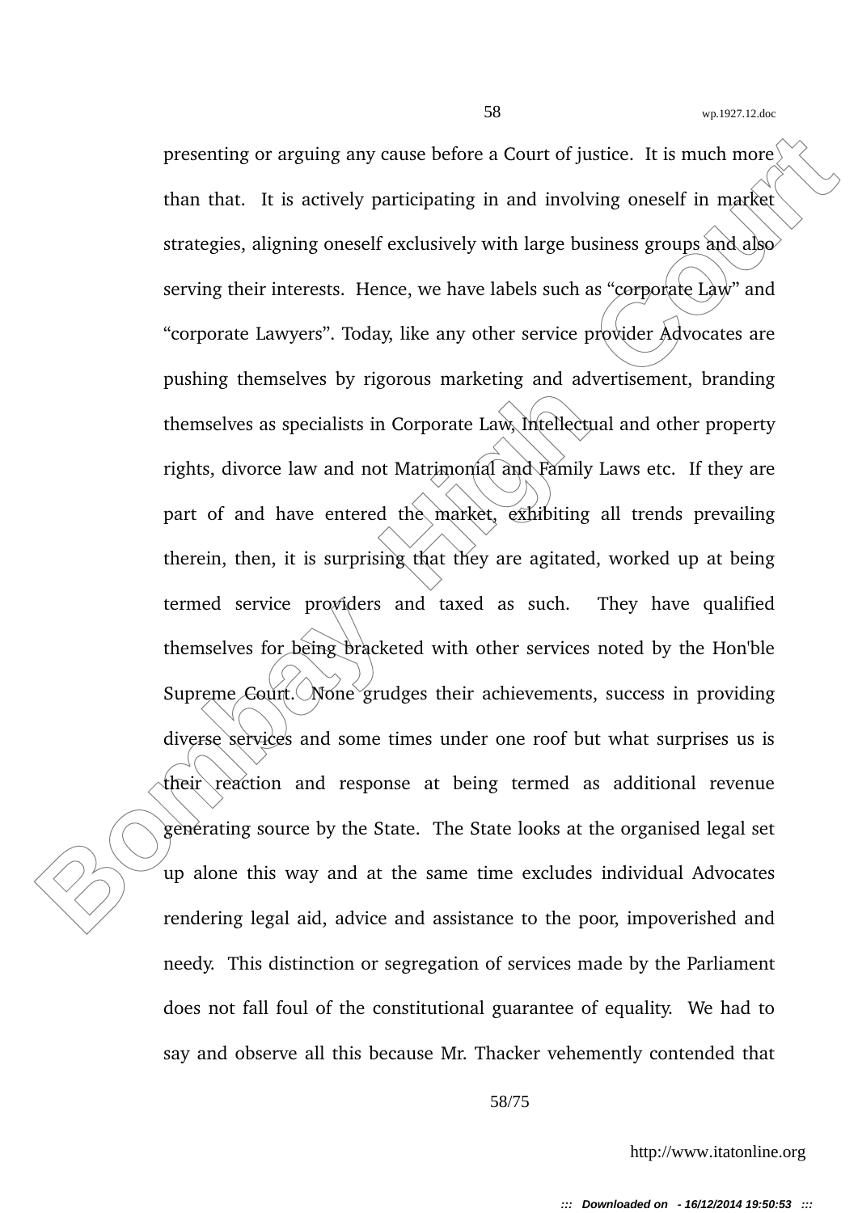presenting or arguing any cause before a Court of justice. It is much more than that. It is actively participating in and involving oneself in market strategies, aligning oneself exclusively with large business groups and also serving their interests. Hence, we have labels such as "corporate Law" and "corporate Lawyers". Today, like any other service provider Advocates are pushing themselves by rigorous marketing and advertisement, branding themselves as specialists in Corporate Law, Intellectual and other property rights, divorce law and not Matrimonial and Family Laws etc. If they are part of and have entered the market, exhibiting all trends prevailing therein, then, it is surprising that they are agitated, worked up at being termed service providers and taxed as such. They have qualified themselves for being bracketed with other services noted by the Hon'ble Supreme Court. None grudges their achievements, success in providing diverse services and some times under one roof but what surprises us is their reaction and response at being termed as additional revenue generating source by the State. The State looks at the organised legal set up alone this way and at the same time excludes individual Advocates rendering legal aid, advice and assistance to the poor, impoverished and needy. This distinction or segregation of services made by the Parliament does not fall foul of the constitutional guarantee of equality. We had to say and observe all this because Mr. Thacker vehemently contended that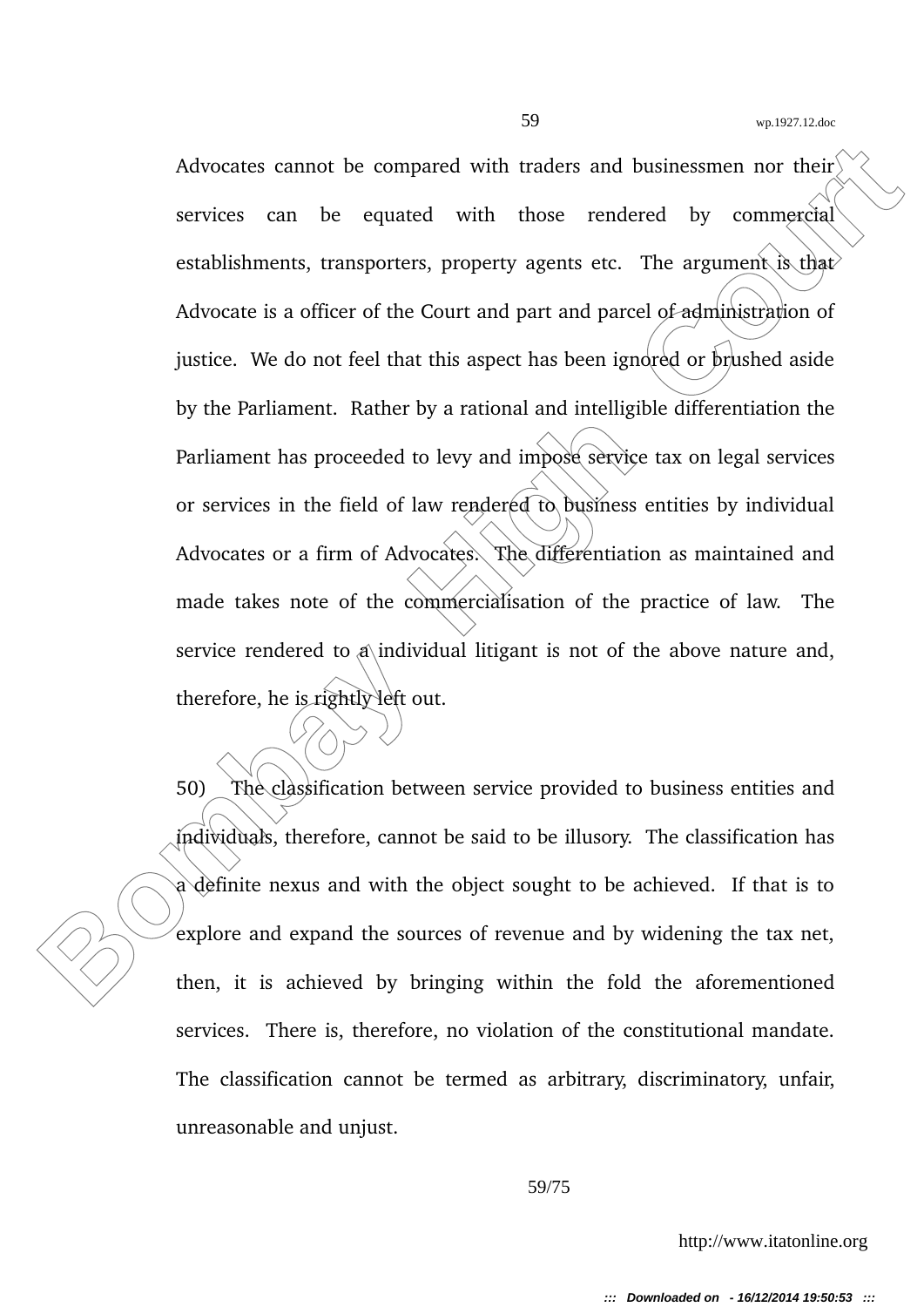Advocates cannot be compared with traders and businessmen nor their services can be equated with those rendered by commercial establishments, transporters, property agents etc. The argument is that Advocate is a officer of the Court and part and parcel of administration of justice. We do not feel that this aspect has been ignored or brushed aside by the Parliament. Rather by a rational and intelligible differentiation the Parliament has proceeded to levy and impose service tax on legal services or services in the field of law rendered to business entities by individual Advocates or a firm of Advocates. The differentiation as maintained and made takes note of the commercialisation of the practice of law. The service rendered to a individual litigant is not of the above nature and, therefore, he is rightly left out.

50) The classification between service provided to business entities and individuals, therefore, cannot be said to be illusory. The classification has a definite nexus and with the object sought to be achieved. If that is to explore and expand the sources of revenue and by widening the tax net, then, it is achieved by bringing within the fold the aforementioned services. There is, therefore, no violation of the constitutional mandate. The classification cannot be termed as arbitrary, discriminatory, unfair, unreasonable and unjust.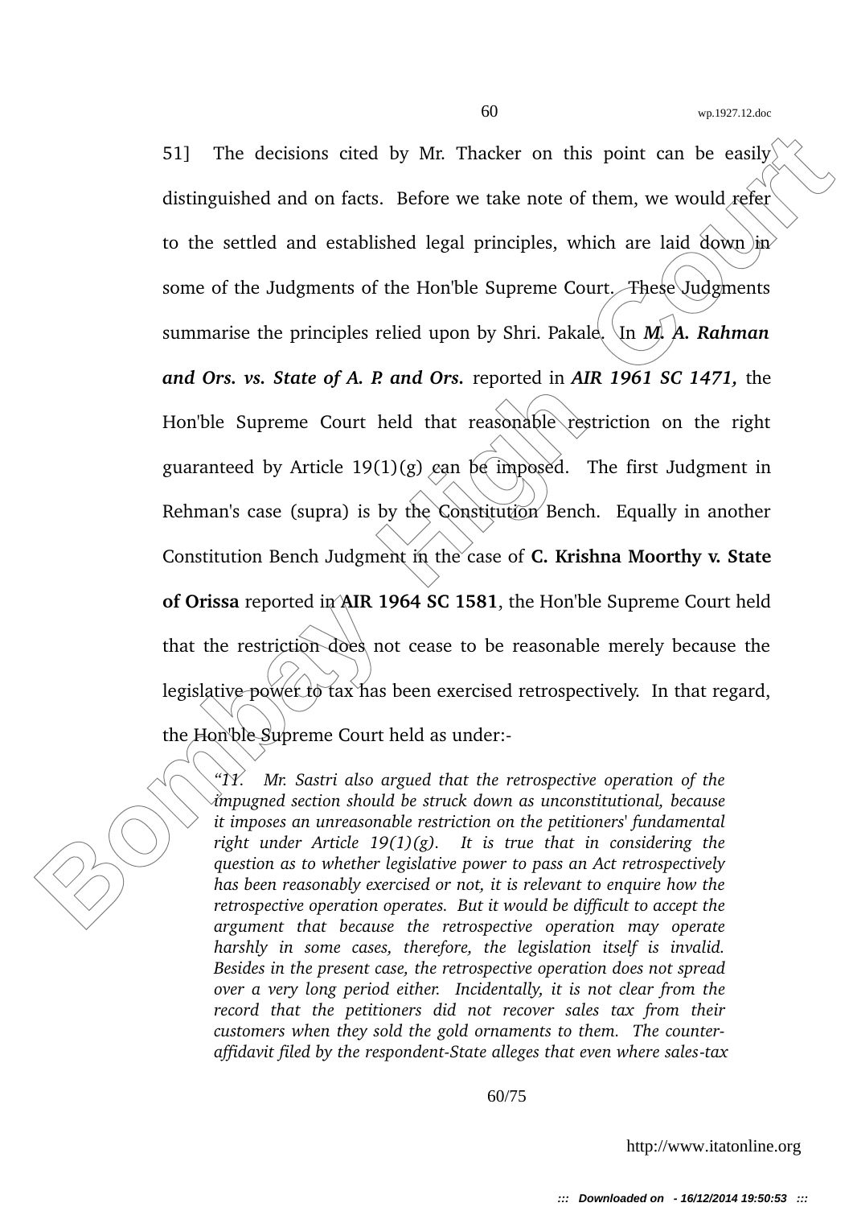51] The decisions cited by Mr. Thacker on this point can be easily distinguished and on facts. Before we take note of them, we would refer to the settled and established legal principles, which are laid down in some of the Judgments of the Hon'ble Supreme Court. These Judgments summarise the principles relied upon by Shri. Pakale. In ***M. A. Rahman and Ors. vs. State of A. P. and Ors.*** reported in ***AIR 1961 SC 1471,*** the Hon'ble Supreme Court held that reasonable restriction on the right guaranteed by Article 19(1)(g) can be imposed. The first Judgment in Rehman's case (supra) is by the Constitution Bench. Equally in another Constitution Bench Judgment in the case of **C. Krishna Moorthy v. State of Orissa** reported in **AIR 1964 SC 1581**, the Hon'ble Supreme Court held that the restriction does not cease to be reasonable merely because the legislative power to tax has been exercised retrospectively. In that regard, the Hon'ble Supreme Court held as under:-

> *"11. Mr. Sastri also argued that the retrospective operation of the impugned section should be struck down as unconstitutional, because it imposes an unreasonable restriction on the petitioners' fundamental right under Article 19(1)(g). It is true that in considering the question as to whether legislative power to pass an Act retrospectively has been reasonably exercised or not, it is relevant to enquire how the retrospective operation operates. But it would be difficult to accept the argument that because the retrospective operation may operate harshly in some cases, therefore, the legislation itself is invalid. Besides in the present case, the retrospective operation does not spread over a very long period either. Incidentally, it is not clear from the record that the petitioners did not recover sales tax from their customers when they sold the gold ornaments to them. The counter-affidavit filed by the respondent-State alleges that even where sales-tax*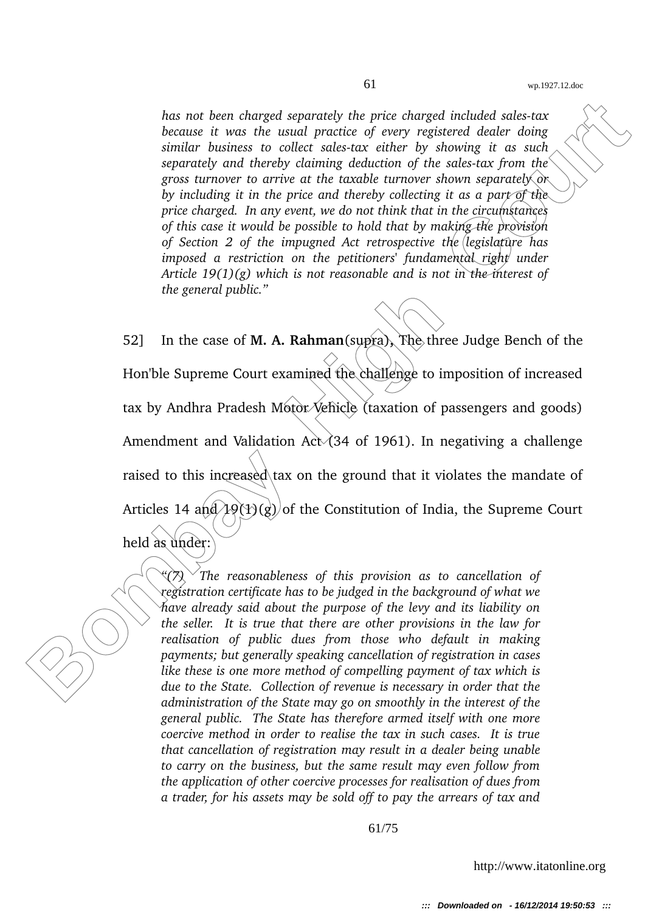*has not been charged separately the price charged included sales-tax because it was the usual practice of every registered dealer doing similar business to collect sales-tax either by showing it as such separately and thereby claiming deduction of the sales-tax from the gross turnover to arrive at the taxable turnover shown separately or by including it in the price and thereby collecting it as a part of the price charged. In any event, we do not think that in the circumstances of this case it would be possible to hold that by making the provision of Section 2 of the impugned Act retrospective the legislature has imposed a restriction on the petitioners' fundamental right under Article 19(1)(g) which is not reasonable and is not in the interest of the general public."*

52] In the case of **M. A. Rahman**(supra), The three Judge Bench of the Hon'ble Supreme Court examined the challenge to imposition of increased tax by Andhra Pradesh Motor Vehicle (taxation of passengers and goods) Amendment and Validation Act (34 of 1961). In negativing a challenge raised to this increased tax on the ground that it violates the mandate of Articles 14 and 19(1)(g) of the Constitution of India, the Supreme Court held as under:

*"(7) The reasonableness of this provision as to cancellation of registration certificate has to be judged in the background of what we have already said about the purpose of the levy and its liability on the seller. It is true that there are other provisions in the law for realisation of public dues from those who default in making payments; but generally speaking cancellation of registration in cases like these is one more method of compelling payment of tax which is due to the State. Collection of revenue is necessary in order that the administration of the State may go on smoothly in the interest of the general public. The State has therefore armed itself with one more coercive method in order to realise the tax in such cases. It is true that cancellation of registration may result in a dealer being unable to carry on the business, but the same result may even follow from the application of other coercive processes for realisation of dues from a trader, for his assets may be sold off to pay the arrears of tax and*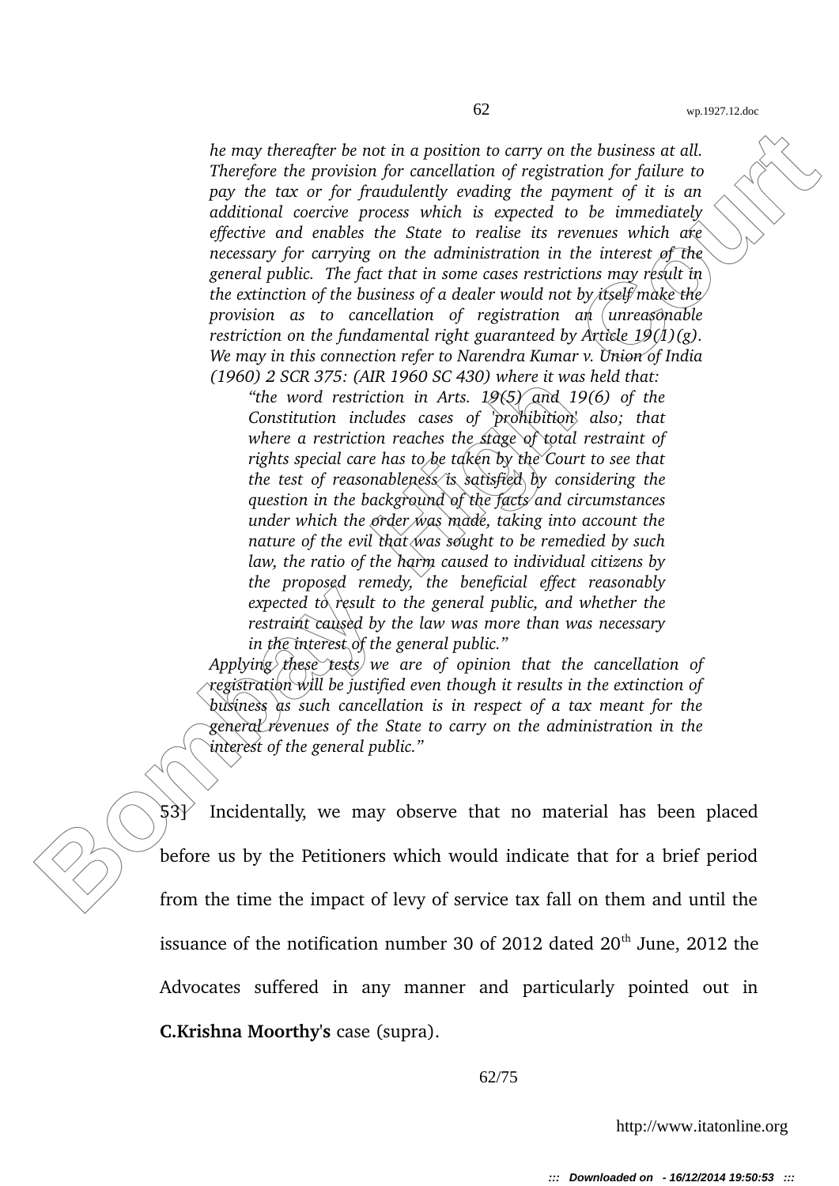*he may thereafter be not in a position to carry on the business at all. Therefore the provision for cancellation of registration for failure to pay the tax or for fraudulently evading the payment of it is an additional coercive process which is expected to be immediately effective and enables the State to realise its revenues which are necessary for carrying on the administration in the interest of the general public. The fact that in some cases restrictions may result in the extinction of the business of a dealer would not by itself make the provision as to cancellation of registration an unreasonable restriction on the fundamental right guaranteed by Article 19(1)(g). We may in this connection refer to Narendra Kumar v. Union of India (1960) 2 SCR 375: (AIR 1960 SC 430) where it was held that:*

> *"the word restriction in Arts. 19(5) and 19(6) of the Constitution includes cases of 'prohibition' also; that where a restriction reaches the stage of total restraint of rights special care has to be taken by the Court to see that the test of reasonableness is satisfied by considering the question in the background of the facts and circumstances under which the order was made, taking into account the nature of the evil that was sought to be remedied by such law, the ratio of the harm caused to individual citizens by the proposed remedy, the beneficial effect reasonably expected to result to the general public, and whether the restraint caused by the law was more than was necessary in the interest of the general public."*

*Applying these tests we are of opinion that the cancellation of registration will be justified even though it results in the extinction of business as such cancellation is in respect of a tax meant for the general revenues of the State to carry on the administration in the interest of the general public."*

53] Incidentally, we may observe that no material has been placed before us by the Petitioners which would indicate that for a brief period from the time the impact of levy of service tax fall on them and until the issuance of the notification number 30 of 2012 dated 20th June, 2012 the Advocates suffered in any manner and particularly pointed out in **C.Krishna Moorthy's** case (supra).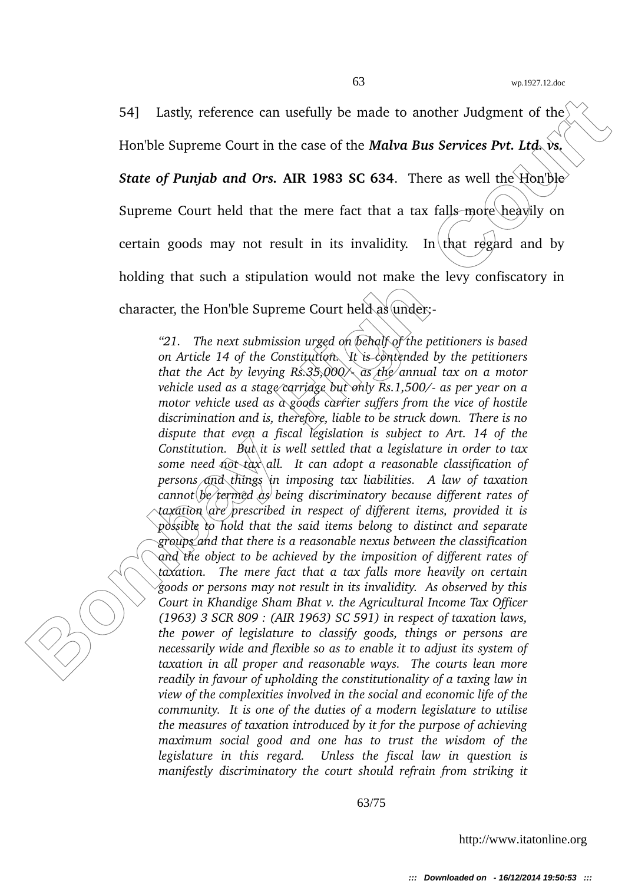54] Lastly, reference can usefully be made to another Judgment of the Hon'ble Supreme Court in the case of the ***Malva Bus Services Pvt. Ltd. vs. State of Punjab and Ors.*** **AIR 1983 SC 634**. There as well the Hon'ble Supreme Court held that the mere fact that a tax falls more heavily on certain goods may not result in its invalidity. In that regard and by holding that such a stipulation would not make the levy confiscatory in character, the Hon'ble Supreme Court held as under:-

> *"21. The next submission urged on behalf of the petitioners is based on Article 14 of the Constitution. It is contended by the petitioners that the Act by levying Rs.35,000/- as the annual tax on a motor vehicle used as a stage carriage but only Rs.1,500/- as per year on a motor vehicle used as a goods carrier suffers from the vice of hostile discrimination and is, therefore, liable to be struck down. There is no dispute that even a fiscal legislation is subject to Art. 14 of the Constitution. But it is well settled that a legislature in order to tax some need not tax all. It can adopt a reasonable classification of persons and things in imposing tax liabilities. A law of taxation cannot be termed as being discriminatory because different rates of taxation are prescribed in respect of different items, provided it is possible to hold that the said items belong to distinct and separate groups and that there is a reasonable nexus between the classification and the object to be achieved by the imposition of different rates of taxation. The mere fact that a tax falls more heavily on certain goods or persons may not result in its invalidity. As observed by this Court in Khandige Sham Bhat v. the Agricultural Income Tax Officer (1963) 3 SCR 809 : (AIR 1963) SC 591) in respect of taxation laws, the power of legislature to classify goods, things or persons are necessarily wide and flexible so as to enable it to adjust its system of taxation in all proper and reasonable ways. The courts lean more readily in favour of upholding the constitutionality of a taxing law in view of the complexities involved in the social and economic life of the community. It is one of the duties of a modern legislature to utilise the measures of taxation introduced by it for the purpose of achieving maximum social good and one has to trust the wisdom of the legislature in this regard. Unless the fiscal law in question is manifestly discriminatory the court should refrain from striking it*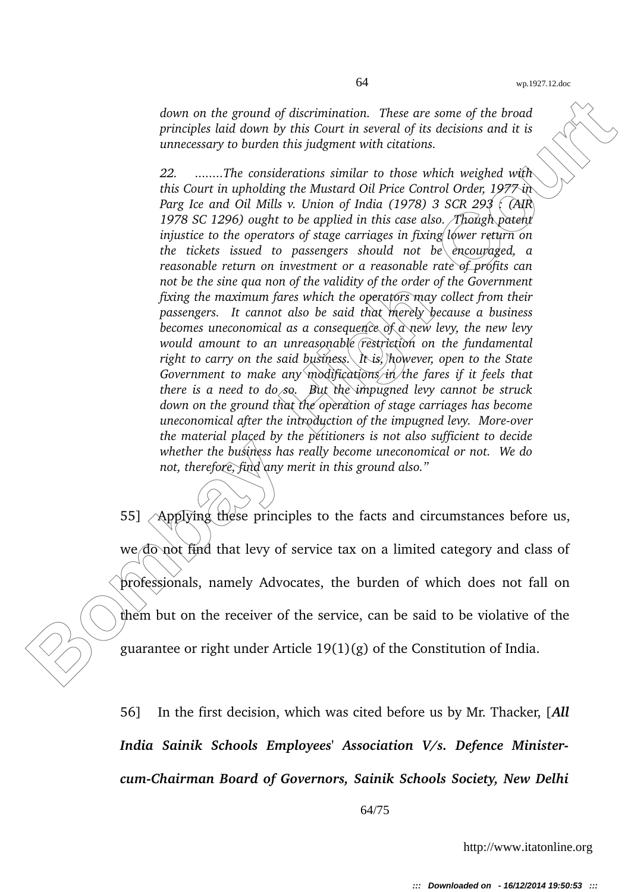*down on the ground of discrimination. These are some of the broad principles laid down by this Court in several of its decisions and it is unnecessary to burden this judgment with citations.*

> *22. ........The considerations similar to those which weighed with this Court in upholding the Mustard Oil Price Control Order, 1977 in Parg Ice and Oil Mills v. Union of India (1978) 3 SCR 293 : (AIR 1978 SC 1296) ought to be applied in this case also. Though patent injustice to the operators of stage carriages in fixing lower return on the tickets issued to passengers should not be encouraged, a reasonable return on investment or a reasonable rate of profits can not be the sine qua non of the validity of the order of the Government fixing the maximum fares which the operators may collect from their passengers. It cannot also be said that merely because a business becomes uneconomical as a consequence of a new levy, the new levy would amount to an unreasonable restriction on the fundamental right to carry on the said business. It is, however, open to the State Government to make any modifications in the fares if it feels that there is a need to do so. But the impugned levy cannot be struck down on the ground that the operation of stage carriages has become uneconomical after the introduction of the impugned levy. More-over the material placed by the petitioners is not also sufficient to decide whether the business has really become uneconomical or not. We do not, therefore, find any merit in this ground also."*

55] Applying these principles to the facts and circumstances before us, we do not find that levy of service tax on a limited category and class of professionals, namely Advocates, the burden of which does not fall on them but on the receiver of the service, can be said to be violative of the guarantee or right under Article 19(1)(g) of the Constitution of India.

56] In the first decision, which was cited before us by Mr. Thacker, [***All India Sainik Schools Employees' Association V/s. Defence Minister-cum-Chairman Board of Governors, Sainik Schools Society, New Delhi***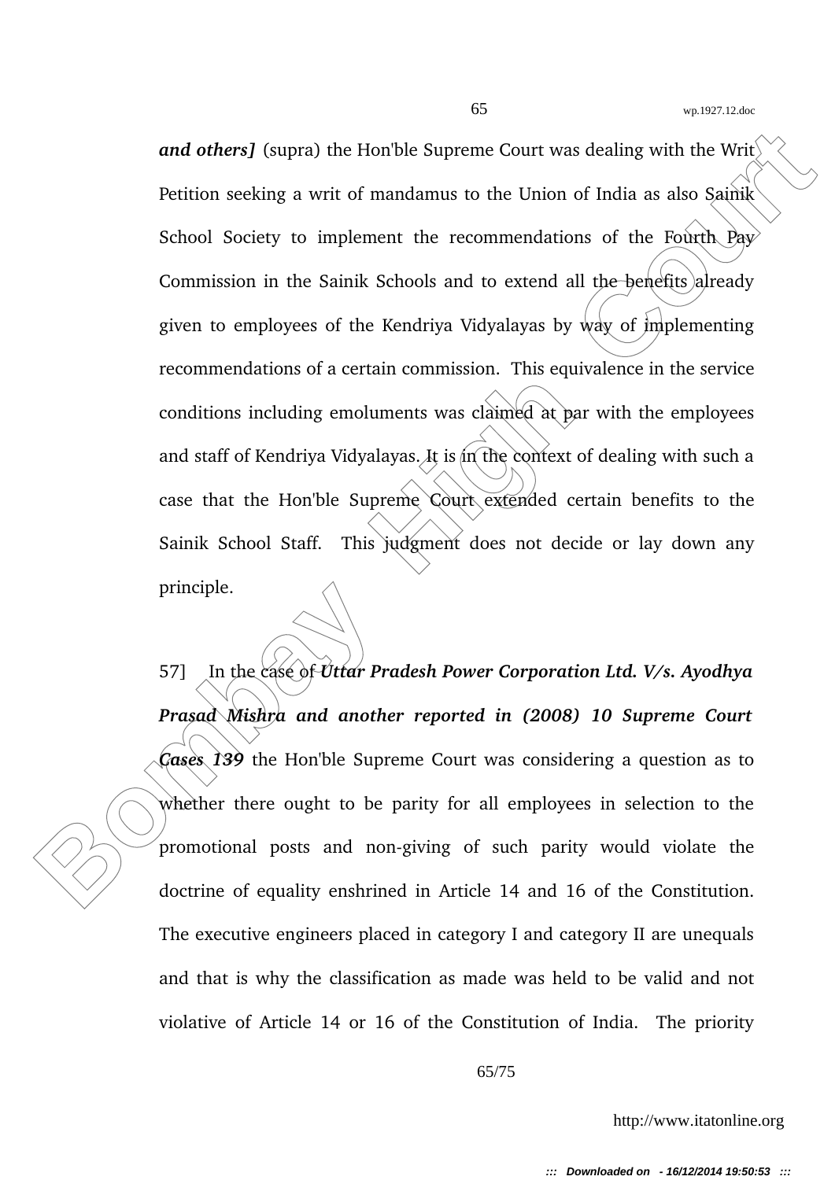***and others]*** (supra) the Hon'ble Supreme Court was dealing with the Writ Petition seeking a writ of mandamus to the Union of India as also Sainik School Society to implement the recommendations of the Fourth Pay Commission in the Sainik Schools and to extend all the benefits already given to employees of the Kendriya Vidyalayas by way of implementing recommendations of a certain commission. This equivalence in the service conditions including emoluments was claimed at par with the employees and staff of Kendriya Vidyalayas. It is in the context of dealing with such a case that the Hon'ble Supreme Court extended certain benefits to the Sainik School Staff. This judgment does not decide or lay down any principle.

57] In the case of ***Uttar Pradesh Power Corporation Ltd. V/s. Ayodhya Prasad Mishra and another reported in (2008) 10 Supreme Court Cases 139*** the Hon'ble Supreme Court was considering a question as to whether there ought to be parity for all employees in selection to the promotional posts and non-giving of such parity would violate the doctrine of equality enshrined in Article 14 and 16 of the Constitution. The executive engineers placed in category I and category II are unequals and that is why the classification as made was held to be valid and not violative of Article 14 or 16 of the Constitution of India. The priority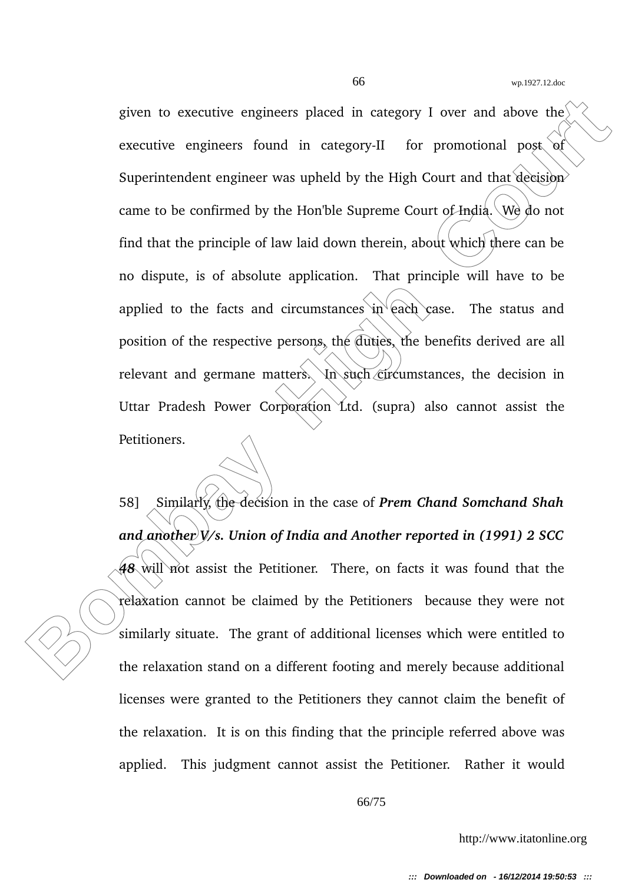given to executive engineers placed in category I over and above the executive engineers found in category-II for promotional post of Superintendent engineer was upheld by the High Court and that decision came to be confirmed by the Hon'ble Supreme Court of India. We do not find that the principle of law laid down therein, about which there can be no dispute, is of absolute application. That principle will have to be applied to the facts and circumstances in each case. The status and position of the respective persons, the duties, the benefits derived are all relevant and germane matters. In such circumstances, the decision in Uttar Pradesh Power Corporation Ltd. (supra) also cannot assist the Petitioners.

58] Similarly, the decision in the case of ***Prem Chand Somchand Shah and another V/s. Union of India and Another reported in (1991) 2 SCC 48*** will not assist the Petitioner. There, on facts it was found that the relaxation cannot be claimed by the Petitioners because they were not similarly situate. The grant of additional licenses which were entitled to the relaxation stand on a different footing and merely because additional licenses were granted to the Petitioners they cannot claim the benefit of the relaxation. It is on this finding that the principle referred above was applied. This judgment cannot assist the Petitioner. Rather it would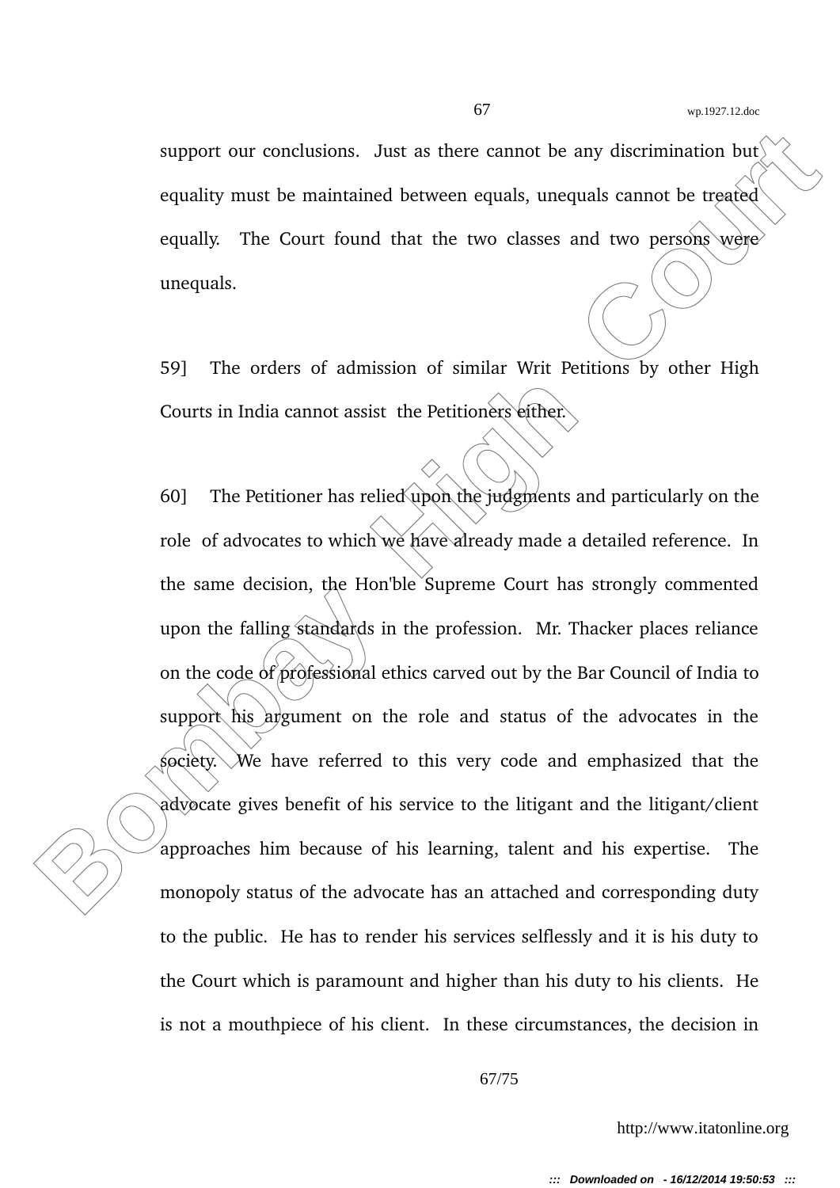support our conclusions. Just as there cannot be any discrimination but equality must be maintained between equals, unequals cannot be treated equally. The Court found that the two classes and two persons were unequals.

59] The orders of admission of similar Writ Petitions by other High Courts in India cannot assist the Petitioners either.

60] The Petitioner has relied upon the judgments and particularly on the role of advocates to which we have already made a detailed reference. In the same decision, the Hon'ble Supreme Court has strongly commented upon the falling standards in the profession. Mr. Thacker places reliance on the code of professional ethics carved out by the Bar Council of India to support his argument on the role and status of the advocates in the society. We have referred to this very code and emphasized that the advocate gives benefit of his service to the litigant and the litigant/client approaches him because of his learning, talent and his expertise. The monopoly status of the advocate has an attached and corresponding duty to the public. He has to render his services selflessly and it is his duty to the Court which is paramount and higher than his duty to his clients. He is not a mouthpiece of his client. In these circumstances, the decision in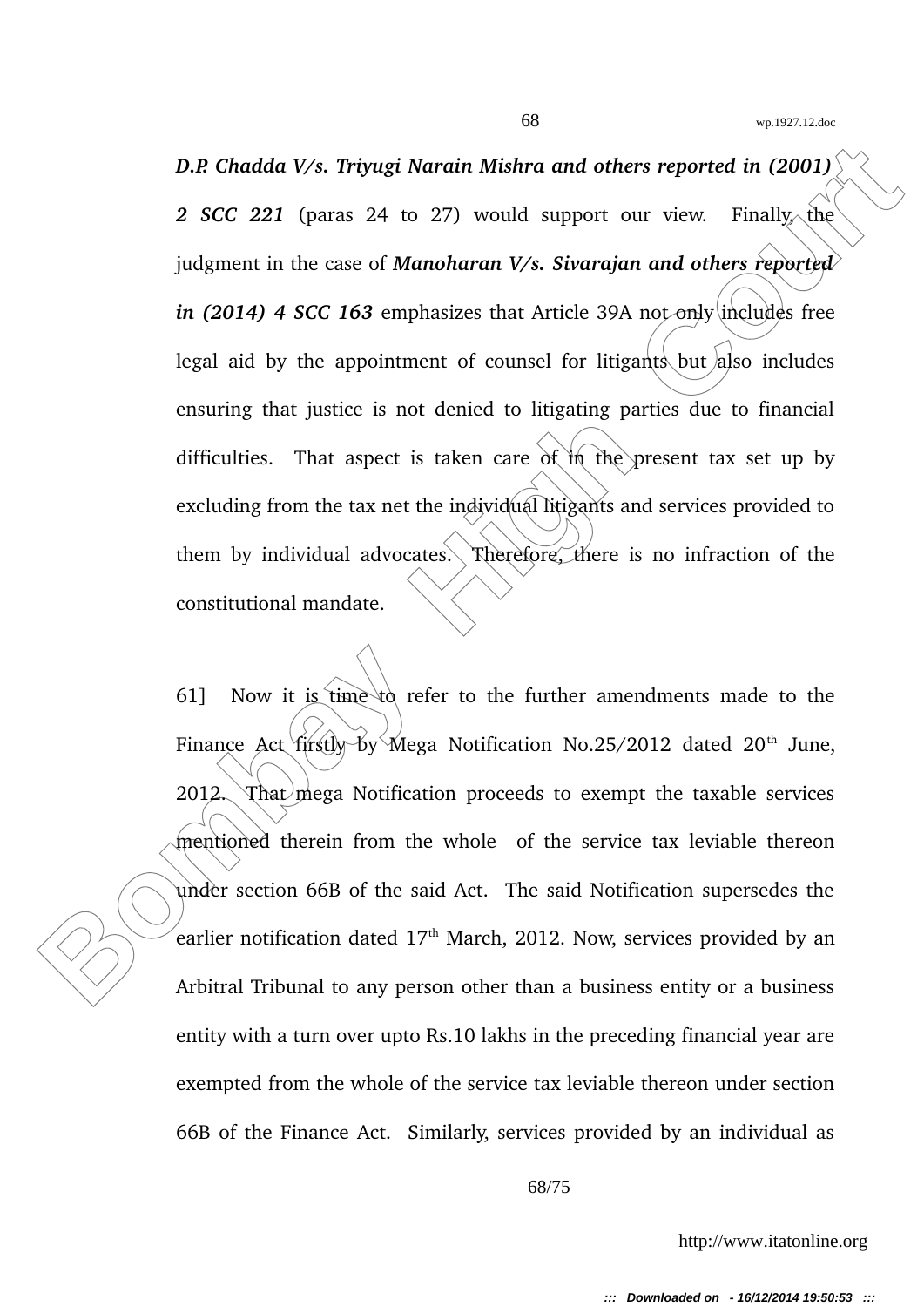***D.P. Chadda V/s. Triyugi Narain Mishra and others reported in (2001) 2 SCC 221*** (paras 24 to 27) would support our view. Finally, the judgment in the case of ***Manoharan V/s. Sivarajan and others reported in (2014) 4 SCC 163*** emphasizes that Article 39A not only includes free legal aid by the appointment of counsel for litigants but also includes ensuring that justice is not denied to litigating parties due to financial difficulties. That aspect is taken care of in the present tax set up by excluding from the tax net the individual litigants and services provided to them by individual advocates. Therefore, there is no infraction of the constitutional mandate.

61] Now it is time to refer to the further amendments made to the Finance Act firstly by Mega Notification No.25/2012 dated 20th June, 2012. That mega Notification proceeds to exempt the taxable services mentioned therein from the whole of the service tax leviable thereon under section 66B of the said Act. The said Notification supersedes the earlier notification dated 17th March, 2012. Now, services provided by an Arbitral Tribunal to any person other than a business entity or a business entity with a turn over upto Rs.10 lakhs in the preceding financial year are exempted from the whole of the service tax leviable thereon under section 66B of the Finance Act. Similarly, services provided by an individual as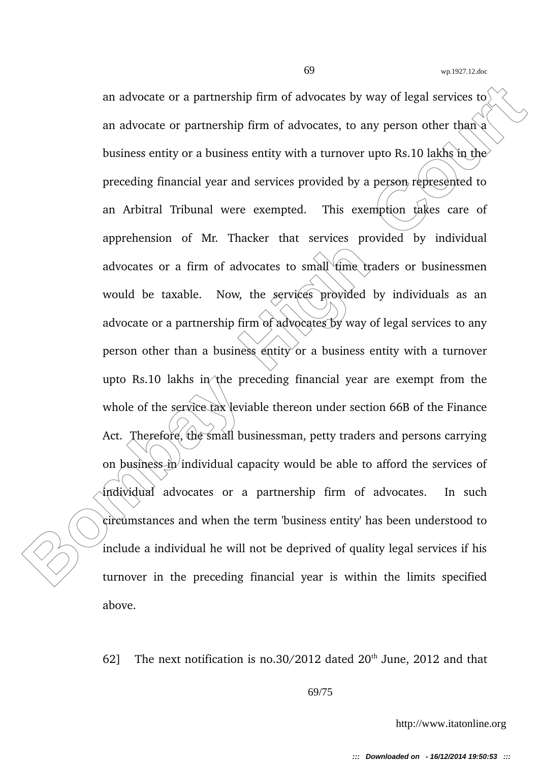an advocate or a partnership firm of advocates by way of legal services to an advocate or partnership firm of advocates, to any person other than a business entity or a business entity with a turnover upto Rs.10 lakhs in the preceding financial year and services provided by a person represented to an Arbitral Tribunal were exempted. This exemption takes care of apprehension of Mr. Thacker that services provided by individual advocates or a firm of advocates to small time traders or businessmen would be taxable. Now, the services provided by individuals as an advocate or a partnership firm of advocates by way of legal services to any person other than a business entity or a business entity with a turnover upto Rs.10 lakhs in the preceding financial year are exempt from the whole of the service tax leviable thereon under section 66B of the Finance Act. Therefore, the small businessman, petty traders and persons carrying on business in individual capacity would be able to afford the services of individual advocates or a partnership firm of advocates. In such circumstances and when the term 'business entity' has been understood to include a individual he will not be deprived of quality legal services if his turnover in the preceding financial year is within the limits specified above.

62] The next notification is no.30/2012 dated 20th June, 2012 and that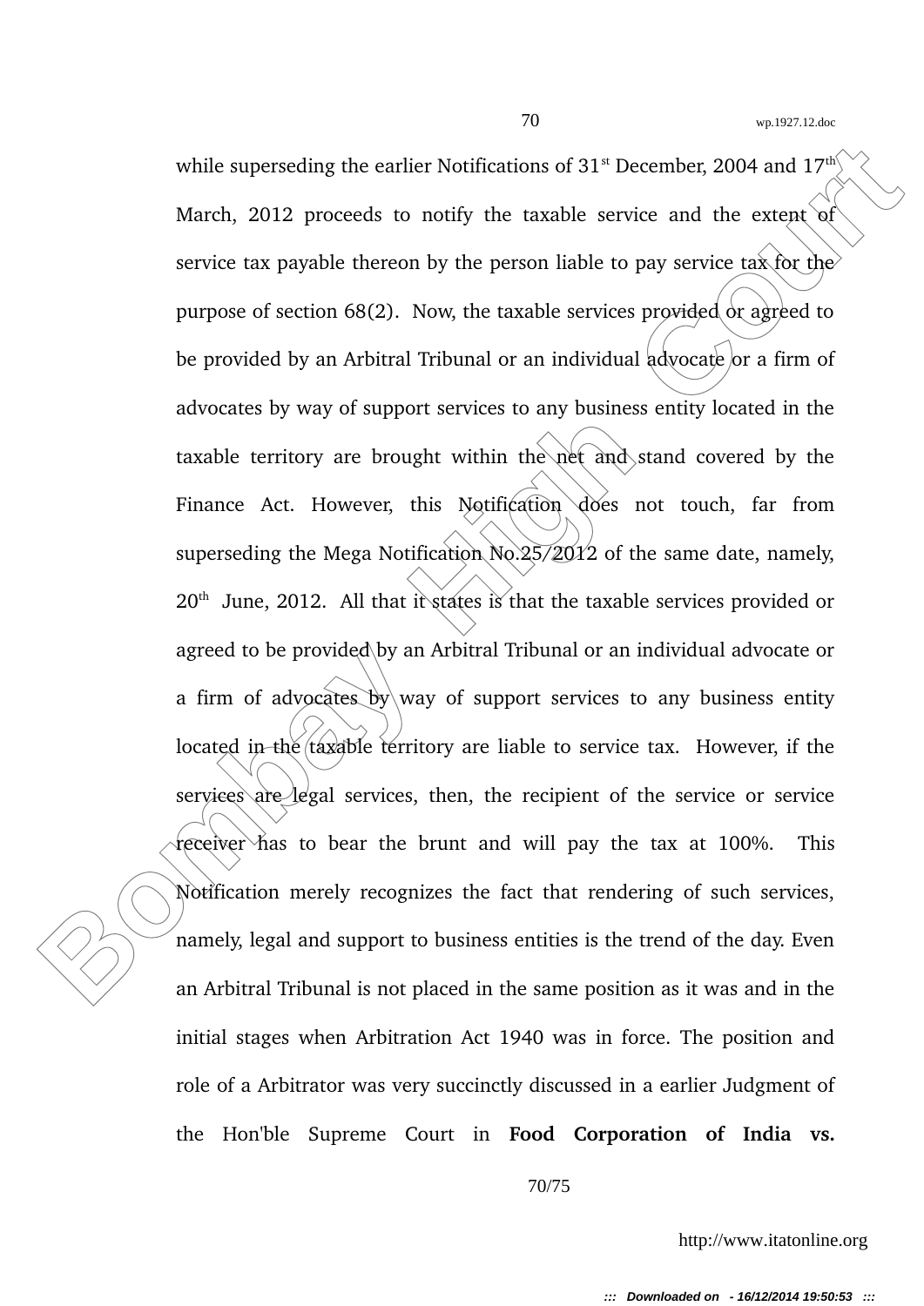while superseding the earlier Notifications of 31st December, 2004 and 17th March, 2012 proceeds to notify the taxable service and the extent of service tax payable thereon by the person liable to pay service tax for the purpose of section 68(2). Now, the taxable services provided or agreed to be provided by an Arbitral Tribunal or an individual advocate or a firm of advocates by way of support services to any business entity located in the taxable territory are brought within the net and stand covered by the Finance Act. However, this Notification does not touch, far from superseding the Mega Notification No.25/2012 of the same date, namely, 20th June, 2012. All that it states is that the taxable services provided or agreed to be provided by an Arbitral Tribunal or an individual advocate or a firm of advocates by way of support services to any business entity located in the taxable territory are liable to service tax. However, if the services are legal services, then, the recipient of the service or service receiver has to bear the brunt and will pay the tax at 100%. This Notification merely recognizes the fact that rendering of such services, namely, legal and support to business entities is the trend of the day. Even an Arbitral Tribunal is not placed in the same position as it was and in the initial stages when Arbitration Act 1940 was in force. The position and role of a Arbitrator was very succinctly discussed in a earlier Judgment of the Hon'ble Supreme Court in **Food Corporation of India vs.**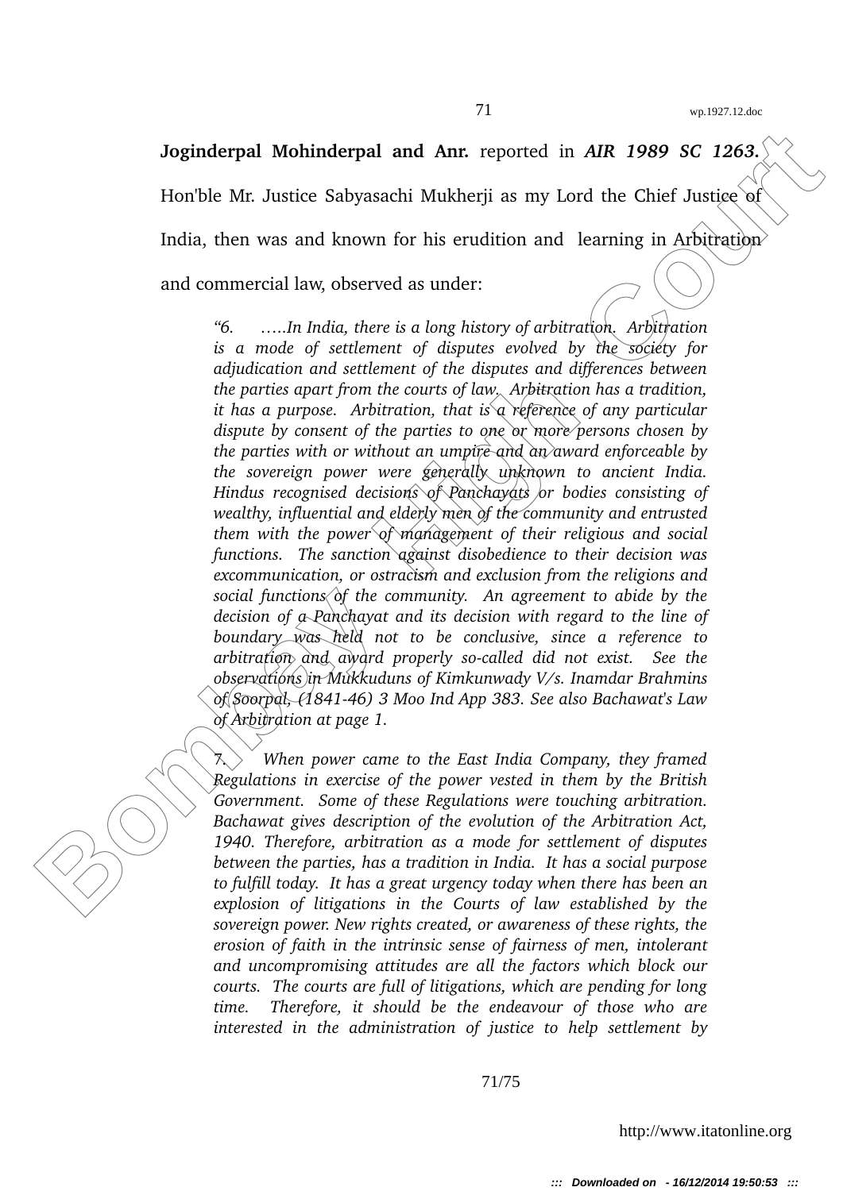**Joginderpal Mohinderpal and Anr.** reported in ***AIR 1989 SC 1263.*** Hon'ble Mr. Justice Sabyasachi Mukherji as my Lord the Chief Justice of India, then was and known for his erudition and learning in Arbitration and commercial law, observed as under:

> *"6. .....In India, there is a long history of arbitration. Arbitration is a mode of settlement of disputes evolved by the society for adjudication and settlement of the disputes and differences between the parties apart from the courts of law. Arbitration has a tradition, it has a purpose. Arbitration, that is a reference of any particular dispute by consent of the parties to one or more persons chosen by the parties with or without an umpire and an award enforceable by the sovereign power were generally unknown to ancient India. Hindus recognised decisions of Panchayats or bodies consisting of wealthy, influential and elderly men of the community and entrusted them with the power of management of their religious and social functions. The sanction against disobedience to their decision was excommunication, or ostracism and exclusion from the religions and social functions of the community. An agreement to abide by the decision of a Panchayat and its decision with regard to the line of boundary was held not to be conclusive, since a reference to arbitration and award properly so-called did not exist. See the observations in Mukkuduns of Kimkunwady V/s. Inamdar Brahmins of Soorpal, (1841-46) 3 Moo Ind App 383. See also Bachawat's Law of Arbitration at page 1.*
>
> *7. When power came to the East India Company, they framed Regulations in exercise of the power vested in them by the British Government. Some of these Regulations were touching arbitration. Bachawat gives description of the evolution of the Arbitration Act, 1940. Therefore, arbitration as a mode for settlement of disputes between the parties, has a tradition in India. It has a social purpose to fulfill today. It has a great urgency today when there has been an explosion of litigations in the Courts of law established by the sovereign power. New rights created, or awareness of these rights, the erosion of faith in the intrinsic sense of fairness of men, intolerant and uncompromising attitudes are all the factors which block our courts. The courts are full of litigations, which are pending for long time. Therefore, it should be the endeavour of those who are interested in the administration of justice to help settlement by*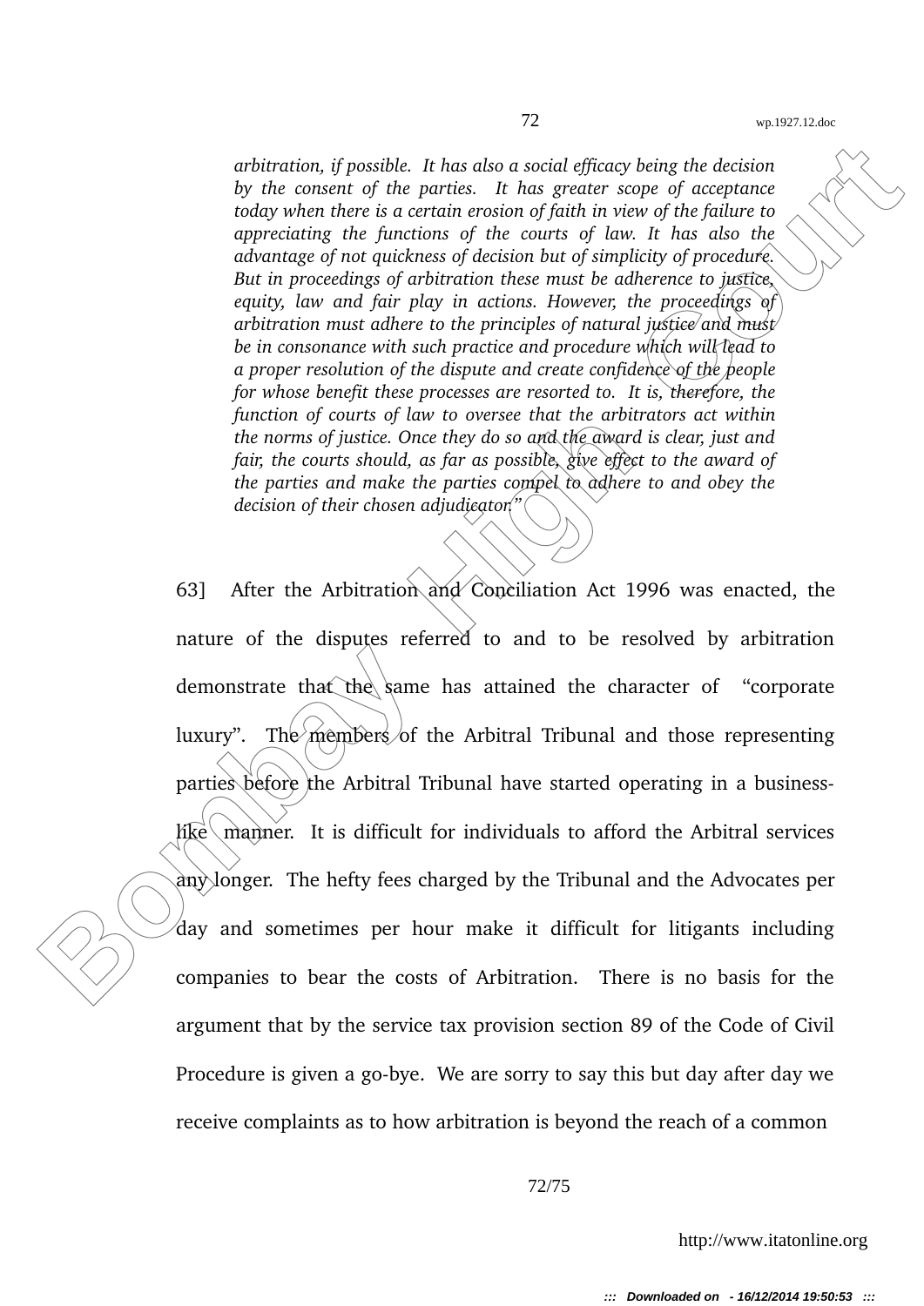*arbitration, if possible. It has also a social efficacy being the decision by the consent of the parties. It has greater scope of acceptance today when there is a certain erosion of faith in view of the failure to appreciating the functions of the courts of law. It has also the advantage of not quickness of decision but of simplicity of procedure. But in proceedings of arbitration these must be adherence to justice, equity, law and fair play in actions. However, the proceedings of arbitration must adhere to the principles of natural justice and must be in consonance with such practice and procedure which will lead to a proper resolution of the dispute and create confidence of the people for whose benefit these processes are resorted to. It is, therefore, the function of courts of law to oversee that the arbitrators act within the norms of justice. Once they do so and the award is clear, just and fair, the courts should, as far as possible, give effect to the award of the parties and make the parties compel to adhere to and obey the decision of their chosen adjudicator."*

63] After the Arbitration and Conciliation Act 1996 was enacted, the nature of the disputes referred to and to be resolved by arbitration demonstrate that the same has attained the character of "corporate luxury". The members of the Arbitral Tribunal and those representing parties before the Arbitral Tribunal have started operating in a business-like manner. It is difficult for individuals to afford the Arbitral services any longer. The hefty fees charged by the Tribunal and the Advocates per day and sometimes per hour make it difficult for litigants including companies to bear the costs of Arbitration. There is no basis for the argument that by the service tax provision section 89 of the Code of Civil Procedure is given a go-bye. We are sorry to say this but day after day we receive complaints as to how arbitration is beyond the reach of a common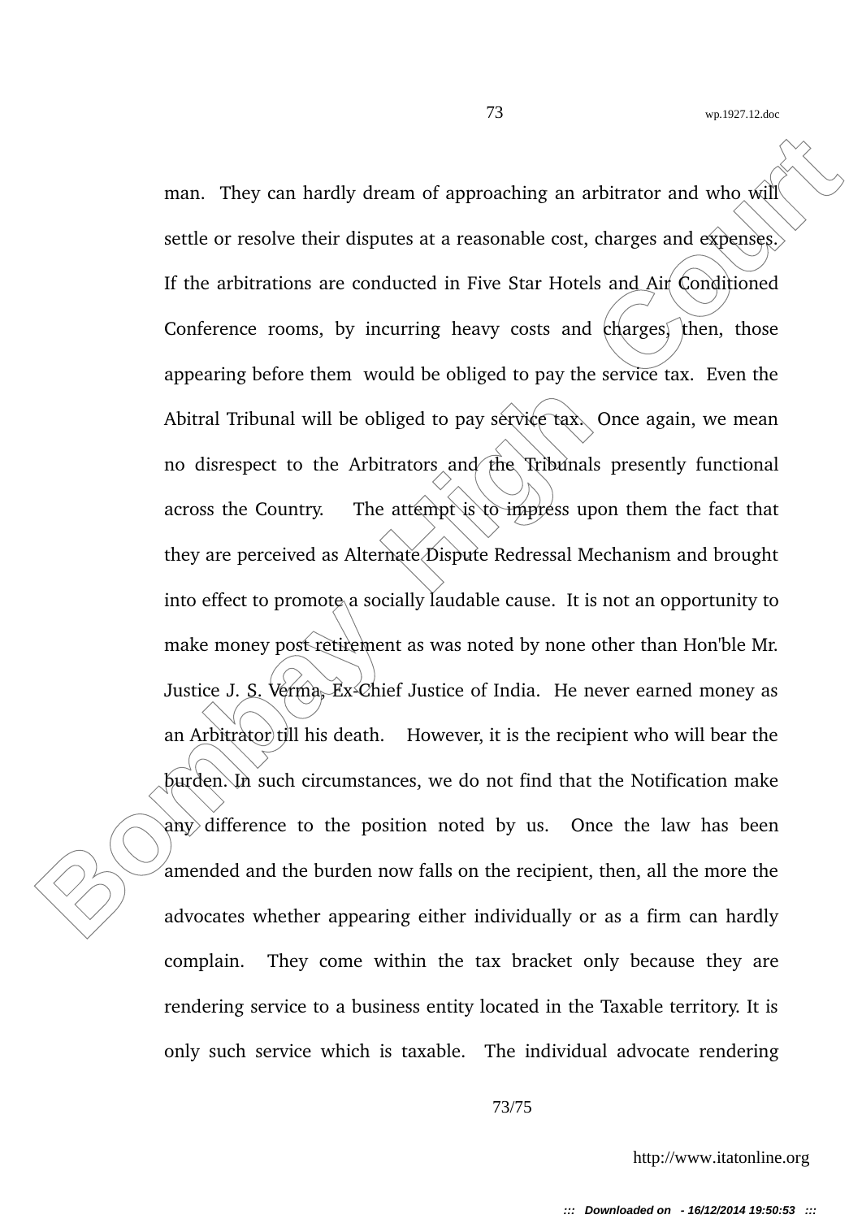man. They can hardly dream of approaching an arbitrator and who will settle or resolve their disputes at a reasonable cost, charges and expenses. If the arbitrations are conducted in Five Star Hotels and Air Conditioned Conference rooms, by incurring heavy costs and charges, then, those appearing before them would be obliged to pay the service tax. Even the Abitral Tribunal will be obliged to pay service tax. Once again, we mean no disrespect to the Arbitrators and the Tribunals presently functional across the Country. The attempt is to impress upon them the fact that they are perceived as Alternate Dispute Redressal Mechanism and brought into effect to promote a socially laudable cause. It is not an opportunity to make money post retirement as was noted by none other than Hon'ble Mr. Justice J. S. Verma, Ex-Chief Justice of India. He never earned money as an Arbitrator till his death. However, it is the recipient who will bear the burden. In such circumstances, we do not find that the Notification make any difference to the position noted by us. Once the law has been amended and the burden now falls on the recipient, then, all the more the advocates whether appearing either individually or as a firm can hardly complain. They come within the tax bracket only because they are rendering service to a business entity located in the Taxable territory. It is only such service which is taxable. The individual advocate rendering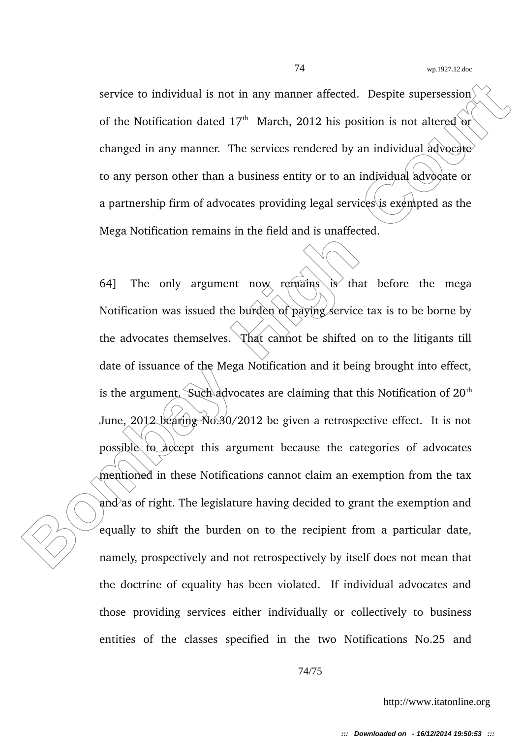service to individual is not in any manner affected. Despite supersession of the Notification dated 17th March, 2012 his position is not altered or changed in any manner. The services rendered by an individual advocate to any person other than a business entity or to an individual advocate or a partnership firm of advocates providing legal services is exempted as the Mega Notification remains in the field and is unaffected.

64] The only argument now remains is that before the mega Notification was issued the burden of paying service tax is to be borne by the advocates themselves. That cannot be shifted on to the litigants till date of issuance of the Mega Notification and it being brought into effect, is the argument. Such advocates are claiming that this Notification of 20th June, 2012 bearing No.30/2012 be given a retrospective effect. It is not possible to accept this argument because the categories of advocates mentioned in these Notifications cannot claim an exemption from the tax and as of right. The legislature having decided to grant the exemption and equally to shift the burden on to the recipient from a particular date, namely, prospectively and not retrospectively by itself does not mean that the doctrine of equality has been violated. If individual advocates and those providing services either individually or collectively to business entities of the classes specified in the two Notifications No.25 and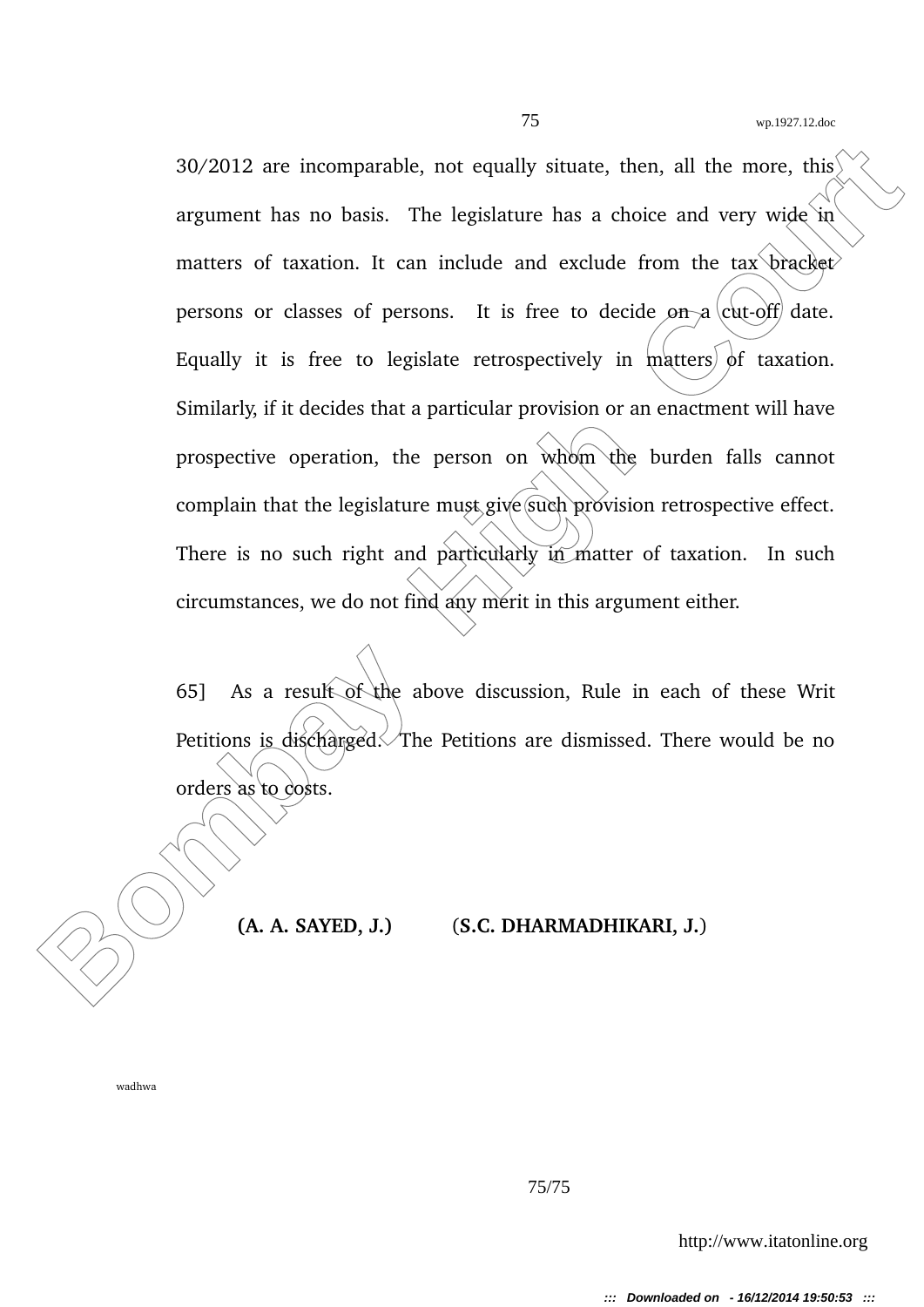30/2012 are incomparable, not equally situate, then, all the more, this argument has no basis. The legislature has a choice and very wide in matters of taxation. It can include and exclude from the tax bracket persons or classes of persons. It is free to decide on a cut-off date. Equally it is free to legislate retrospectively in matters of taxation. Similarly, if it decides that a particular provision or an enactment will have prospective operation, the person on whom the burden falls cannot complain that the legislature must give such provision retrospective effect. There is no such right and particularly in matter of taxation. In such circumstances, we do not find any merit in this argument either.

65] As a result of the above discussion, Rule in each of these Writ Petitions is discharged. The Petitions are dismissed. There would be no orders as to costs.

**(A. A. SAYED, J.)** **(S.C. DHARMADHIKARI, J.)**

wadhwa